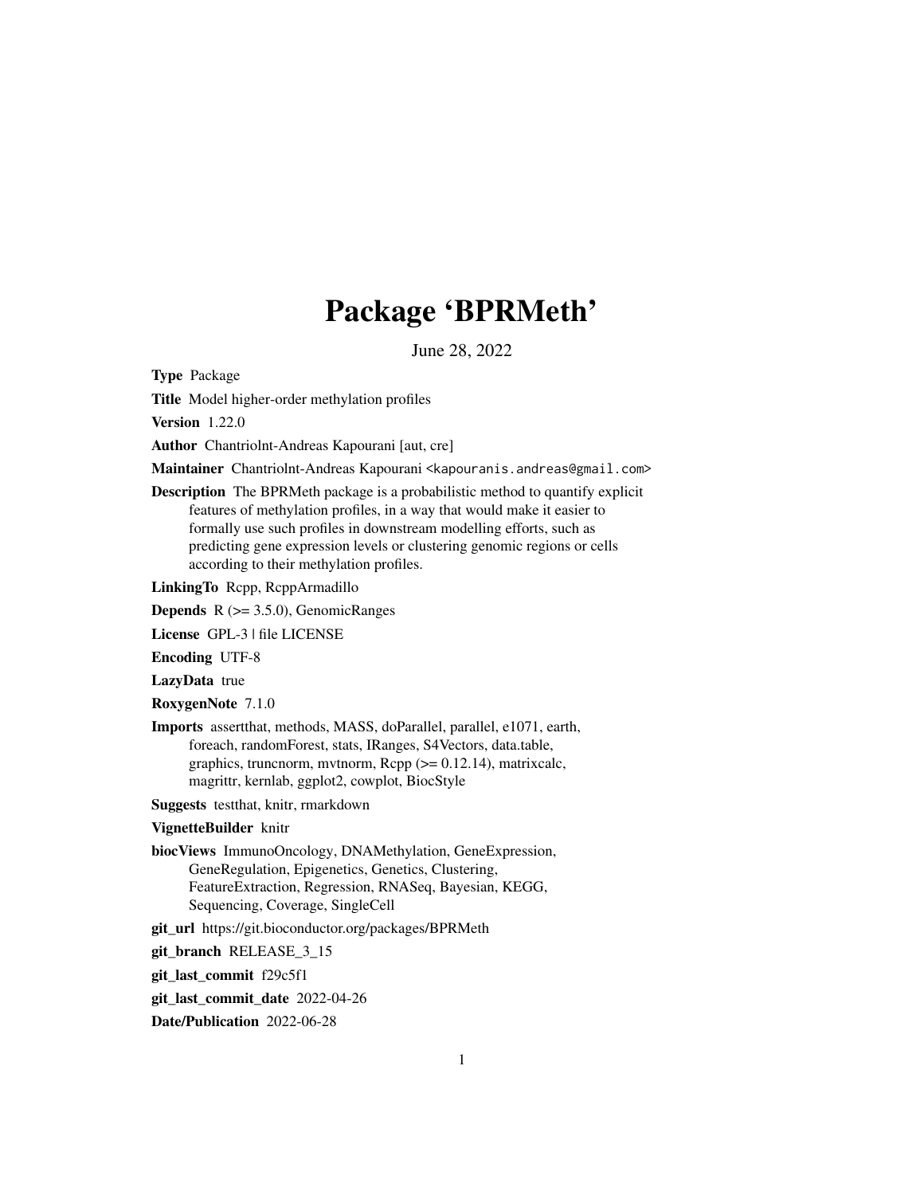# Package 'BPRMeth'

June 28, 2022

**Type** Package

**Title** Model higher-order methylation profiles

**Version** 1.22.0

**Author** Chantriolnt-Andreas Kapourani [aut, cre]

**Maintainer** Chantriolnt-Andreas Kapourani <kapouranis.andreas@gmail.com>

**Description** The BPRMeth package is a probabilistic method to quantify explicit features of methylation profiles, in a way that would make it easier to formally use such profiles in downstream modelling efforts, such as predicting gene expression levels or clustering genomic regions or cells according to their methylation profiles.

**LinkingTo** Rcpp, RcppArmadillo

**Depends** R (>= 3.5.0), GenomicRanges

**License** GPL-3 | file LICENSE

**Encoding** UTF-8

**LazyData** true

**RoxygenNote** 7.1.0

**Imports** assertthat, methods, MASS, doParallel, parallel, e1071, earth, foreach, randomForest, stats, IRanges, S4Vectors, data.table, graphics, truncnorm, mvtnorm, Rcpp (>= 0.12.14), matrixcalc, magrittr, kernlab, ggplot2, cowplot, BiocStyle

**Suggests** testthat, knitr, rmarkdown

**VignetteBuilder** knitr

**biocViews** ImmunoOncology, DNAMethylation, GeneExpression, GeneRegulation, Epigenetics, Genetics, Clustering, FeatureExtraction, Regression, RNASeq, Bayesian, KEGG, Sequencing, Coverage, SingleCell

**git_url** https://git.bioconductor.org/packages/BPRMeth

**git_branch** RELEASE_3_15

**git_last_commit** f29c5f1

**git_last_commit_date** 2022-04-26

**Date/Publication** 2022-06-28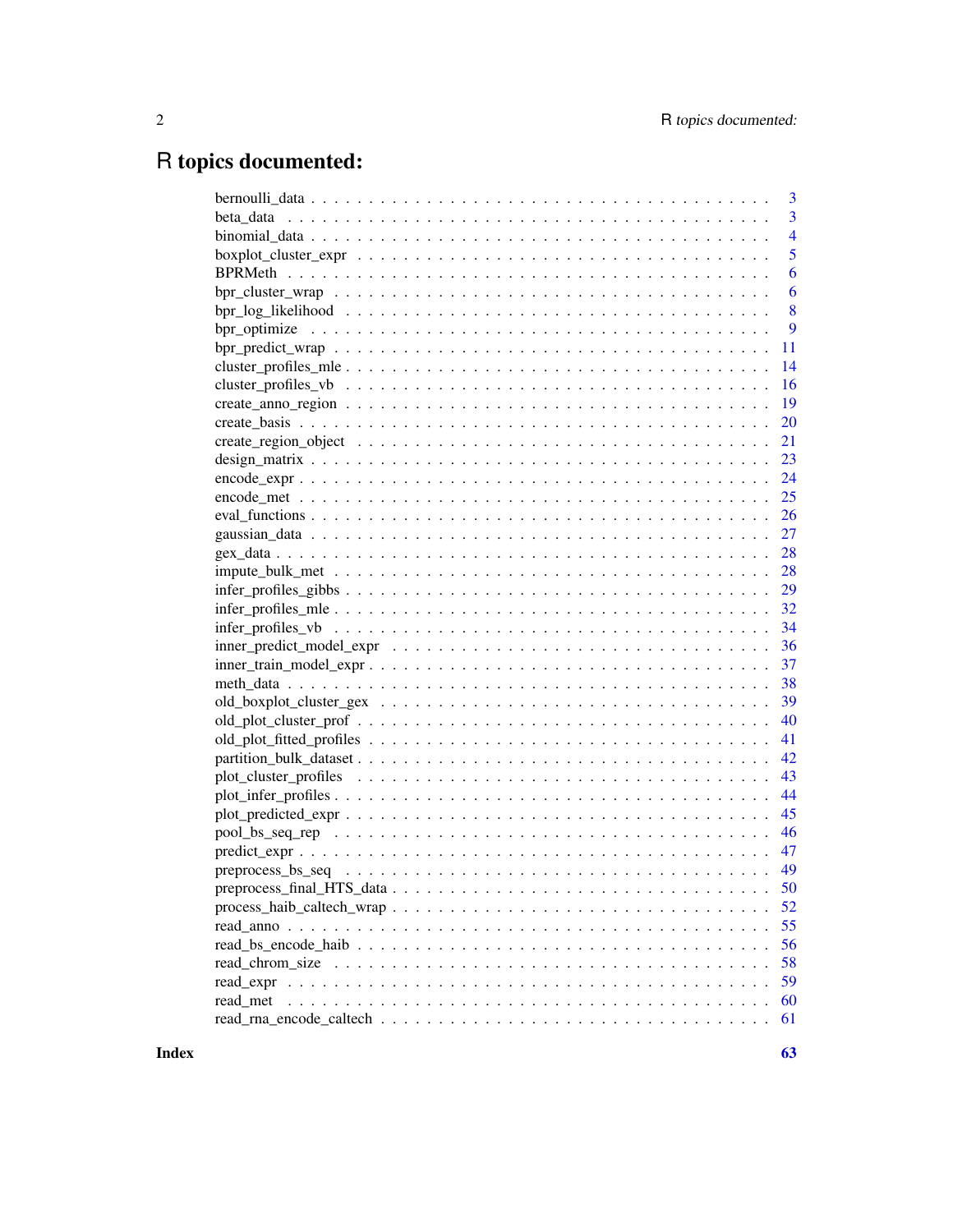# R topics documented:

| | |
|---|---|
| bernoulli_data | 3 |
| beta_data | 3 |
| binomial_data | 4 |
| boxplot_cluster_expr | 5 |
| BPRMeth | 6 |
| bpr_cluster_wrap | 6 |
| bpr_log_likelihood | 8 |
| bpr_optimize | 9 |
| bpr_predict_wrap | 11 |
| cluster_profiles_mle | 14 |
| cluster_profiles_vb | 16 |
| create_anno_region | 19 |
| create_basis | 20 |
| create_region_object | 21 |
| design_matrix | 23 |
| encode_expr | 24 |
| encode_met | 25 |
| eval_functions | 26 |
| gaussian_data | 27 |
| gex_data | 28 |
| impute_bulk_met | 28 |
| infer_profiles_gibbs | 29 |
| infer_profiles_mle | 32 |
| infer_profiles_vb | 34 |
| inner_predict_model_expr | 36 |
| inner_train_model_expr | 37 |
| meth_data | 38 |
| old_boxplot_cluster_gex | 39 |
| old_plot_cluster_prof | 40 |
| old_plot_fitted_profiles | 41 |
| partition_bulk_dataset | 42 |
| plot_cluster_profiles | 43 |
| plot_infer_profiles | 44 |
| plot_predicted_expr | 45 |
| pool_bs_seq_rep | 46 |
| predict_expr | 47 |
| preprocess_bs_seq | 49 |
| preprocess_final_HTS_data | 50 |
| process_haib_caltech_wrap | 52 |
| read_anno | 55 |
| read_bs_encode_haib | 56 |
| read_chrom_size | 58 |
| read_expr | 59 |
| read_met | 60 |
| read_rna_encode_caltech | 61 |

**Index** **63**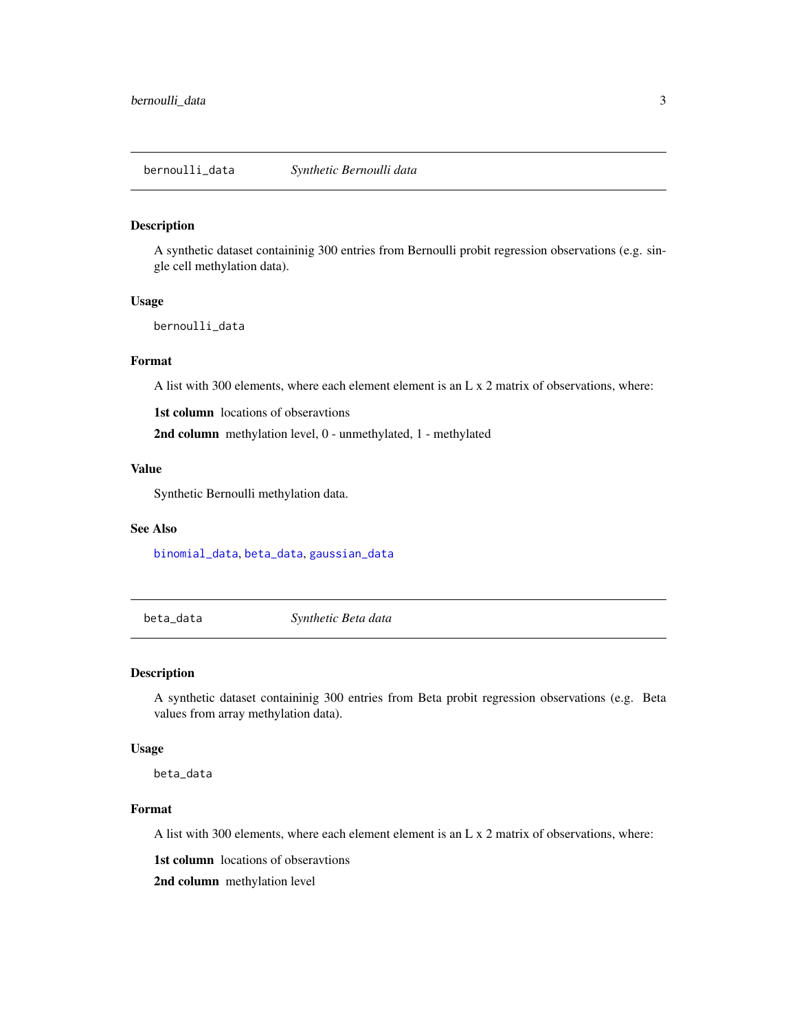## bernoulli_data — *Synthetic Bernoulli data*

### Description

A synthetic dataset containinig 300 entries from Bernoulli probit regression observations (e.g. single cell methylation data).

### Usage

```
bernoulli_data
```

### Format

A list with 300 elements, where each element element is an L x 2 matrix of observations, where:

**1st column** locations of obseravtions

**2nd column** methylation level, 0 - unmethylated, 1 - methylated

### Value

Synthetic Bernoulli methylation data.

### See Also

binomial_data, beta_data, gaussian_data

## beta_data — *Synthetic Beta data*

### Description

A synthetic dataset containinig 300 entries from Beta probit regression observations (e.g. Beta values from array methylation data).

### Usage

```
beta_data
```

### Format

A list with 300 elements, where each element element is an L x 2 matrix of observations, where:

**1st column** locations of obseravtions

**2nd column** methylation level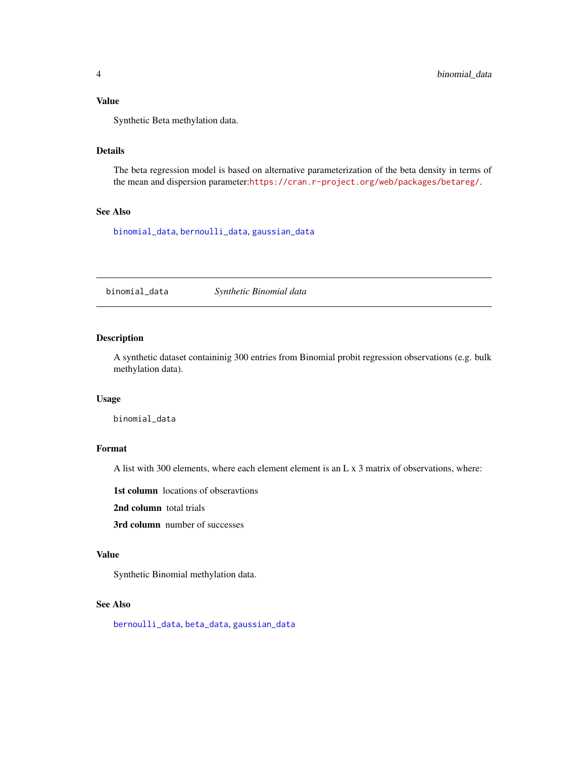## Value

Synthetic Beta methylation data.

## Details

The beta regression model is based on alternative parameterization of the beta density in terms of the mean and dispersion parameter:https://cran.r-project.org/web/packages/betareg/.

## See Also

binomial_data, bernoulli_data, gaussian_data

---

# binomial_data — *Synthetic Binomial data*

---

## Description

A synthetic dataset containinig 300 entries from Binomial probit regression observations (e.g. bulk methylation data).

## Usage

```
binomial_data
```

## Format

A list with 300 elements, where each element element is an L x 3 matrix of observations, where:

**1st column** locations of obseravtions

**2nd column** total trials

**3rd column** number of successes

## Value

Synthetic Binomial methylation data.

## See Also

bernoulli_data, beta_data, gaussian_data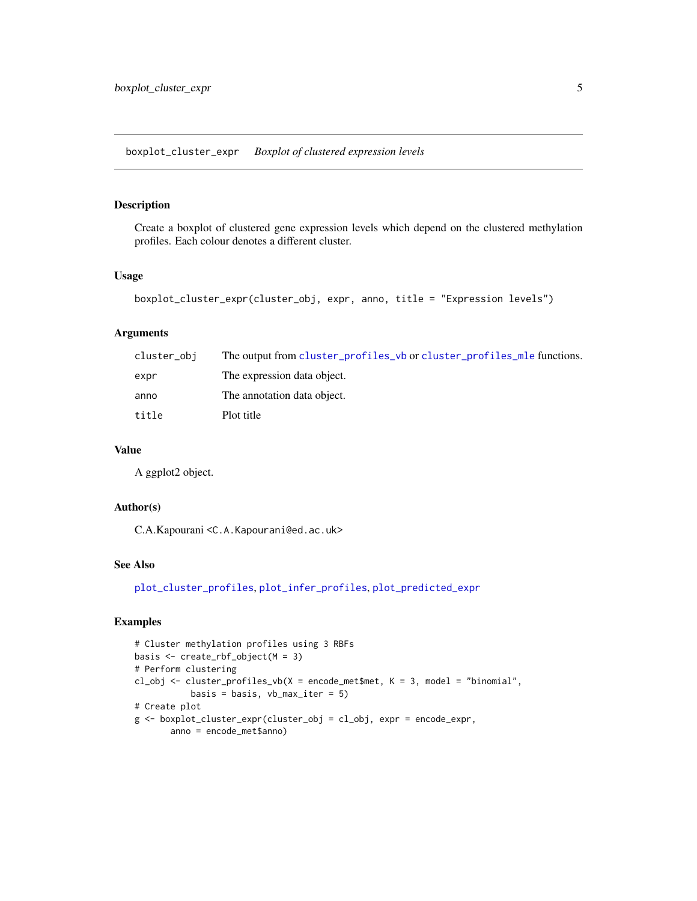boxplot_cluster_expr    *Boxplot of clustered expression levels*

## Description

Create a boxplot of clustered gene expression levels which depend on the clustered methylation profiles. Each colour denotes a different cluster.

## Usage

```
boxplot_cluster_expr(cluster_obj, expr, anno, title = "Expression levels")
```

## Arguments

| | |
|---|---|
| cluster_obj | The output from cluster_profiles_vb or cluster_profiles_mle functions. |
| expr | The expression data object. |
| anno | The annotation data object. |
| title | Plot title |

## Value

A ggplot2 object.

## Author(s)

C.A.Kapourani <C.A.Kapourani@ed.ac.uk>

## See Also

plot_cluster_profiles, plot_infer_profiles, plot_predicted_expr

## Examples

```
# Cluster methylation profiles using 3 RBFs
basis <- create_rbf_object(M = 3)
# Perform clustering
cl_obj <- cluster_profiles_vb(X = encode_met$met, K = 3, model = "binomial",
          basis = basis, vb_max_iter = 5)
# Create plot
g <- boxplot_cluster_expr(cluster_obj = cl_obj, expr = encode_expr,
       anno = encode_met$anno)
```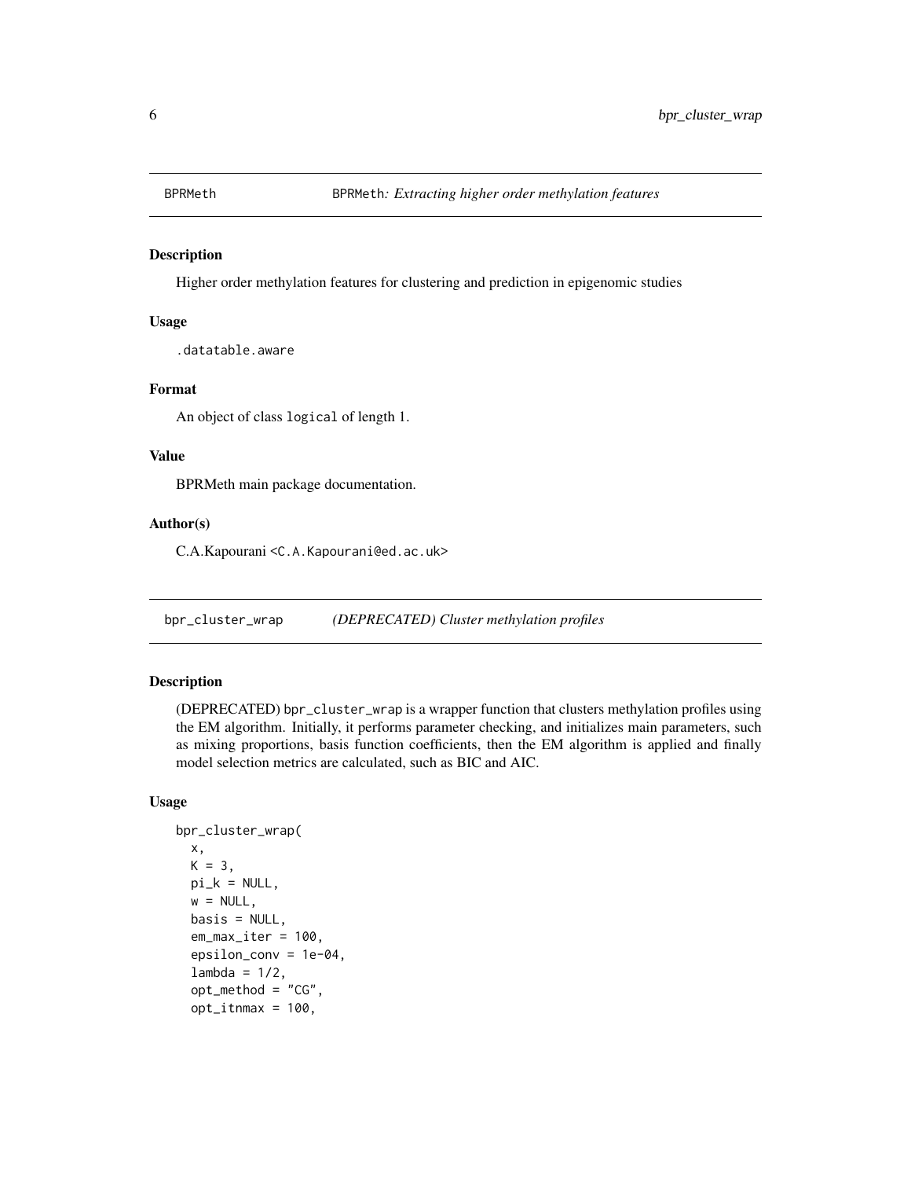# BPRMeth — BPRMeth: *Extracting higher order methylation features*

## Description

Higher order methylation features for clustering and prediction in epigenomic studies

## Usage

```
.datatable.aware
```

## Format

An object of class `logical` of length 1.

## Value

BPRMeth main package documentation.

## Author(s)

C.A.Kapourani <C.A.Kapourani@ed.ac.uk>

# bpr_cluster_wrap — *(DEPRECATED) Cluster methylation profiles*

## Description

(DEPRECATED) `bpr_cluster_wrap` is a wrapper function that clusters methylation profiles using the EM algorithm. Initially, it performs parameter checking, and initializes main parameters, such as mixing proportions, basis function coefficients, then the EM algorithm is applied and finally model selection metrics are calculated, such as BIC and AIC.

## Usage

```
bpr_cluster_wrap(
  x,
  K = 3,
  pi_k = NULL,
  w = NULL,
  basis = NULL,
  em_max_iter = 100,
  epsilon_conv = 1e-04,
  lambda = 1/2,
  opt_method = "CG",
  opt_itnmax = 100,
```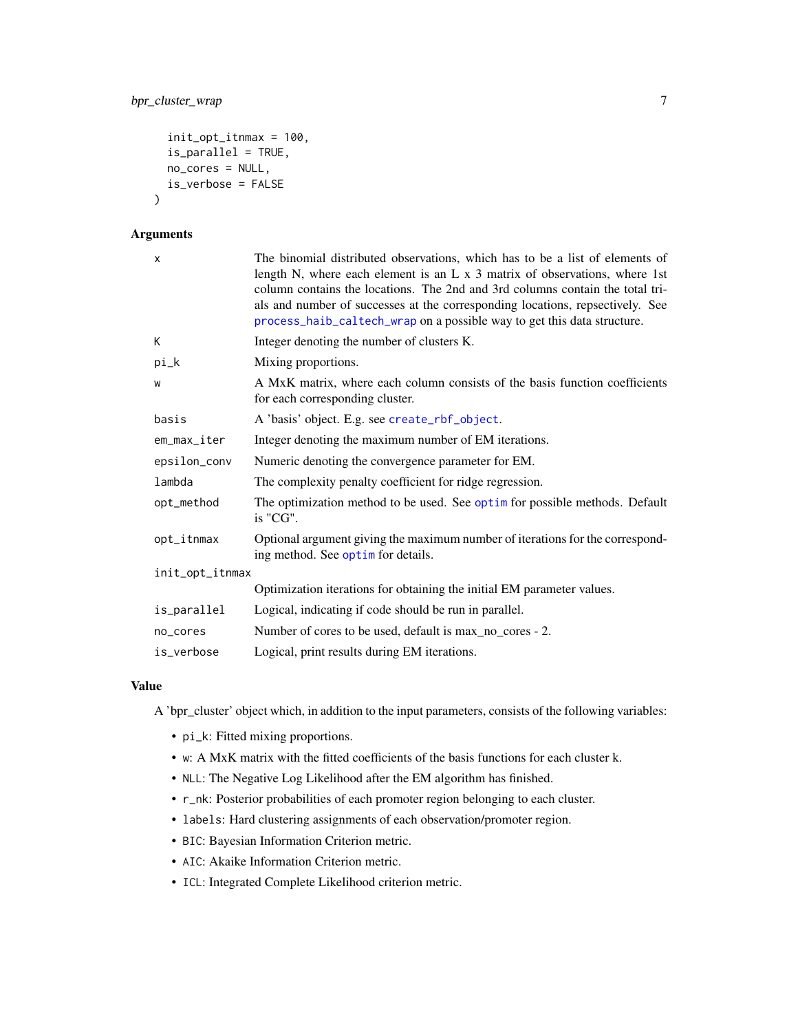```
  init_opt_itnmax = 100,
  is_parallel = TRUE,
  no_cores = NULL,
  is_verbose = FALSE
)
```

### Arguments

| | |
|---|---|
| x | The binomial distributed observations, which has to be a list of elements of length N, where each element is an L x 3 matrix of observations, where 1st column contains the locations. The 2nd and 3rd columns contain the total trials and number of successes at the corresponding locations, repsectively. See process_haib_caltech_wrap on a possible way to get this data structure. |
| K | Integer denoting the number of clusters K. |
| pi_k | Mixing proportions. |
| w | A MxK matrix, where each column consists of the basis function coefficients for each corresponding cluster. |
| basis | A 'basis' object. E.g. see create_rbf_object. |
| em_max_iter | Integer denoting the maximum number of EM iterations. |
| epsilon_conv | Numeric denoting the convergence parameter for EM. |
| lambda | The complexity penalty coefficient for ridge regression. |
| opt_method | The optimization method to be used. See optim for possible methods. Default is "CG". |
| opt_itnmax | Optional argument giving the maximum number of iterations for the corresponding method. See optim for details. |
| init_opt_itnmax | Optimization iterations for obtaining the initial EM parameter values. |
| is_parallel | Logical, indicating if code should be run in parallel. |
| no_cores | Number of cores to be used, default is max_no_cores - 2. |
| is_verbose | Logical, print results during EM iterations. |

### Value

A 'bpr_cluster' object which, in addition to the input parameters, consists of the following variables:

- `pi_k`: Fitted mixing proportions.
- `w`: A MxK matrix with the fitted coefficients of the basis functions for each cluster k.
- `NLL`: The Negative Log Likelihood after the EM algorithm has finished.
- `r_nk`: Posterior probabilities of each promoter region belonging to each cluster.
- `labels`: Hard clustering assignments of each observation/promoter region.
- `BIC`: Bayesian Information Criterion metric.
- `AIC`: Akaike Information Criterion metric.
- `ICL`: Integrated Complete Likelihood criterion metric.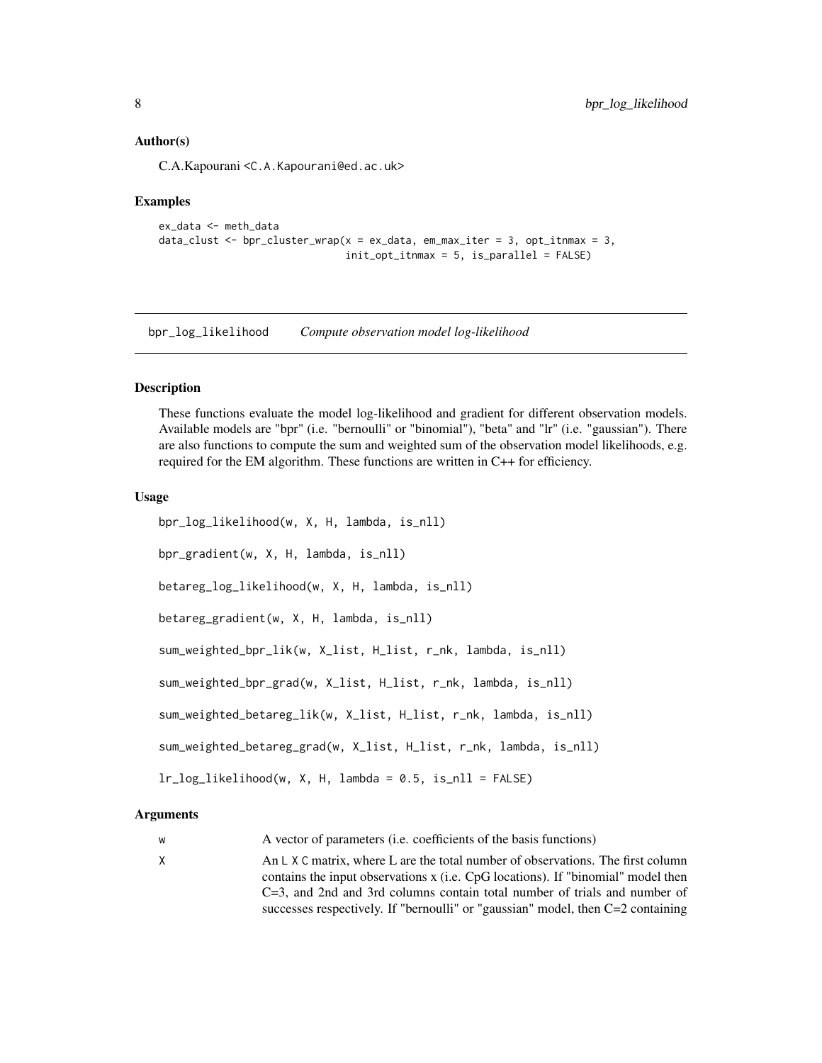## Author(s)

C.A.Kapourani <C.A.Kapourani@ed.ac.uk>

## Examples

```
ex_data <- meth_data
data_clust <- bpr_cluster_wrap(x = ex_data, em_max_iter = 3, opt_itnmax = 3,
                               init_opt_itnmax = 5, is_parallel = FALSE)
```

---

# bpr_log_likelihood    *Compute observation model log-likelihood*

---

## Description

These functions evaluate the model log-likelihood and gradient for different observation models. Available models are "bpr" (i.e. "bernoulli" or "binomial"), "beta" and "lr" (i.e. "gaussian"). There are also functions to compute the sum and weighted sum of the observation model likelihoods, e.g. required for the EM algorithm. These functions are written in C++ for efficiency.

## Usage

```
bpr_log_likelihood(w, X, H, lambda, is_nll)

bpr_gradient(w, X, H, lambda, is_nll)

betareg_log_likelihood(w, X, H, lambda, is_nll)

betareg_gradient(w, X, H, lambda, is_nll)

sum_weighted_bpr_lik(w, X_list, H_list, r_nk, lambda, is_nll)

sum_weighted_bpr_grad(w, X_list, H_list, r_nk, lambda, is_nll)

sum_weighted_betareg_lik(w, X_list, H_list, r_nk, lambda, is_nll)

sum_weighted_betareg_grad(w, X_list, H_list, r_nk, lambda, is_nll)

lr_log_likelihood(w, X, H, lambda = 0.5, is_nll = FALSE)
```

## Arguments

| | |
|---|---|
| w | A vector of parameters (i.e. coefficients of the basis functions) |
| X | An L X C matrix, where L are the total number of observations. The first column contains the input observations x (i.e. CpG locations). If "binomial" model then C=3, and 2nd and 3rd columns contain total number of trials and number of successes respectively. If "bernoulli" or "gaussian" model, then C=2 containing |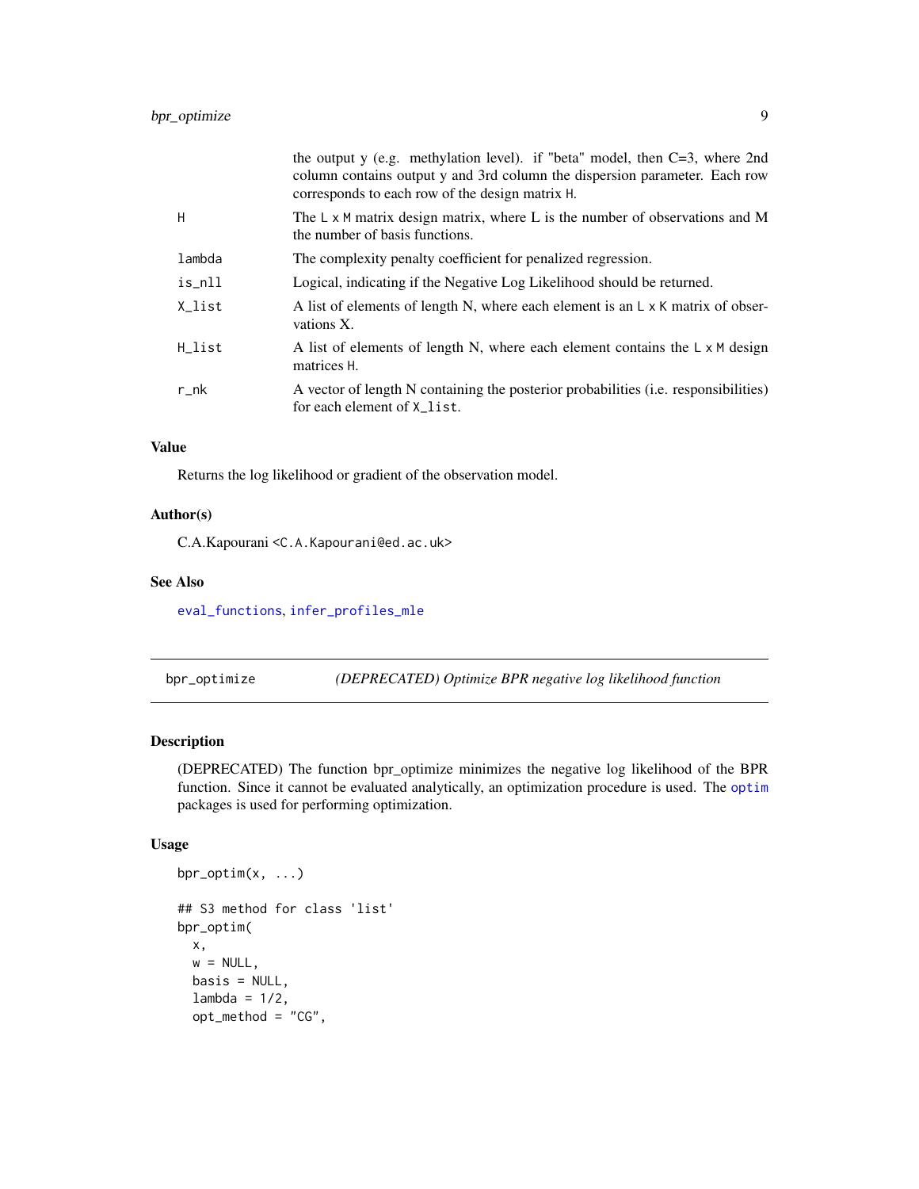| | |
|---|---|
| | the output y (e.g. methylation level). if "beta" model, then C=3, where 2nd column contains output y and 3rd column the dispersion parameter. Each row corresponds to each row of the design matrix `H`. |
| `H` | The `L x M` matrix design matrix, where L is the number of observations and M the number of basis functions. |
| `lambda` | The complexity penalty coefficient for penalized regression. |
| `is_nll` | Logical, indicating if the Negative Log Likelihood should be returned. |
| `X_list` | A list of elements of length N, where each element is an `L x K` matrix of observations X. |
| `H_list` | A list of elements of length N, where each element contains the `L x M` design matrices `H`. |
| `r_nk` | A vector of length N containing the posterior probabilities (i.e. responsibilities) for each element of `X_list`. |

### Value

Returns the log likelihood or gradient of the observation model.

### Author(s)

C.A.Kapourani <C.A.Kapourani@ed.ac.uk>

### See Also

eval_functions, infer_profiles_mle

---

## bpr_optimize — *(DEPRECATED) Optimize BPR negative log likelihood function*

### Description

(DEPRECATED) The function bpr_optimize minimizes the negative log likelihood of the BPR function. Since it cannot be evaluated analytically, an optimization procedure is used. The optim packages is used for performing optimization.

### Usage

```
bpr_optim(x, ...)

## S3 method for class 'list'
bpr_optim(
  x,
  w = NULL,
  basis = NULL,
  lambda = 1/2,
  opt_method = "CG",
```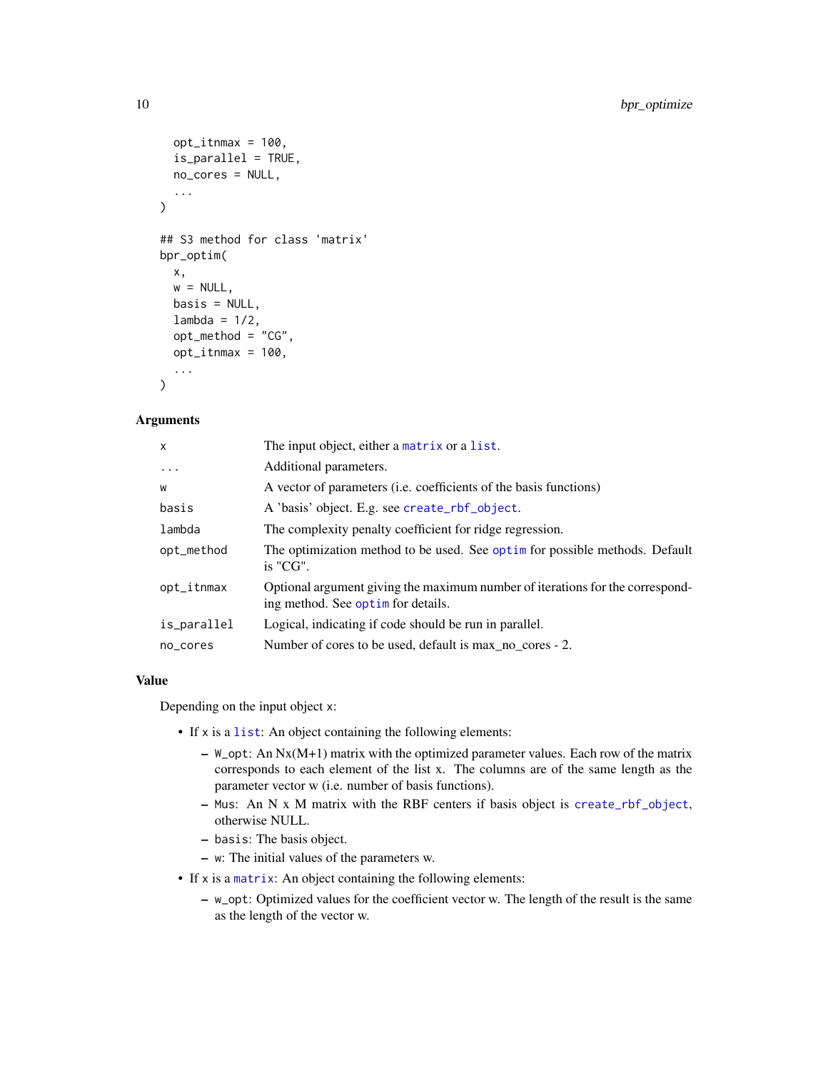```
  opt_itnmax = 100,
  is_parallel = TRUE,
  no_cores = NULL,
  ...
)

## S3 method for class 'matrix'
bpr_optim(
  x,
  w = NULL,
  basis = NULL,
  lambda = 1/2,
  opt_method = "CG",
  opt_itnmax = 100,
  ...
)
```

### Arguments

| | |
|---|---|
| x | The input object, either a matrix or a list. |
| ... | Additional parameters. |
| w | A vector of parameters (i.e. coefficients of the basis functions) |
| basis | A 'basis' object. E.g. see create_rbf_object. |
| lambda | The complexity penalty coefficient for ridge regression. |
| opt_method | The optimization method to be used. See optim for possible methods. Default is "CG". |
| opt_itnmax | Optional argument giving the maximum number of iterations for the corresponding method. See optim for details. |
| is_parallel | Logical, indicating if code should be run in parallel. |
| no_cores | Number of cores to be used, default is max_no_cores - 2. |

### Value

Depending on the input object x:

- If x is a list: An object containing the following elements:
  - W_opt: An Nx(M+1) matrix with the optimized parameter values. Each row of the matrix corresponds to each element of the list x. The columns are of the same length as the parameter vector w (i.e. number of basis functions).
  - Mus: An N x M matrix with the RBF centers if basis object is create_rbf_object, otherwise NULL.
  - basis: The basis object.
  - w: The initial values of the parameters w.
- If x is a matrix: An object containing the following elements:
  - w_opt: Optimized values for the coefficient vector w. The length of the result is the same as the length of the vector w.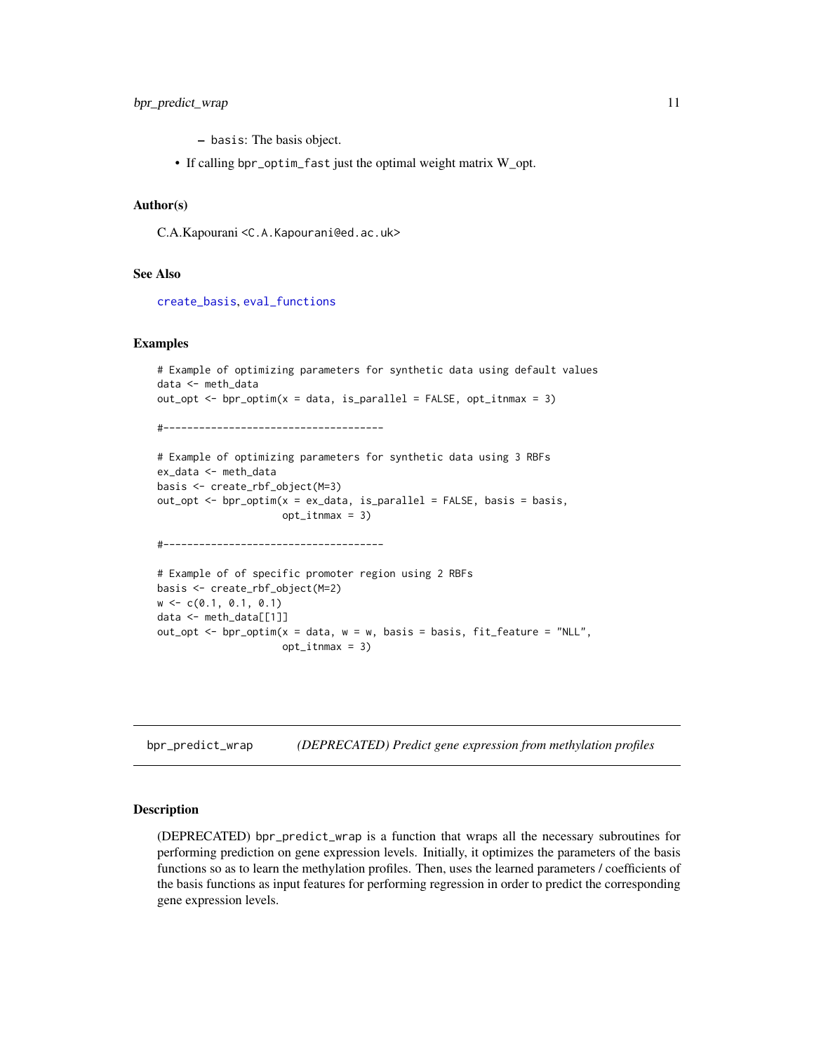- basis: The basis object.

- If calling bpr_optim_fast just the optimal weight matrix W_opt.

### Author(s)

C.A.Kapourani <C.A.Kapourani@ed.ac.uk>

### See Also

create_basis, eval_functions

### Examples

```
# Example of optimizing parameters for synthetic data using default values
data <- meth_data
out_opt <- bpr_optim(x = data, is_parallel = FALSE, opt_itnmax = 3)

#-------------------------------------

# Example of optimizing parameters for synthetic data using 3 RBFs
ex_data <- meth_data
basis <- create_rbf_object(M=3)
out_opt <- bpr_optim(x = ex_data, is_parallel = FALSE, basis = basis,
                     opt_itnmax = 3)

#-------------------------------------

# Example of of specific promoter region using 2 RBFs
basis <- create_rbf_object(M=2)
w <- c(0.1, 0.1, 0.1)
data <- meth_data[[1]]
out_opt <- bpr_optim(x = data, w = w, basis = basis, fit_feature = "NLL",
                     opt_itnmax = 3)
```

---

## bpr_predict_wrap — *(DEPRECATED) Predict gene expression from methylation profiles*

### Description

(DEPRECATED) bpr_predict_wrap is a function that wraps all the necessary subroutines for performing prediction on gene expression levels. Initially, it optimizes the parameters of the basis functions so as to learn the methylation profiles. Then, uses the learned parameters / coefficients of the basis functions as input features for performing regression in order to predict the corresponding gene expression levels.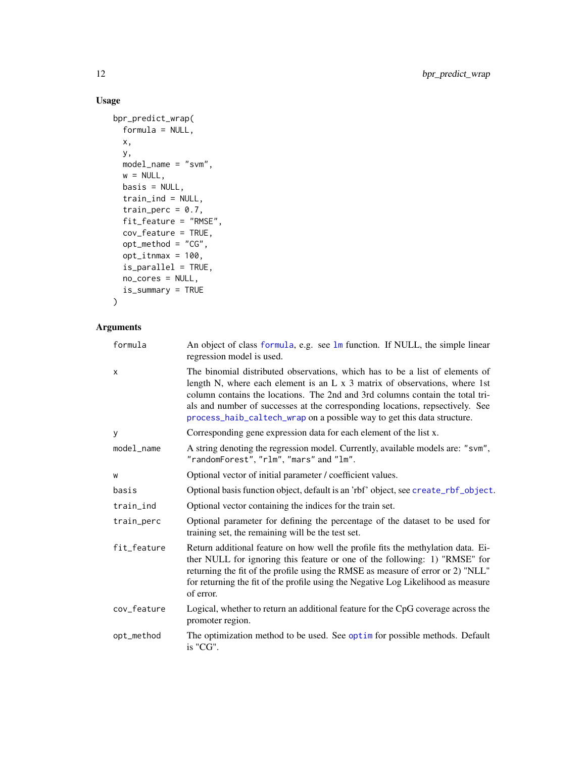## Usage

```
bpr_predict_wrap(
  formula = NULL,
  x,
  y,
  model_name = "svm",
  w = NULL,
  basis = NULL,
  train_ind = NULL,
  train_perc = 0.7,
  fit_feature = "RMSE",
  cov_feature = TRUE,
  opt_method = "CG",
  opt_itnmax = 100,
  is_parallel = TRUE,
  no_cores = NULL,
  is_summary = TRUE
)
```

## Arguments

| Argument | Description |
|---|---|
| `formula` | An object of class `formula`, e.g. see `lm` function. If NULL, the simple linear regression model is used. |
| `x` | The binomial distributed observations, which has to be a list of elements of length N, where each element is an L x 3 matrix of observations, where 1st column contains the locations. The 2nd and 3rd columns contain the total trials and number of successes at the corresponding locations, repsectively. See `process_haib_caltech_wrap` on a possible way to get this data structure. |
| `y` | Corresponding gene expression data for each element of the list x. |
| `model_name` | A string denoting the regression model. Currently, available models are: `"svm"`, `"randomForest"`, `"rlm"`, `"mars"` and `"lm"`. |
| `w` | Optional vector of initial parameter / coefficient values. |
| `basis` | Optional basis function object, default is an 'rbf' object, see `create_rbf_object`. |
| `train_ind` | Optional vector containing the indices for the train set. |
| `train_perc` | Optional parameter for defining the percentage of the dataset to be used for training set, the remaining will be the test set. |
| `fit_feature` | Return additional feature on how well the profile fits the methylation data. Either NULL for ignoring this feature or one of the following: 1) "RMSE" for returning the fit of the profile using the RMSE as measure of error or 2) "NLL" for returning the fit of the profile using the Negative Log Likelihood as measure of error. |
| `cov_feature` | Logical, whether to return an additional feature for the CpG coverage across the promoter region. |
| `opt_method` | The optimization method to be used. See `optim` for possible methods. Default is "CG". |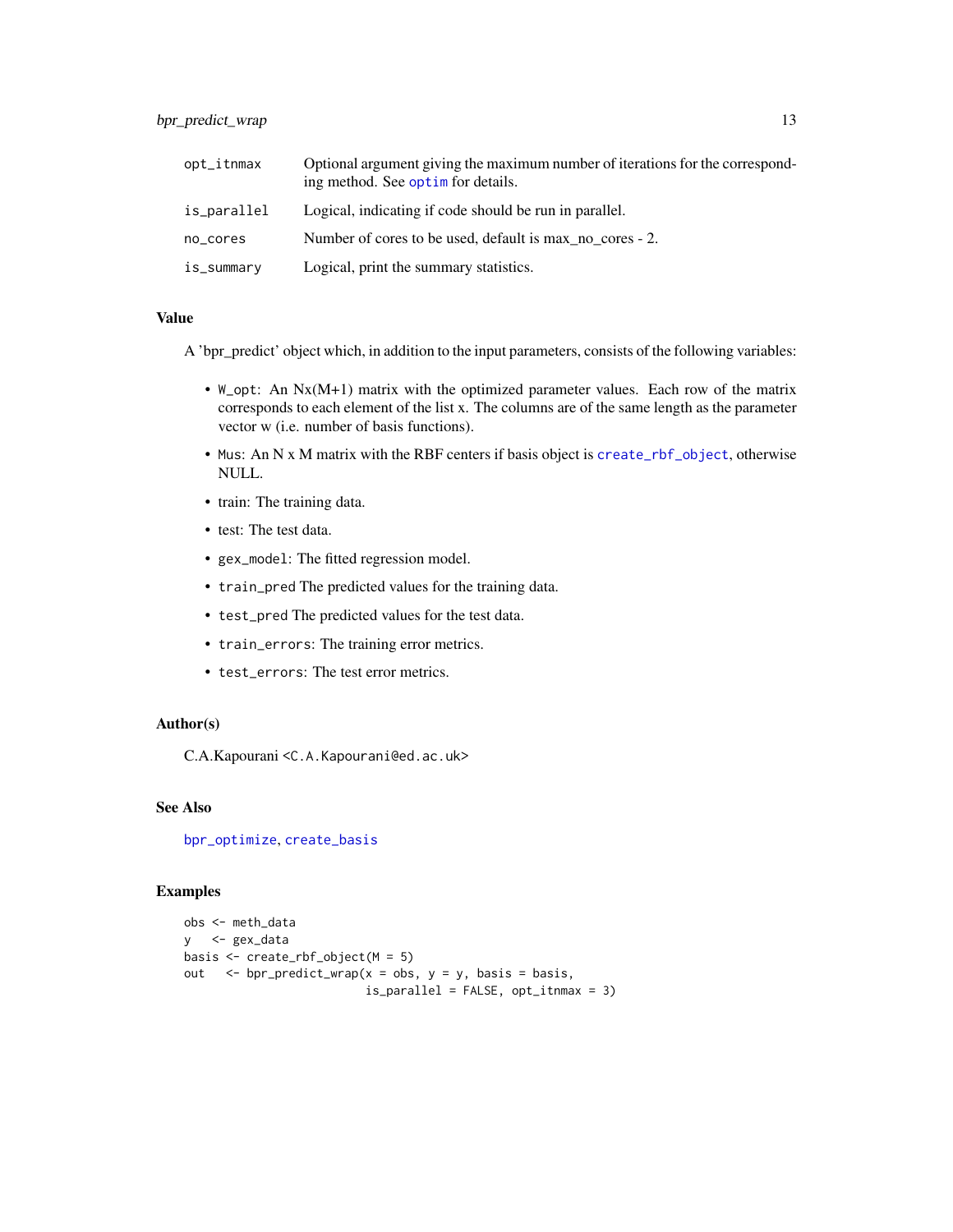| | |
|---|---|
| opt_itnmax | Optional argument giving the maximum number of iterations for the corresponding method. See optim for details. |
| is_parallel | Logical, indicating if code should be run in parallel. |
| no_cores | Number of cores to be used, default is max_no_cores - 2. |
| is_summary | Logical, print the summary statistics. |

### Value

A 'bpr_predict' object which, in addition to the input parameters, consists of the following variables:

- W_opt: An Nx(M+1) matrix with the optimized parameter values. Each row of the matrix corresponds to each element of the list x. The columns are of the same length as the parameter vector w (i.e. number of basis functions).
- Mus: An N x M matrix with the RBF centers if basis object is create_rbf_object, otherwise NULL.
- train: The training data.
- test: The test data.
- gex_model: The fitted regression model.
- train_pred The predicted values for the training data.
- test_pred The predicted values for the test data.
- train_errors: The training error metrics.
- test_errors: The test error metrics.

### Author(s)

C.A.Kapourani <C.A.Kapourani@ed.ac.uk>

### See Also

bpr_optimize, create_basis

### Examples

```
obs <- meth_data
y   <- gex_data
basis <- create_rbf_object(M = 5)
out   <- bpr_predict_wrap(x = obs, y = y, basis = basis,
                          is_parallel = FALSE, opt_itnmax = 3)
```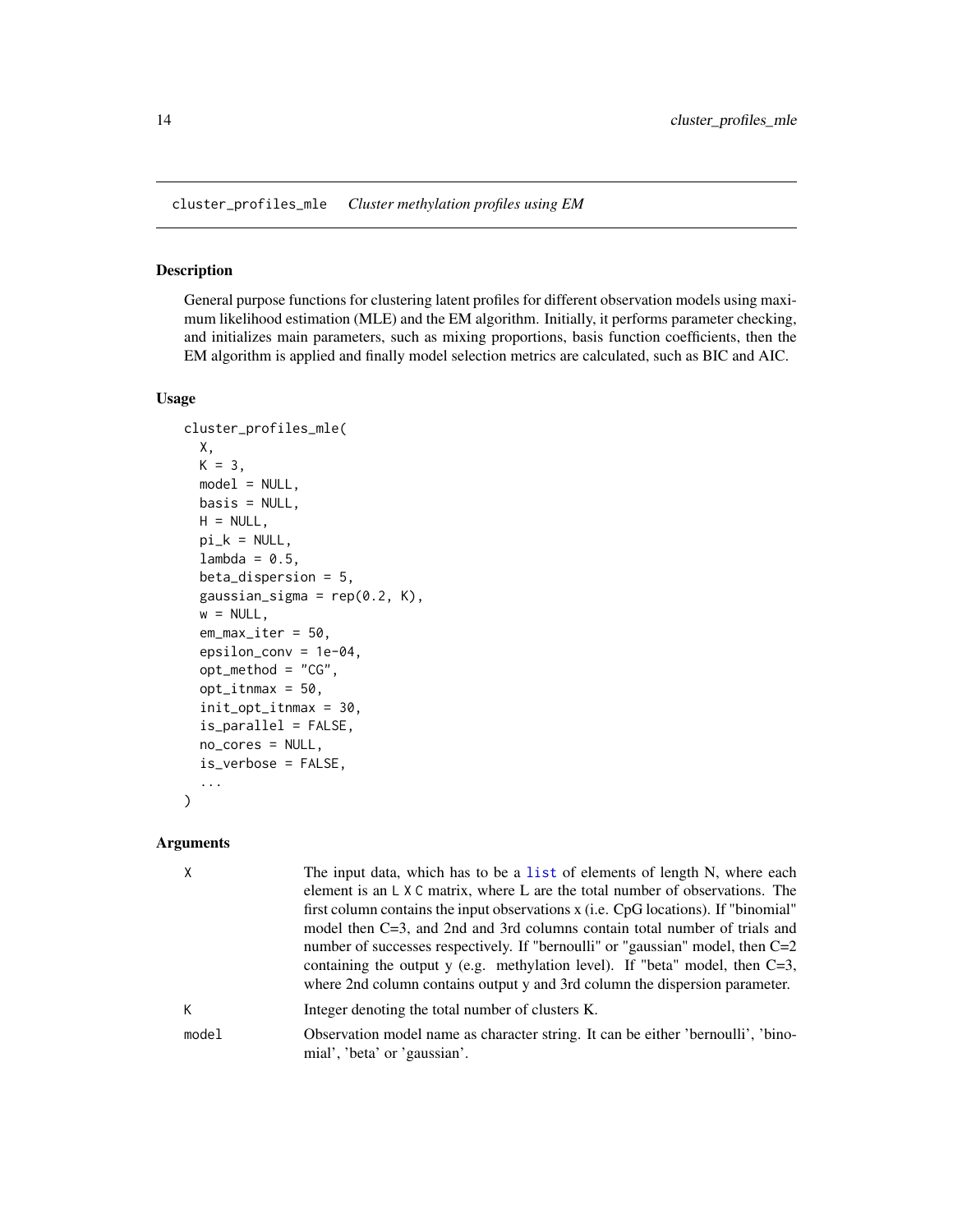## cluster_profiles_mle *Cluster methylation profiles using EM*

### Description

General purpose functions for clustering latent profiles for different observation models using maximum likelihood estimation (MLE) and the EM algorithm. Initially, it performs parameter checking, and initializes main parameters, such as mixing proportions, basis function coefficients, then the EM algorithm is applied and finally model selection metrics are calculated, such as BIC and AIC.

### Usage

```
cluster_profiles_mle(
  X,
  K = 3,
  model = NULL,
  basis = NULL,
  H = NULL,
  pi_k = NULL,
  lambda = 0.5,
  beta_dispersion = 5,
  gaussian_sigma = rep(0.2, K),
  w = NULL,
  em_max_iter = 50,
  epsilon_conv = 1e-04,
  opt_method = "CG",
  opt_itnmax = 50,
  init_opt_itnmax = 30,
  is_parallel = FALSE,
  no_cores = NULL,
  is_verbose = FALSE,
  ...
)
```

### Arguments

| | |
|---|---|
| `X` | The input data, which has to be a `list` of elements of length N, where each element is an `L X C` matrix, where L are the total number of observations. The first column contains the input observations x (i.e. CpG locations). If "binomial" model then C=3, and 2nd and 3rd columns contain total number of trials and number of successes respectively. If "bernoulli" or "gaussian" model, then C=2 containing the output y (e.g. methylation level). If "beta" model, then C=3, where 2nd column contains output y and 3rd column the dispersion parameter. |
| `K` | Integer denoting the total number of clusters K. |
| `model` | Observation model name as character string. It can be either 'bernoulli', 'binomial', 'beta' or 'gaussian'. |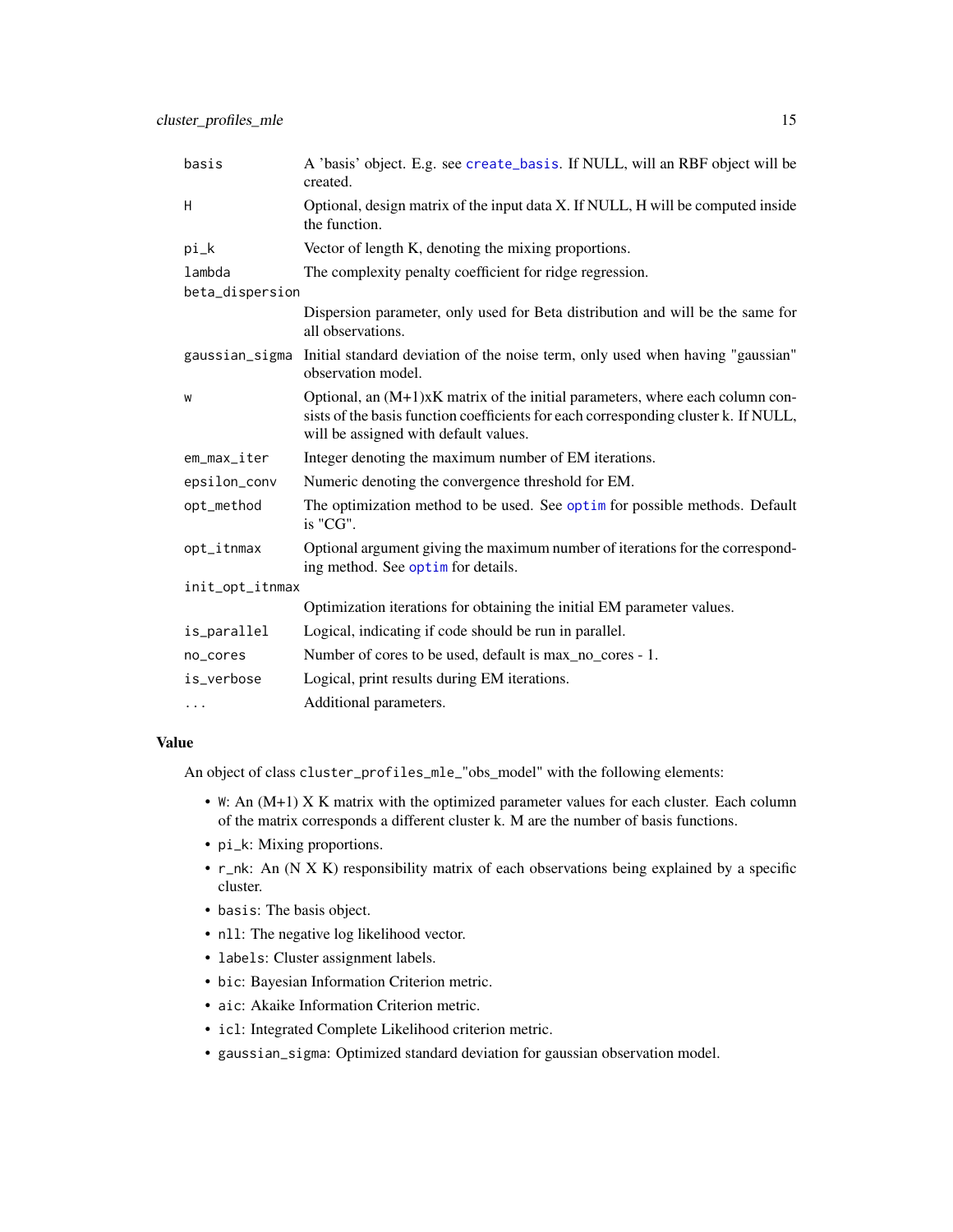| | |
|---|---|
| basis | A 'basis' object. E.g. see create_basis. If NULL, will an RBF object will be created. |
| H | Optional, design matrix of the input data X. If NULL, H will be computed inside the function. |
| pi_k | Vector of length K, denoting the mixing proportions. |
| lambda | The complexity penalty coefficient for ridge regression. |
| beta_dispersion | Dispersion parameter, only used for Beta distribution and will be the same for all observations. |
| gaussian_sigma | Initial standard deviation of the noise term, only used when having "gaussian" observation model. |
| w | Optional, an (M+1)xK matrix of the initial parameters, where each column consists of the basis function coefficients for each corresponding cluster k. If NULL, will be assigned with default values. |
| em_max_iter | Integer denoting the maximum number of EM iterations. |
| epsilon_conv | Numeric denoting the convergence threshold for EM. |
| opt_method | The optimization method to be used. See optim for possible methods. Default is "CG". |
| opt_itnmax | Optional argument giving the maximum number of iterations for the corresponding method. See optim for details. |
| init_opt_itnmax | Optimization iterations for obtaining the initial EM parameter values. |
| is_parallel | Logical, indicating if code should be run in parallel. |
| no_cores | Number of cores to be used, default is max_no_cores - 1. |
| is_verbose | Logical, print results during EM iterations. |
| ... | Additional parameters. |

### Value

An object of class cluster_profiles_mle_"obs_model" with the following elements:

- W: An (M+1) X K matrix with the optimized parameter values for each cluster. Each column of the matrix corresponds a different cluster k. M are the number of basis functions.
- pi_k: Mixing proportions.
- r_nk: An (N X K) responsibility matrix of each observations being explained by a specific cluster.
- basis: The basis object.
- nll: The negative log likelihood vector.
- labels: Cluster assignment labels.
- bic: Bayesian Information Criterion metric.
- aic: Akaike Information Criterion metric.
- icl: Integrated Complete Likelihood criterion metric.
- gaussian_sigma: Optimized standard deviation for gaussian observation model.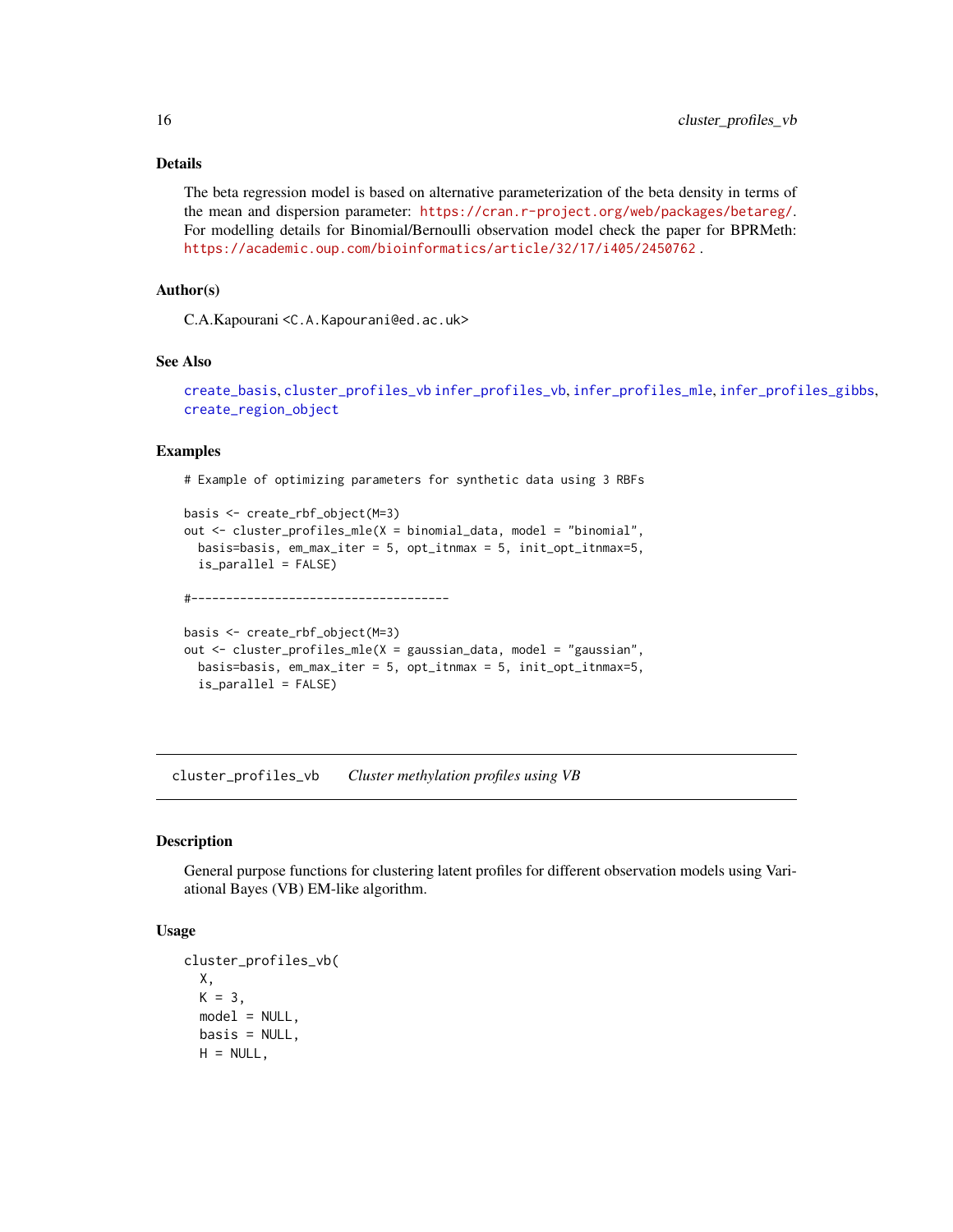### Details

The beta regression model is based on alternative parameterization of the beta density in terms of the mean and dispersion parameter: https://cran.r-project.org/web/packages/betareg/. For modelling details for Binomial/Bernoulli observation model check the paper for BPRMeth: https://academic.oup.com/bioinformatics/article/32/17/i405/2450762 .

### Author(s)

C.A.Kapourani <C.A.Kapourani@ed.ac.uk>

### See Also

create_basis, cluster_profiles_vb infer_profiles_vb, infer_profiles_mle, infer_profiles_gibbs, create_region_object

### Examples

```
# Example of optimizing parameters for synthetic data using 3 RBFs

basis <- create_rbf_object(M=3)
out <- cluster_profiles_mle(X = binomial_data, model = "binomial",
  basis=basis, em_max_iter = 5, opt_itnmax = 5, init_opt_itnmax=5,
  is_parallel = FALSE)

#-------------------------------------

basis <- create_rbf_object(M=3)
out <- cluster_profiles_mle(X = gaussian_data, model = "gaussian",
  basis=basis, em_max_iter = 5, opt_itnmax = 5, init_opt_itnmax=5,
  is_parallel = FALSE)
```

---

## cluster_profiles_vb *Cluster methylation profiles using VB*

### Description

General purpose functions for clustering latent profiles for different observation models using Variational Bayes (VB) EM-like algorithm.

### Usage

```
cluster_profiles_vb(
  X,
  K = 3,
  model = NULL,
  basis = NULL,
  H = NULL,
```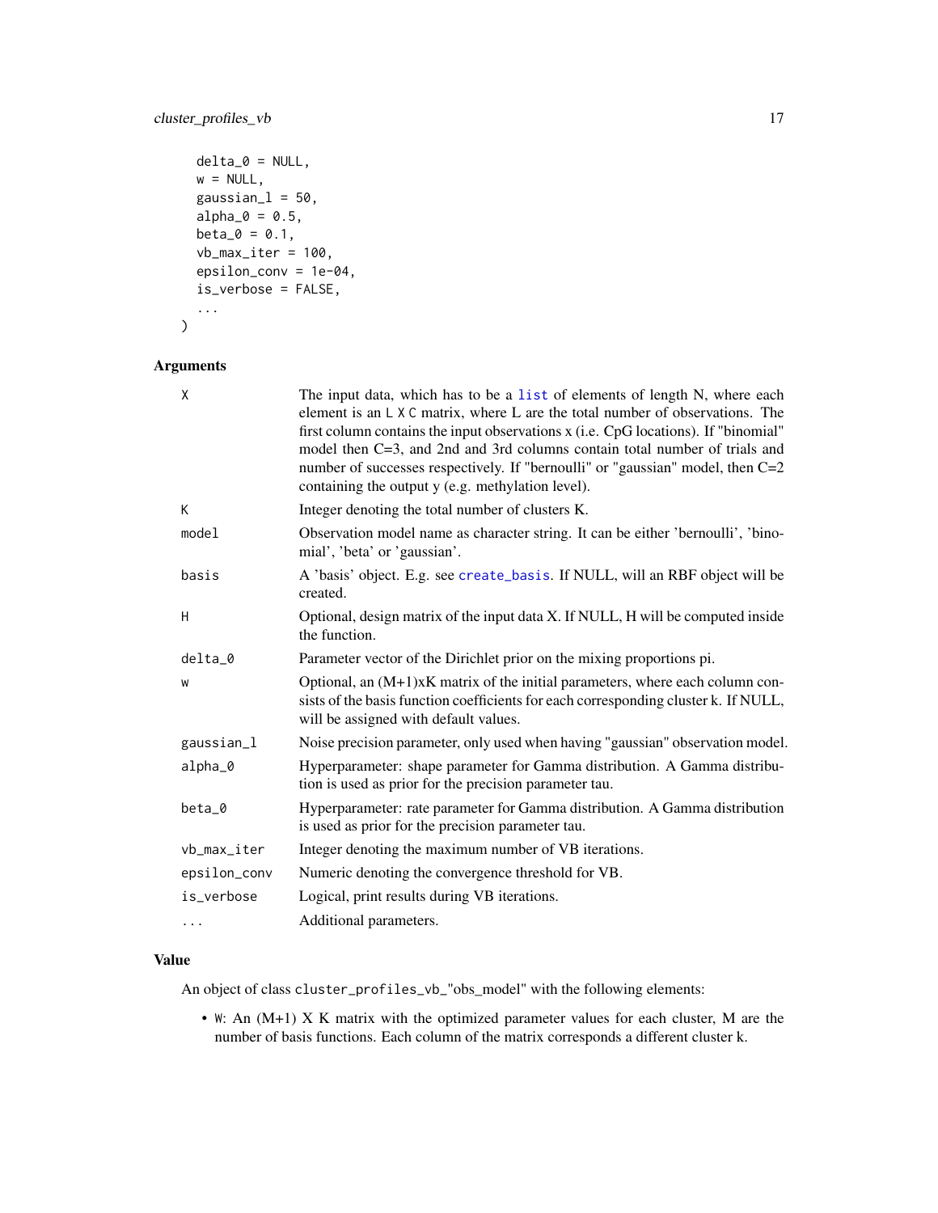```
  delta_0 = NULL,
  w = NULL,
  gaussian_l = 50,
  alpha_0 = 0.5,
  beta_0 = 0.1,
  vb_max_iter = 100,
  epsilon_conv = 1e-04,
  is_verbose = FALSE,
  ...
)
```

## Arguments

| | |
|---|---|
| X | The input data, which has to be a list of elements of length N, where each element is an L X C matrix, where L are the total number of observations. The first column contains the input observations x (i.e. CpG locations). If "binomial" model then C=3, and 2nd and 3rd columns contain total number of trials and number of successes respectively. If "bernoulli" or "gaussian" model, then C=2 containing the output y (e.g. methylation level). |
| K | Integer denoting the total number of clusters K. |
| model | Observation model name as character string. It can be either 'bernoulli', 'binomial', 'beta' or 'gaussian'. |
| basis | A 'basis' object. E.g. see create_basis. If NULL, will an RBF object will be created. |
| H | Optional, design matrix of the input data X. If NULL, H will be computed inside the function. |
| delta_0 | Parameter vector of the Dirichlet prior on the mixing proportions pi. |
| w | Optional, an (M+1)xK matrix of the initial parameters, where each column consists of the basis function coefficients for each corresponding cluster k. If NULL, will be assigned with default values. |
| gaussian_l | Noise precision parameter, only used when having "gaussian" observation model. |
| alpha_0 | Hyperparameter: shape parameter for Gamma distribution. A Gamma distribution is used as prior for the precision parameter tau. |
| beta_0 | Hyperparameter: rate parameter for Gamma distribution. A Gamma distribution is used as prior for the precision parameter tau. |
| vb_max_iter | Integer denoting the maximum number of VB iterations. |
| epsilon_conv | Numeric denoting the convergence threshold for VB. |
| is_verbose | Logical, print results during VB iterations. |
| ... | Additional parameters. |

## Value

An object of class cluster_profiles_vb_"obs_model" with the following elements:

- W: An (M+1) X K matrix with the optimized parameter values for each cluster, M are the number of basis functions. Each column of the matrix corresponds a different cluster k.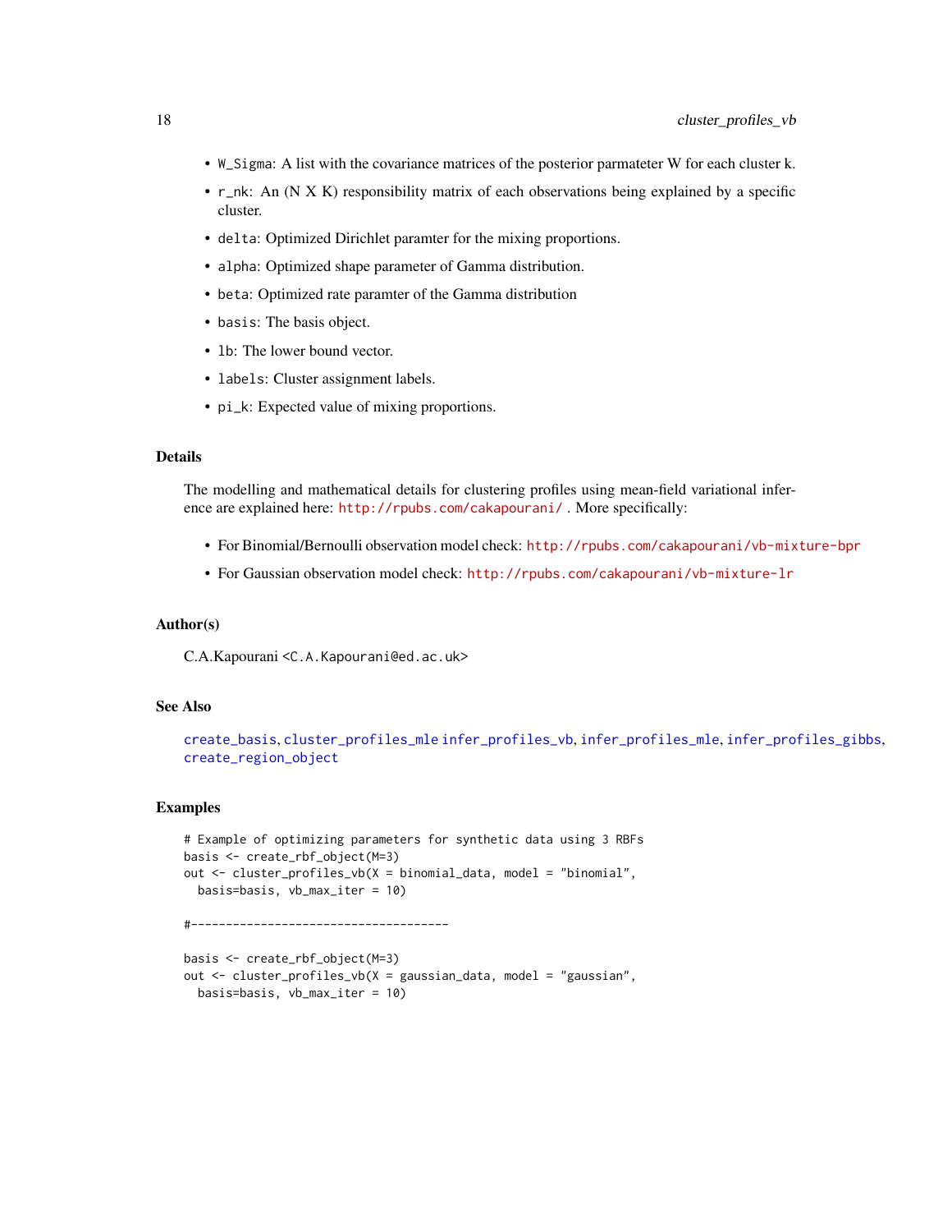- `W_Sigma`: A list with the covariance matrices of the posterior parmateter W for each cluster k.
- `r_nk`: An (N X K) responsibility matrix of each observations being explained by a specific cluster.
- `delta`: Optimized Dirichlet paramter for the mixing proportions.
- `alpha`: Optimized shape parameter of Gamma distribution.
- `beta`: Optimized rate paramter of the Gamma distribution
- `basis`: The basis object.
- `lb`: The lower bound vector.
- `labels`: Cluster assignment labels.
- `pi_k`: Expected value of mixing proportions.

### Details

The modelling and mathematical details for clustering profiles using mean-field variational inference are explained here: http://rpubs.com/cakapourani/ . More specifically:

- For Binomial/Bernoulli observation model check: http://rpubs.com/cakapourani/vb-mixture-bpr
- For Gaussian observation model check: http://rpubs.com/cakapourani/vb-mixture-lr

### Author(s)

C.A.Kapourani <C.A.Kapourani@ed.ac.uk>

### See Also

create_basis, cluster_profiles_mle infer_profiles_vb, infer_profiles_mle, infer_profiles_gibbs, create_region_object

### Examples

```
# Example of optimizing parameters for synthetic data using 3 RBFs
basis <- create_rbf_object(M=3)
out <- cluster_profiles_vb(X = binomial_data, model = "binomial",
  basis=basis, vb_max_iter = 10)

#-------------------------------------

basis <- create_rbf_object(M=3)
out <- cluster_profiles_vb(X = gaussian_data, model = "gaussian",
  basis=basis, vb_max_iter = 10)
```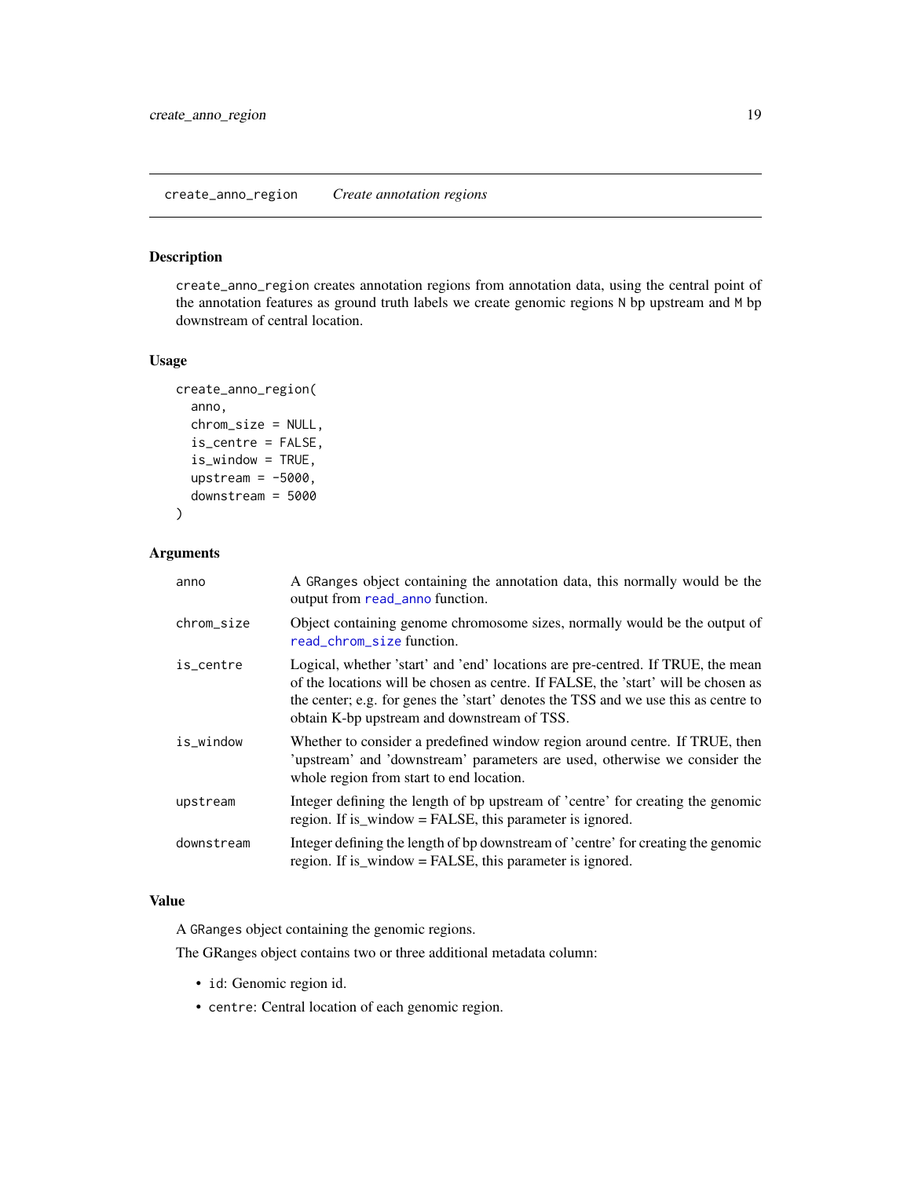## create_anno_region    *Create annotation regions*

### Description

`create_anno_region` creates annotation regions from annotation data, using the central point of the annotation features as ground truth labels we create genomic regions `N` bp upstream and `M` bp downstream of central location.

### Usage

```
create_anno_region(
  anno,
  chrom_size = NULL,
  is_centre = FALSE,
  is_window = TRUE,
  upstream = -5000,
  downstream = 5000
)
```

### Arguments

| Argument | Description |
|---|---|
| `anno` | A `GRanges` object containing the annotation data, this normally would be the output from `read_anno` function. |
| `chrom_size` | Object containing genome chromosome sizes, normally would be the output of `read_chrom_size` function. |
| `is_centre` | Logical, whether 'start' and 'end' locations are pre-centred. If TRUE, the mean of the locations will be chosen as centre. If FALSE, the 'start' will be chosen as the center; e.g. for genes the 'start' denotes the TSS and we use this as centre to obtain K-bp upstream and downstream of TSS. |
| `is_window` | Whether to consider a predefined window region around centre. If TRUE, then 'upstream' and 'downstream' parameters are used, otherwise we consider the whole region from start to end location. |
| `upstream` | Integer defining the length of bp upstream of 'centre' for creating the genomic region. If is_window = FALSE, this parameter is ignored. |
| `downstream` | Integer defining the length of bp downstream of 'centre' for creating the genomic region. If is_window = FALSE, this parameter is ignored. |

### Value

A `GRanges` object containing the genomic regions.

The GRanges object contains two or three additional metadata column:

- `id`: Genomic region id.
- `centre`: Central location of each genomic region.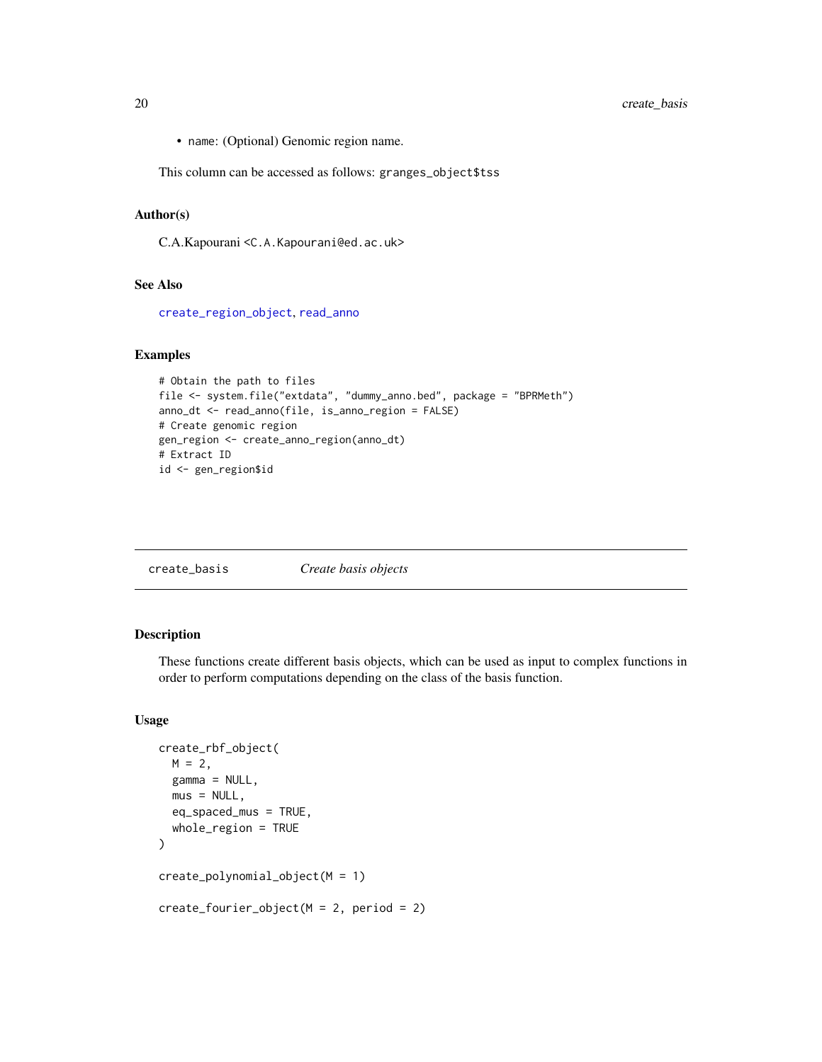- name: (Optional) Genomic region name.

This column can be accessed as follows: granges_object$tss

### Author(s)

C.A.Kapourani <C.A.Kapourani@ed.ac.uk>

### See Also

create_region_object, read_anno

### Examples

```
# Obtain the path to files
file <- system.file("extdata", "dummy_anno.bed", package = "BPRMeth")
anno_dt <- read_anno(file, is_anno_region = FALSE)
# Create genomic region
gen_region <- create_anno_region(anno_dt)
# Extract ID
id <- gen_region$id
```

---

## create_basis — *Create basis objects*

### Description

These functions create different basis objects, which can be used as input to complex functions in order to perform computations depending on the class of the basis function.

### Usage

```
create_rbf_object(
  M = 2,
  gamma = NULL,
  mus = NULL,
  eq_spaced_mus = TRUE,
  whole_region = TRUE
)

create_polynomial_object(M = 1)

create_fourier_object(M = 2, period = 2)
```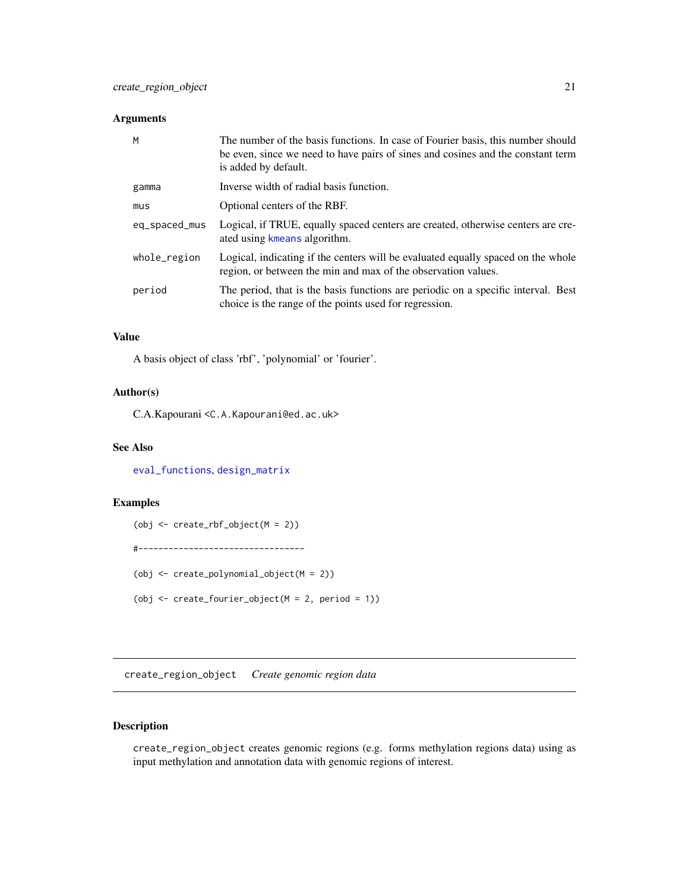### Arguments

| | |
|---|---|
| `M` | The number of the basis functions. In case of Fourier basis, this number should be even, since we need to have pairs of sines and cosines and the constant term is added by default. |
| `gamma` | Inverse width of radial basis function. |
| `mus` | Optional centers of the RBF. |
| `eq_spaced_mus` | Logical, if TRUE, equally spaced centers are created, otherwise centers are created using `kmeans` algorithm. |
| `whole_region` | Logical, indicating if the centers will be evaluated equally spaced on the whole region, or between the min and max of the observation values. |
| `period` | The period, that is the basis functions are periodic on a specific interval. Best choice is the range of the points used for regression. |

### Value

A basis object of class 'rbf', 'polynomial' or 'fourier'.

### Author(s)

C.A.Kapourani <`C.A.Kapourani@ed.ac.uk`>

### See Also

`eval_functions`, `design_matrix`

### Examples

```
(obj <- create_rbf_object(M = 2))

#---------------------------------

(obj <- create_polynomial_object(M = 2))

(obj <- create_fourier_object(M = 2, period = 1))
```

---

## `create_region_object` *Create genomic region data*

---

### Description

`create_region_object` creates genomic regions (e.g. forms methylation regions data) using as input methylation and annotation data with genomic regions of interest.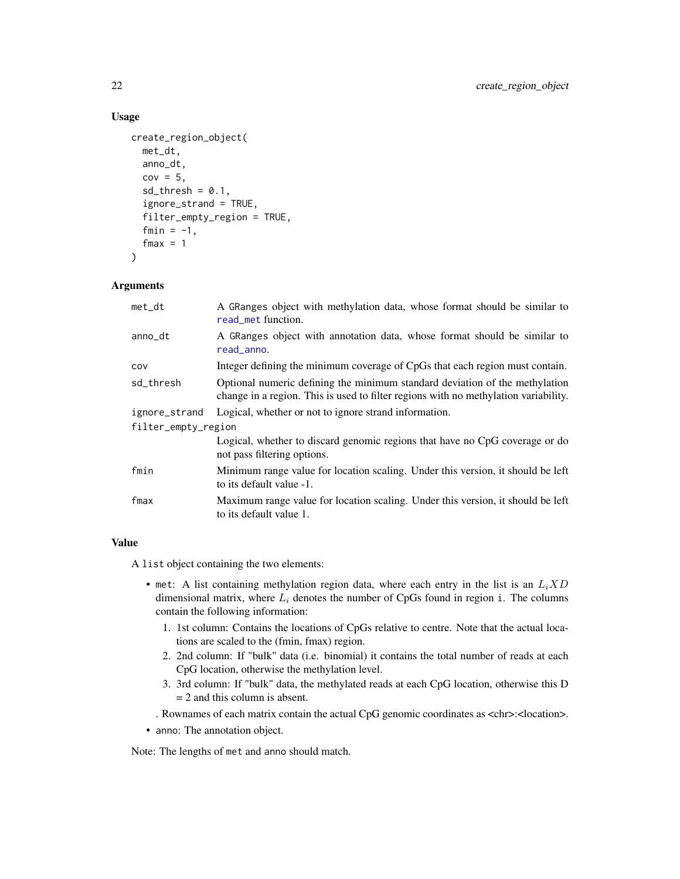### Usage

```
create_region_object(
  met_dt,
  anno_dt,
  cov = 5,
  sd_thresh = 0.1,
  ignore_strand = TRUE,
  filter_empty_region = TRUE,
  fmin = -1,
  fmax = 1
)
```

### Arguments

| Argument | Description |
|---|---|
| met_dt | A GRanges object with methylation data, whose format should be similar to read_met function. |
| anno_dt | A GRanges object with annotation data, whose format should be similar to read_anno. |
| cov | Integer defining the minimum coverage of CpGs that each region must contain. |
| sd_thresh | Optional numeric defining the minimum standard deviation of the methylation change in a region. This is used to filter regions with no methylation variability. |
| ignore_strand | Logical, whether or not to ignore strand information. |
| filter_empty_region | Logical, whether to discard genomic regions that have no CpG coverage or do not pass filtering options. |
| fmin | Minimum range value for location scaling. Under this version, it should be left to its default value -1. |
| fmax | Maximum range value for location scaling. Under this version, it should be left to its default value 1. |

### Value

A list object containing the two elements:

- met: A list containing methylation region data, where each entry in the list is an $L_i X D$ dimensional matrix, where $L_i$ denotes the number of CpGs found in region i. The columns contain the following information:
  1. 1st column: Contains the locations of CpGs relative to centre. Note that the actual locations are scaled to the (fmin, fmax) region.
  2. 2nd column: If "bulk" data (i.e. binomial) it contains the total number of reads at each CpG location, otherwise the methylation level.
  3. 3rd column: If "bulk" data, the methylated reads at each CpG location, otherwise this D = 2 and this column is absent.

  . Rownames of each matrix contain the actual CpG genomic coordinates as <chr>:<location>.
- anno: The annotation object.

Note: The lengths of met and anno should match.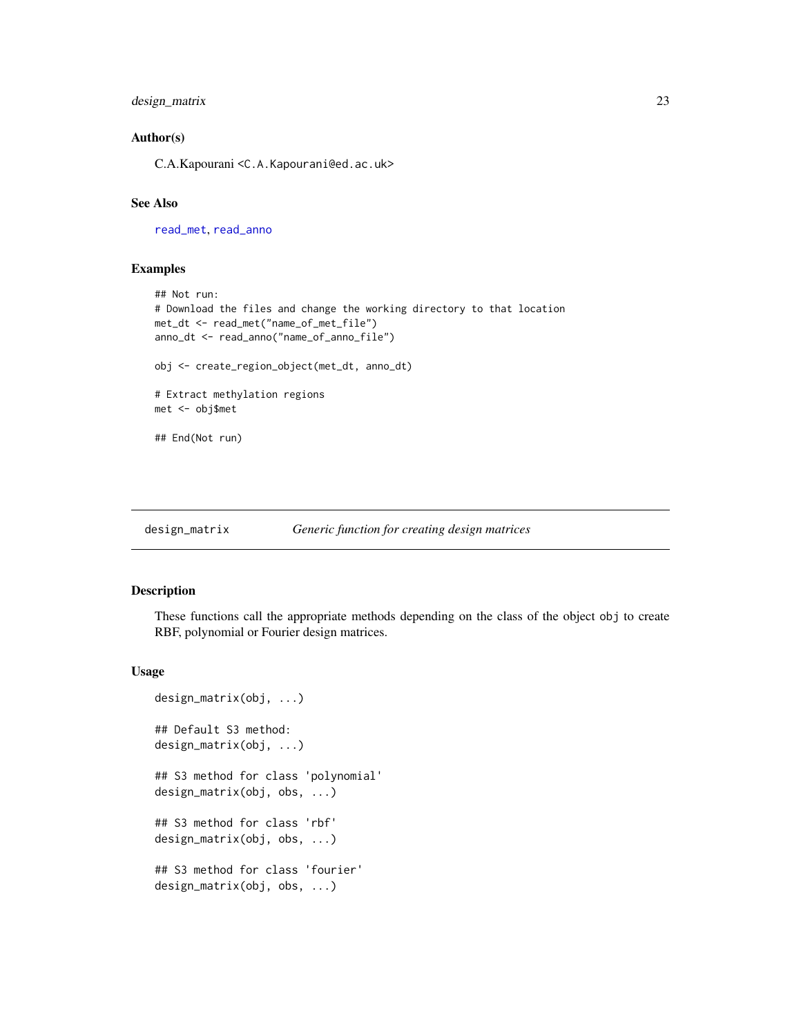### Author(s)

C.A.Kapourani <C.A.Kapourani@ed.ac.uk>

### See Also

read_met, read_anno

### Examples

```
## Not run:
# Download the files and change the working directory to that location
met_dt <- read_met("name_of_met_file")
anno_dt <- read_anno("name_of_anno_file")

obj <- create_region_object(met_dt, anno_dt)

# Extract methylation regions
met <- obj$met

## End(Not run)
```

---

## design_matrix — *Generic function for creating design matrices*

### Description

These functions call the appropriate methods depending on the class of the object obj to create RBF, polynomial or Fourier design matrices.

### Usage

```
design_matrix(obj, ...)

## Default S3 method:
design_matrix(obj, ...)

## S3 method for class 'polynomial'
design_matrix(obj, obs, ...)

## S3 method for class 'rbf'
design_matrix(obj, obs, ...)

## S3 method for class 'fourier'
design_matrix(obj, obs, ...)
```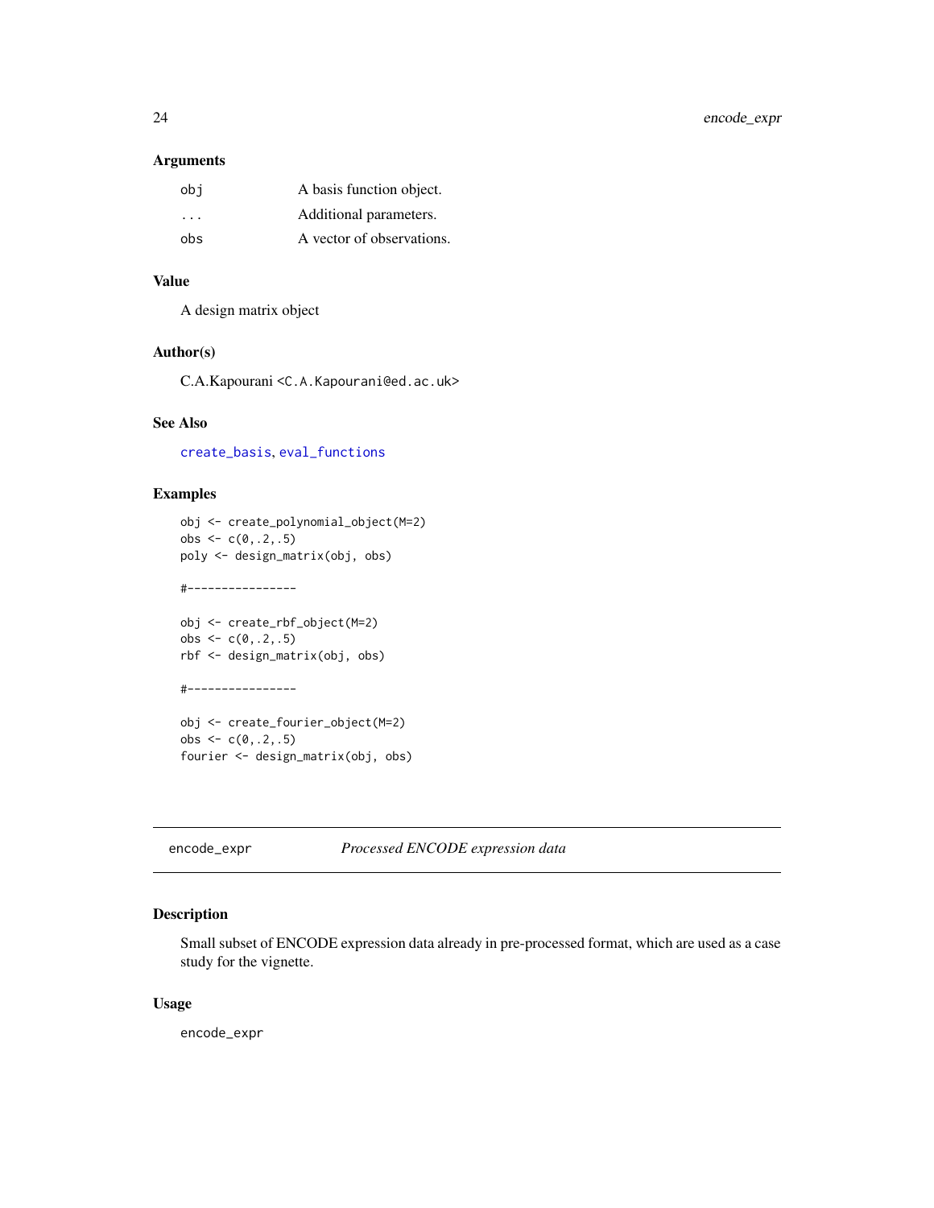### Arguments

| | |
|---|---|
| obj | A basis function object. |
| ... | Additional parameters. |
| obs | A vector of observations. |

### Value

A design matrix object

### Author(s)

C.A.Kapourani <C.A.Kapourani@ed.ac.uk>

### See Also

create_basis, eval_functions

### Examples

```
obj <- create_polynomial_object(M=2)
obs <- c(0,.2,.5)
poly <- design_matrix(obj, obs)

#----------------

obj <- create_rbf_object(M=2)
obs <- c(0,.2,.5)
rbf <- design_matrix(obj, obs)

#----------------

obj <- create_fourier_object(M=2)
obs <- c(0,.2,.5)
fourier <- design_matrix(obj, obs)
```

---

## encode_expr &nbsp;&nbsp;&nbsp;&nbsp; *Processed ENCODE expression data*

### Description

Small subset of ENCODE expression data already in pre-processed format, which are used as a case study for the vignette.

### Usage

```
encode_expr
```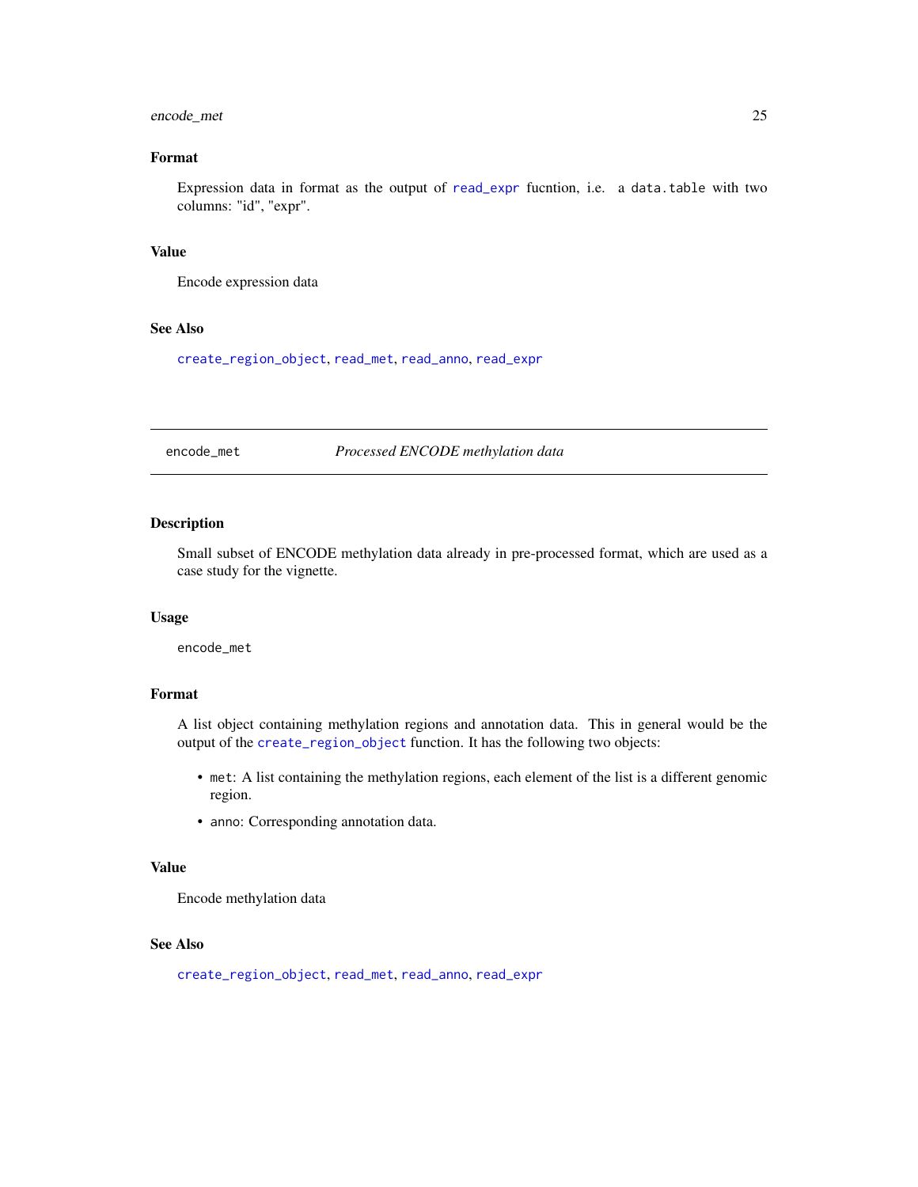### Format

Expression data in format as the output of read_expr fucntion, i.e. a data.table with two columns: "id", "expr".

### Value

Encode expression data

### See Also

create_region_object, read_met, read_anno, read_expr

---

## encode_met *Processed ENCODE methylation data*

### Description

Small subset of ENCODE methylation data already in pre-processed format, which are used as a case study for the vignette.

### Usage

```
encode_met
```

### Format

A list object containing methylation regions and annotation data. This in general would be the output of the create_region_object function. It has the following two objects:

- met: A list containing the methylation regions, each element of the list is a different genomic region.
- anno: Corresponding annotation data.

### Value

Encode methylation data

### See Also

create_region_object, read_met, read_anno, read_expr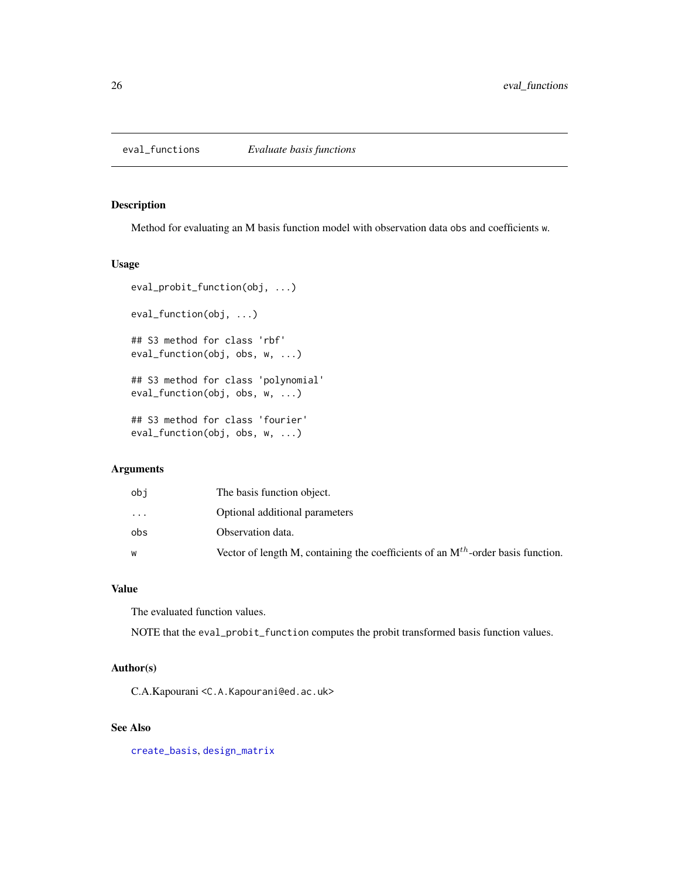## eval_functions — *Evaluate basis functions*

### Description

Method for evaluating an M basis function model with observation data `obs` and coefficients `w`.

### Usage

```
eval_probit_function(obj, ...)

eval_function(obj, ...)

## S3 method for class 'rbf'
eval_function(obj, obs, w, ...)

## S3 method for class 'polynomial'
eval_function(obj, obs, w, ...)

## S3 method for class 'fourier'
eval_function(obj, obs, w, ...)
```

### Arguments

| | |
|---|---|
| `obj` | The basis function object. |
| `...` | Optional additional parameters |
| `obs` | Observation data. |
| `w` | Vector of length M, containing the coefficients of an $M^{th}$-order basis function. |

### Value

The evaluated function values.

NOTE that the `eval_probit_function` computes the probit transformed basis function values.

### Author(s)

C.A.Kapourani <C.A.Kapourani@ed.ac.uk>

### See Also

`create_basis`, `design_matrix`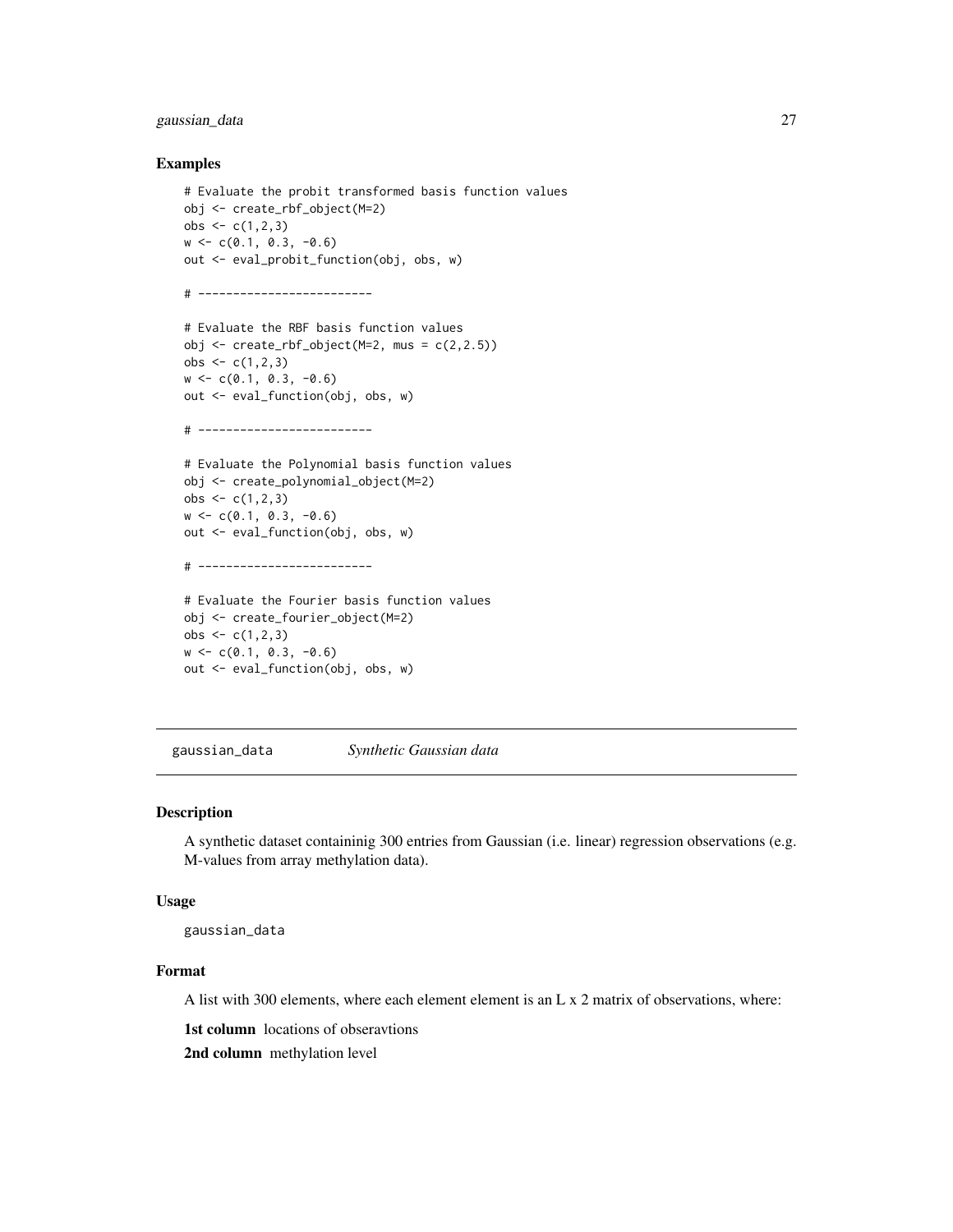## Examples

```
# Evaluate the probit transformed basis function values
obj <- create_rbf_object(M=2)
obs <- c(1,2,3)
w <- c(0.1, 0.3, -0.6)
out <- eval_probit_function(obj, obs, w)

# ------------------------

# Evaluate the RBF basis function values
obj <- create_rbf_object(M=2, mus = c(2,2.5))
obs <- c(1,2,3)
w <- c(0.1, 0.3, -0.6)
out <- eval_function(obj, obs, w)

# ------------------------

# Evaluate the Polynomial basis function values
obj <- create_polynomial_object(M=2)
obs <- c(1,2,3)
w <- c(0.1, 0.3, -0.6)
out <- eval_function(obj, obs, w)

# ------------------------

# Evaluate the Fourier basis function values
obj <- create_fourier_object(M=2)
obs <- c(1,2,3)
w <- c(0.1, 0.3, -0.6)
out <- eval_function(obj, obs, w)
```

---

# gaussian_data *Synthetic Gaussian data*

## Description

A synthetic dataset containinig 300 entries from Gaussian (i.e. linear) regression observations (e.g. M-values from array methylation data).

## Usage

```
gaussian_data
```

## Format

A list with 300 elements, where each element element is an L x 2 matrix of observations, where:

**1st column** locations of obseravtions

**2nd column** methylation level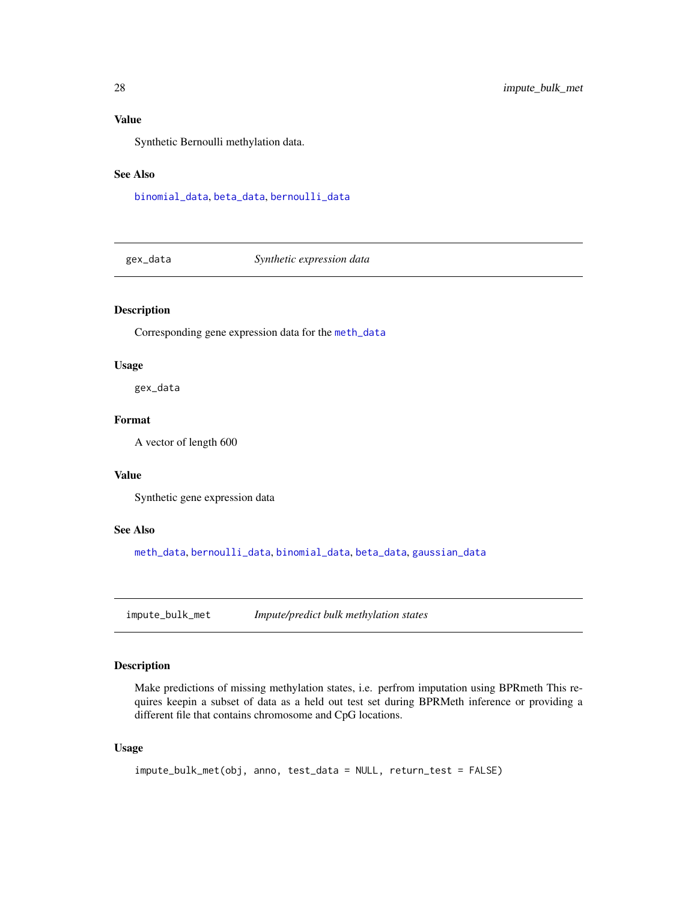### Value

Synthetic Bernoulli methylation data.

### See Also

binomial_data, beta_data, bernoulli_data

---

## gex_data — *Synthetic expression data*

### Description

Corresponding gene expression data for the meth_data

### Usage

```
gex_data
```

### Format

A vector of length 600

### Value

Synthetic gene expression data

### See Also

meth_data, bernoulli_data, binomial_data, beta_data, gaussian_data

---

## impute_bulk_met — *Impute/predict bulk methylation states*

### Description

Make predictions of missing methylation states, i.e. perfrom imputation using BPRmeth This requires keepin a subset of data as a held out test set during BPRMeth inference or providing a different file that contains chromosome and CpG locations.

### Usage

```
impute_bulk_met(obj, anno, test_data = NULL, return_test = FALSE)
```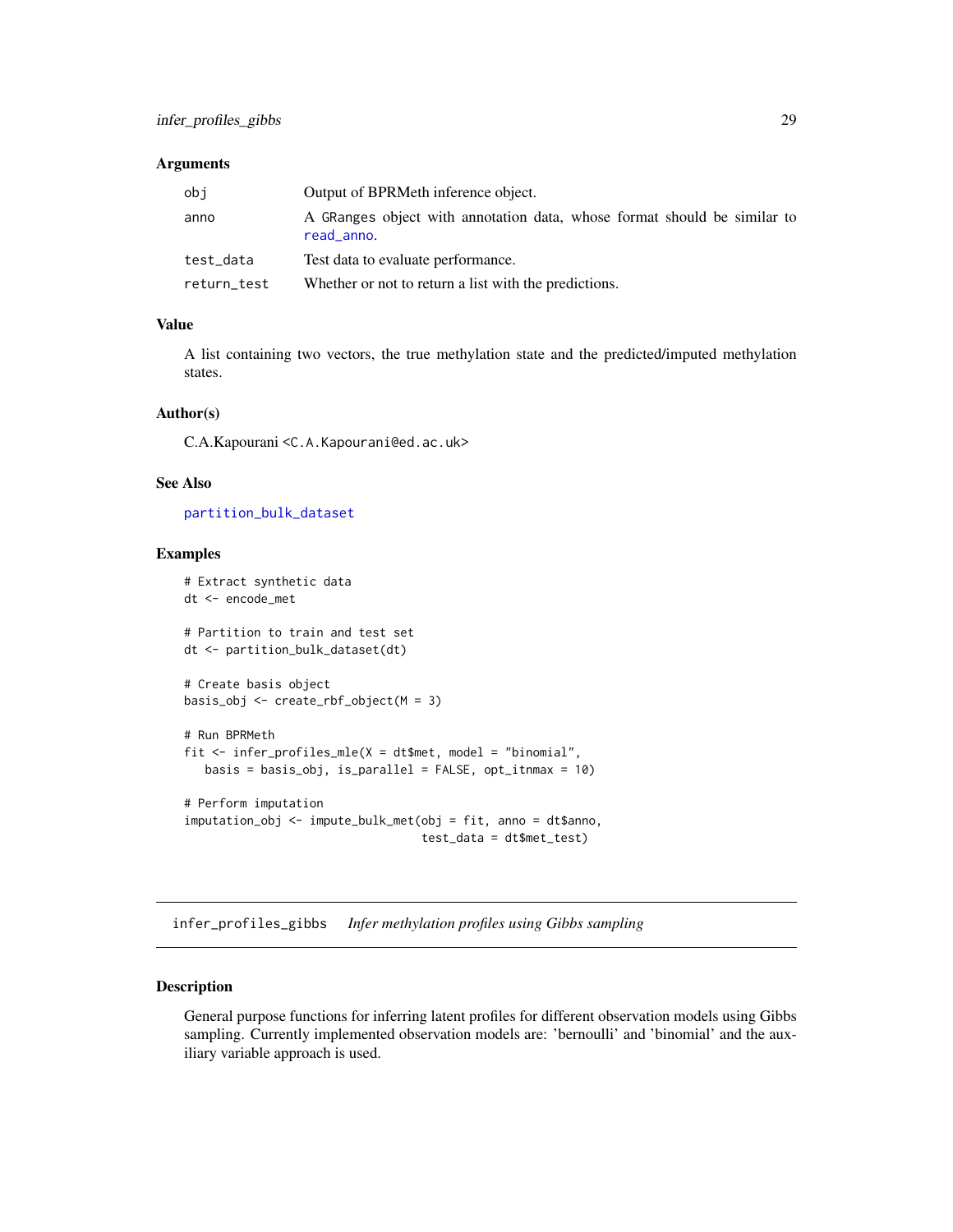### Arguments

| | |
|---|---|
| `obj` | Output of BPRMeth inference object. |
| `anno` | A GRanges object with annotation data, whose format should be similar to `read_anno`. |
| `test_data` | Test data to evaluate performance. |
| `return_test` | Whether or not to return a list with the predictions. |

### Value

A list containing two vectors, the true methylation state and the predicted/imputed methylation states.

### Author(s)

C.A.Kapourani <C.A.Kapourani@ed.ac.uk>

### See Also

`partition_bulk_dataset`

### Examples

```
# Extract synthetic data
dt <- encode_met

# Partition to train and test set
dt <- partition_bulk_dataset(dt)

# Create basis object
basis_obj <- create_rbf_object(M = 3)

# Run BPRMeth
fit <- infer_profiles_mle(X = dt$met, model = "binomial",
   basis = basis_obj, is_parallel = FALSE, opt_itnmax = 10)

# Perform imputation
imputation_obj <- impute_bulk_met(obj = fit, anno = dt$anno,
                                  test_data = dt$met_test)
```

---

## infer_profiles_gibbs *Infer methylation profiles using Gibbs sampling*

### Description

General purpose functions for inferring latent profiles for different observation models using Gibbs sampling. Currently implemented observation models are: 'bernoulli' and 'binomial' and the auxiliary variable approach is used.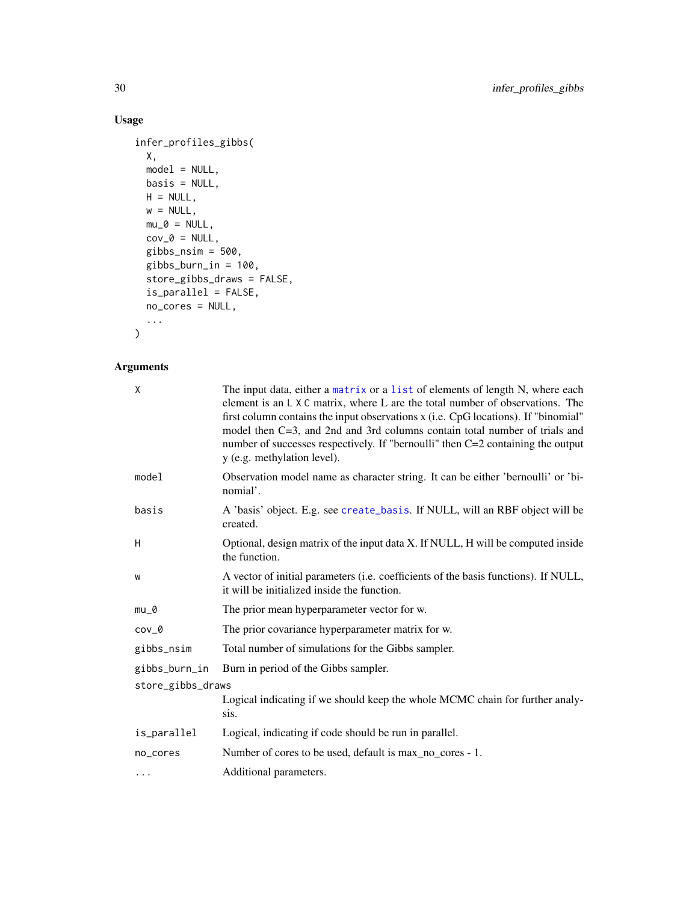## Usage

```
infer_profiles_gibbs(
  X,
  model = NULL,
  basis = NULL,
  H = NULL,
  w = NULL,
  mu_0 = NULL,
  cov_0 = NULL,
  gibbs_nsim = 500,
  gibbs_burn_in = 100,
  store_gibbs_draws = FALSE,
  is_parallel = FALSE,
  no_cores = NULL,
  ...
)
```

## Arguments

| | |
|---|---|
| `X` | The input data, either a `matrix` or a `list` of elements of length N, where each element is an `L X C` matrix, where L are the total number of observations. The first column contains the input observations x (i.e. CpG locations). If "binomial" model then C=3, and 2nd and 3rd columns contain total number of trials and number of successes respectively. If "bernoulli" then C=2 containing the output y (e.g. methylation level). |
| `model` | Observation model name as character string. It can be either 'bernoulli' or 'binomial'. |
| `basis` | A 'basis' object. E.g. see `create_basis`. If NULL, will an RBF object will be created. |
| `H` | Optional, design matrix of the input data X. If NULL, H will be computed inside the function. |
| `w` | A vector of initial parameters (i.e. coefficients of the basis functions). If NULL, it will be initialized inside the function. |
| `mu_0` | The prior mean hyperparameter vector for w. |
| `cov_0` | The prior covariance hyperparameter matrix for w. |
| `gibbs_nsim` | Total number of simulations for the Gibbs sampler. |
| `gibbs_burn_in` | Burn in period of the Gibbs sampler. |
| `store_gibbs_draws` | Logical indicating if we should keep the whole MCMC chain for further analysis. |
| `is_parallel` | Logical, indicating if code should be run in parallel. |
| `no_cores` | Number of cores to be used, default is max_no_cores - 1. |
| `...` | Additional parameters. |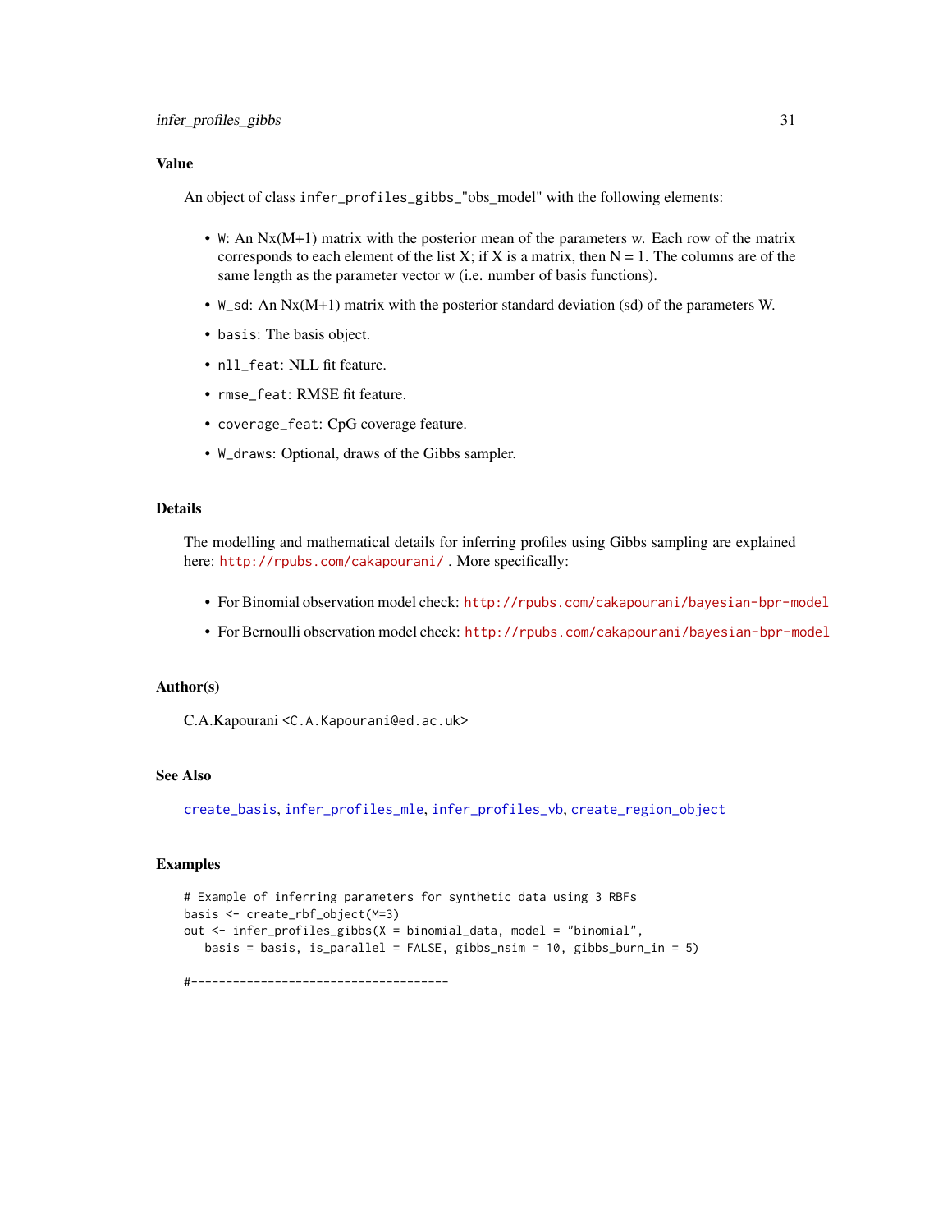## Value

An object of class `infer_profiles_gibbs_`"obs_model" with the following elements:

- `W`: An Nx(M+1) matrix with the posterior mean of the parameters w. Each row of the matrix corresponds to each element of the list X; if X is a matrix, then N = 1. The columns are of the same length as the parameter vector w (i.e. number of basis functions).
- `W_sd`: An Nx(M+1) matrix with the posterior standard deviation (sd) of the parameters W.
- `basis`: The basis object.
- `nll_feat`: NLL fit feature.
- `rmse_feat`: RMSE fit feature.
- `coverage_feat`: CpG coverage feature.
- `W_draws`: Optional, draws of the Gibbs sampler.

## Details

The modelling and mathematical details for inferring profiles using Gibbs sampling are explained here: `http://rpubs.com/cakapourani/` . More specifically:

- For Binomial observation model check: `http://rpubs.com/cakapourani/bayesian-bpr-model`
- For Bernoulli observation model check: `http://rpubs.com/cakapourani/bayesian-bpr-model`

## Author(s)

C.A.Kapourani <`C.A.Kapourani@ed.ac.uk`>

## See Also

`create_basis`, `infer_profiles_mle`, `infer_profiles_vb`, `create_region_object`

## Examples

```
# Example of inferring parameters for synthetic data using 3 RBFs
basis <- create_rbf_object(M=3)
out <- infer_profiles_gibbs(X = binomial_data, model = "binomial",
   basis = basis, is_parallel = FALSE, gibbs_nsim = 10, gibbs_burn_in = 5)

#-------------------------------------
```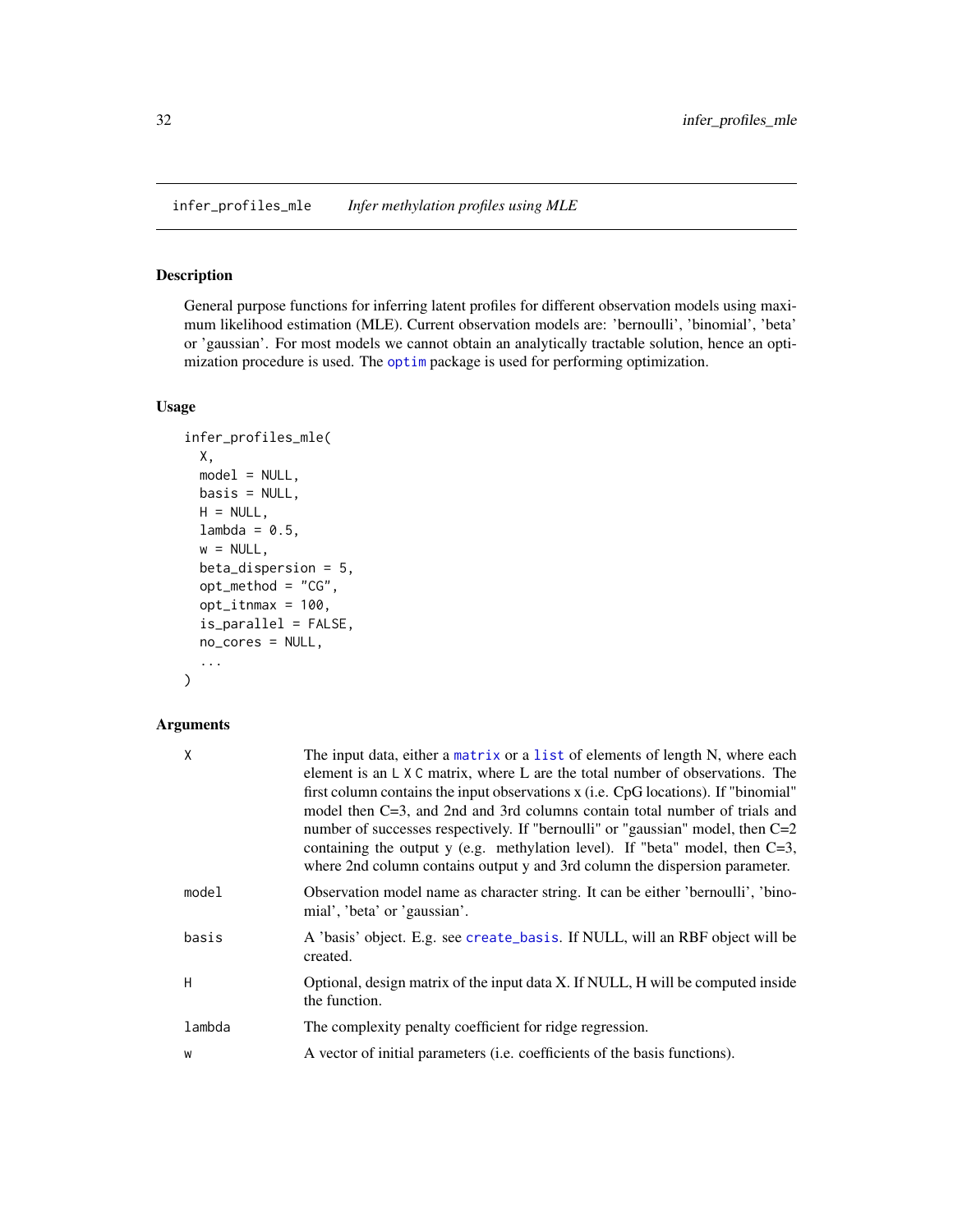## infer_profiles_mle    *Infer methylation profiles using MLE*

### Description

General purpose functions for inferring latent profiles for different observation models using maximum likelihood estimation (MLE). Current observation models are: 'bernoulli', 'binomial', 'beta' or 'gaussian'. For most models we cannot obtain an analytically tractable solution, hence an optimization procedure is used. The optim package is used for performing optimization.

### Usage

```
infer_profiles_mle(
  X,
  model = NULL,
  basis = NULL,
  H = NULL,
  lambda = 0.5,
  w = NULL,
  beta_dispersion = 5,
  opt_method = "CG",
  opt_itnmax = 100,
  is_parallel = FALSE,
  no_cores = NULL,
  ...
)
```

### Arguments

| | |
|---|---|
| X | The input data, either a matrix or a list of elements of length N, where each element is an L X C matrix, where L are the total number of observations. The first column contains the input observations x (i.e. CpG locations). If "binomial" model then C=3, and 2nd and 3rd columns contain total number of trials and number of successes respectively. If "bernoulli" or "gaussian" model, then C=2 containing the output y (e.g. methylation level). If "beta" model, then C=3, where 2nd column contains output y and 3rd column the dispersion parameter. |
| model | Observation model name as character string. It can be either 'bernoulli', 'binomial', 'beta' or 'gaussian'. |
| basis | A 'basis' object. E.g. see create_basis. If NULL, will an RBF object will be created. |
| H | Optional, design matrix of the input data X. If NULL, H will be computed inside the function. |
| lambda | The complexity penalty coefficient for ridge regression. |
| w | A vector of initial parameters (i.e. coefficients of the basis functions). |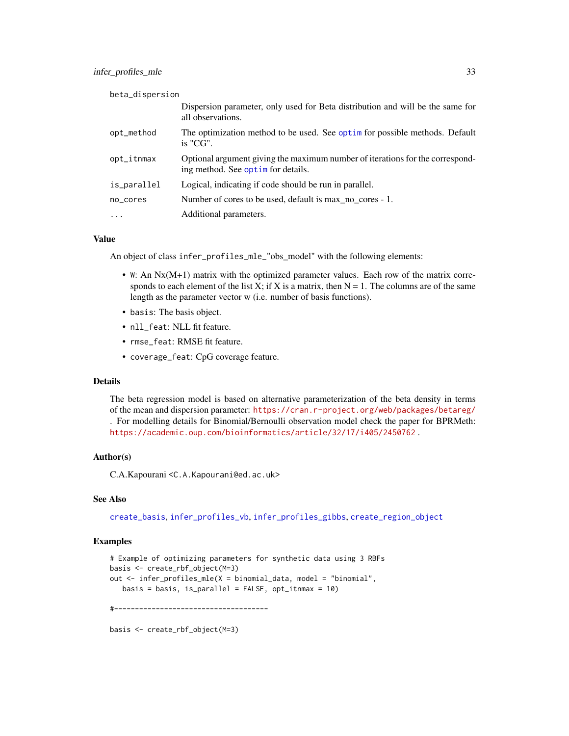| | |
|---|---|
| beta_dispersion | Dispersion parameter, only used for Beta distribution and will be the same for all observations. |
| opt_method | The optimization method to be used. See optim for possible methods. Default is "CG". |
| opt_itnmax | Optional argument giving the maximum number of iterations for the corresponding method. See optim for details. |
| is_parallel | Logical, indicating if code should be run in parallel. |
| no_cores | Number of cores to be used, default is max_no_cores - 1. |
| ... | Additional parameters. |

### Value

An object of class infer_profiles_mle_"obs_model" with the following elements:

- W: An Nx(M+1) matrix with the optimized parameter values. Each row of the matrix corresponds to each element of the list X; if X is a matrix, then N = 1. The columns are of the same length as the parameter vector w (i.e. number of basis functions).
- basis: The basis object.
- nll_feat: NLL fit feature.
- rmse_feat: RMSE fit feature.
- coverage_feat: CpG coverage feature.

### Details

The beta regression model is based on alternative parameterization of the beta density in terms of the mean and dispersion parameter: https://cran.r-project.org/web/packages/betareg/ . For modelling details for Binomial/Bernoulli observation model check the paper for BPRMeth: https://academic.oup.com/bioinformatics/article/32/17/i405/2450762 .

### Author(s)

C.A.Kapourani <C.A.Kapourani@ed.ac.uk>

### See Also

create_basis, infer_profiles_vb, infer_profiles_gibbs, create_region_object

### Examples

```
# Example of optimizing parameters for synthetic data using 3 RBFs
basis <- create_rbf_object(M=3)
out <- infer_profiles_mle(X = binomial_data, model = "binomial",
   basis = basis, is_parallel = FALSE, opt_itnmax = 10)

#-------------------------------------

basis <- create_rbf_object(M=3)
```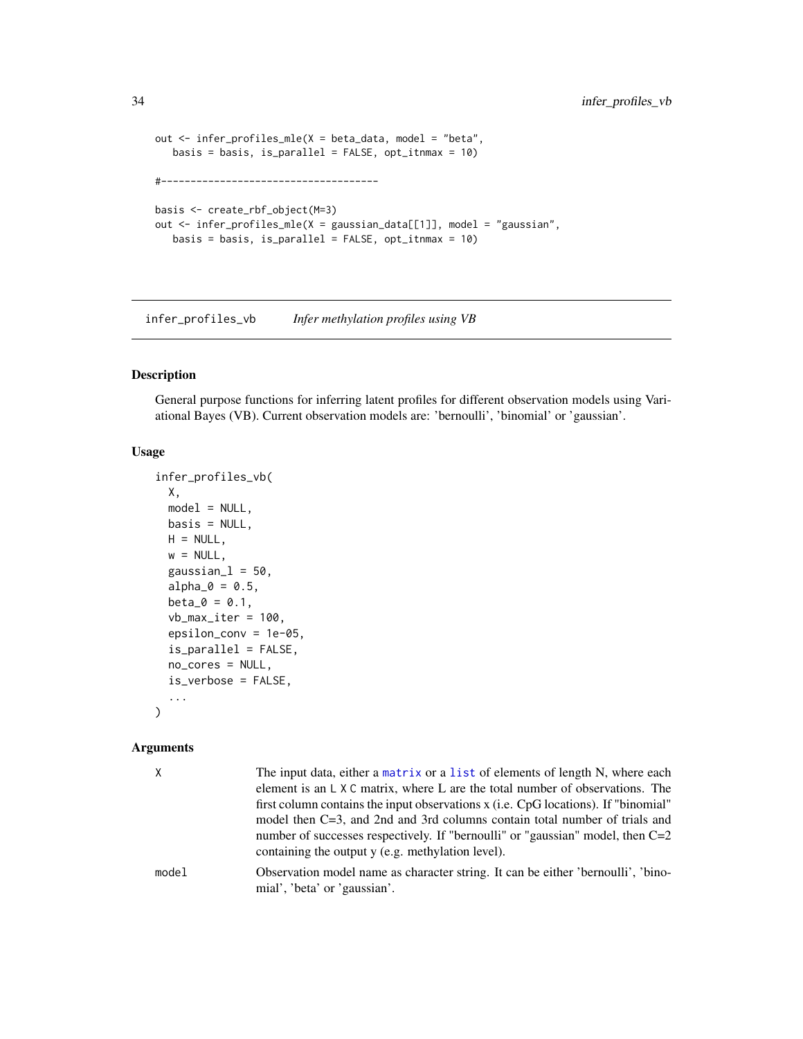```
out <- infer_profiles_mle(X = beta_data, model = "beta",
   basis = basis, is_parallel = FALSE, opt_itnmax = 10)

#-------------------------------------

basis <- create_rbf_object(M=3)
out <- infer_profiles_mle(X = gaussian_data[[1]], model = "gaussian",
   basis = basis, is_parallel = FALSE, opt_itnmax = 10)
```

## infer_profiles_vb    *Infer methylation profiles using VB*

### Description

General purpose functions for inferring latent profiles for different observation models using Variational Bayes (VB). Current observation models are: 'bernoulli', 'binomial' or 'gaussian'.

### Usage

```
infer_profiles_vb(
  X,
  model = NULL,
  basis = NULL,
  H = NULL,
  w = NULL,
  gaussian_l = 50,
  alpha_0 = 0.5,
  beta_0 = 0.1,
  vb_max_iter = 100,
  epsilon_conv = 1e-05,
  is_parallel = FALSE,
  no_cores = NULL,
  is_verbose = FALSE,
  ...
)
```

### Arguments

| | |
|---|---|
| X | The input data, either a `matrix` or a `list` of elements of length N, where each element is an `L X C` matrix, where L are the total number of observations. The first column contains the input observations x (i.e. CpG locations). If "binomial" model then C=3, and 2nd and 3rd columns contain total number of trials and number of successes respectively. If "bernoulli" or "gaussian" model, then C=2 containing the output y (e.g. methylation level). |
| model | Observation model name as character string. It can be either 'bernoulli', 'binomial', 'beta' or 'gaussian'. |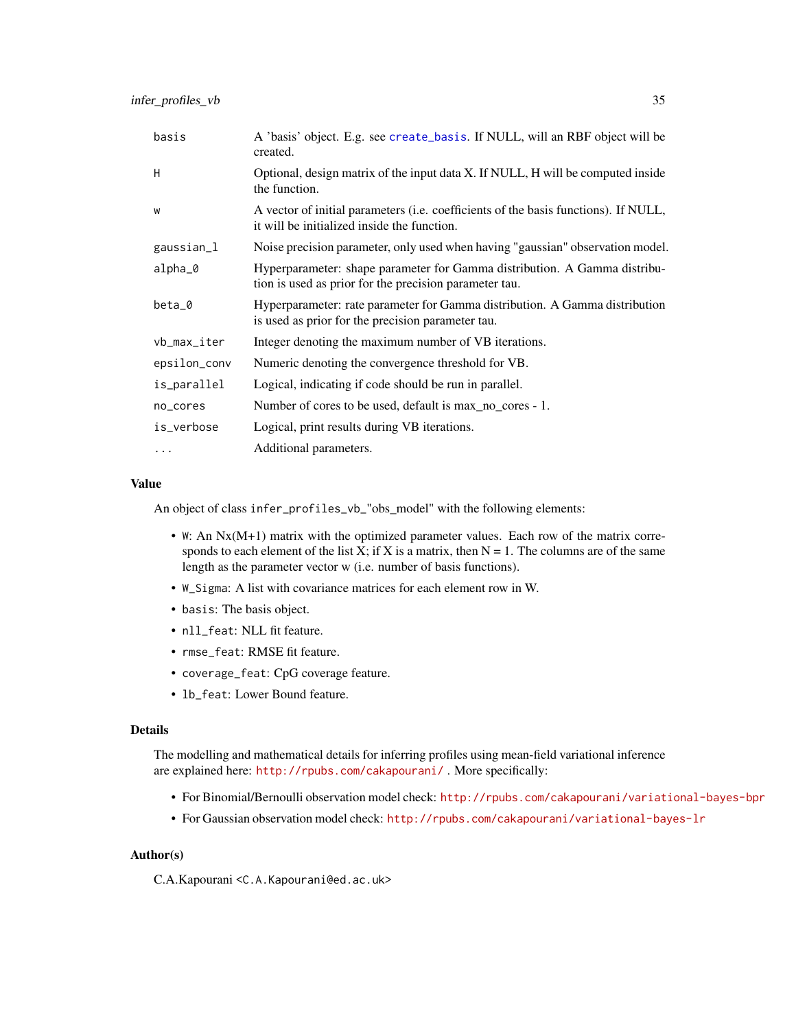| | |
|---|---|
| basis | A 'basis' object. E.g. see create_basis. If NULL, will an RBF object will be created. |
| H | Optional, design matrix of the input data X. If NULL, H will be computed inside the function. |
| w | A vector of initial parameters (i.e. coefficients of the basis functions). If NULL, it will be initialized inside the function. |
| gaussian_l | Noise precision parameter, only used when having "gaussian" observation model. |
| alpha_0 | Hyperparameter: shape parameter for Gamma distribution. A Gamma distribution is used as prior for the precision parameter tau. |
| beta_0 | Hyperparameter: rate parameter for Gamma distribution. A Gamma distribution is used as prior for the precision parameter tau. |
| vb_max_iter | Integer denoting the maximum number of VB iterations. |
| epsilon_conv | Numeric denoting the convergence threshold for VB. |
| is_parallel | Logical, indicating if code should be run in parallel. |
| no_cores | Number of cores to be used, default is max_no_cores - 1. |
| is_verbose | Logical, print results during VB iterations. |
| ... | Additional parameters. |

### Value

An object of class infer_profiles_vb_"obs_model" with the following elements:

- W: An Nx(M+1) matrix with the optimized parameter values. Each row of the matrix corresponds to each element of the list X; if X is a matrix, then N = 1. The columns are of the same length as the parameter vector w (i.e. number of basis functions).
- W_Sigma: A list with covariance matrices for each element row in W.
- basis: The basis object.
- nll_feat: NLL fit feature.
- rmse_feat: RMSE fit feature.
- coverage_feat: CpG coverage feature.
- lb_feat: Lower Bound feature.

### Details

The modelling and mathematical details for inferring profiles using mean-field variational inference are explained here: http://rpubs.com/cakapourani/ . More specifically:

- For Binomial/Bernoulli observation model check: http://rpubs.com/cakapourani/variational-bayes-bpr
- For Gaussian observation model check: http://rpubs.com/cakapourani/variational-bayes-lr

### Author(s)

C.A.Kapourani <C.A.Kapourani@ed.ac.uk>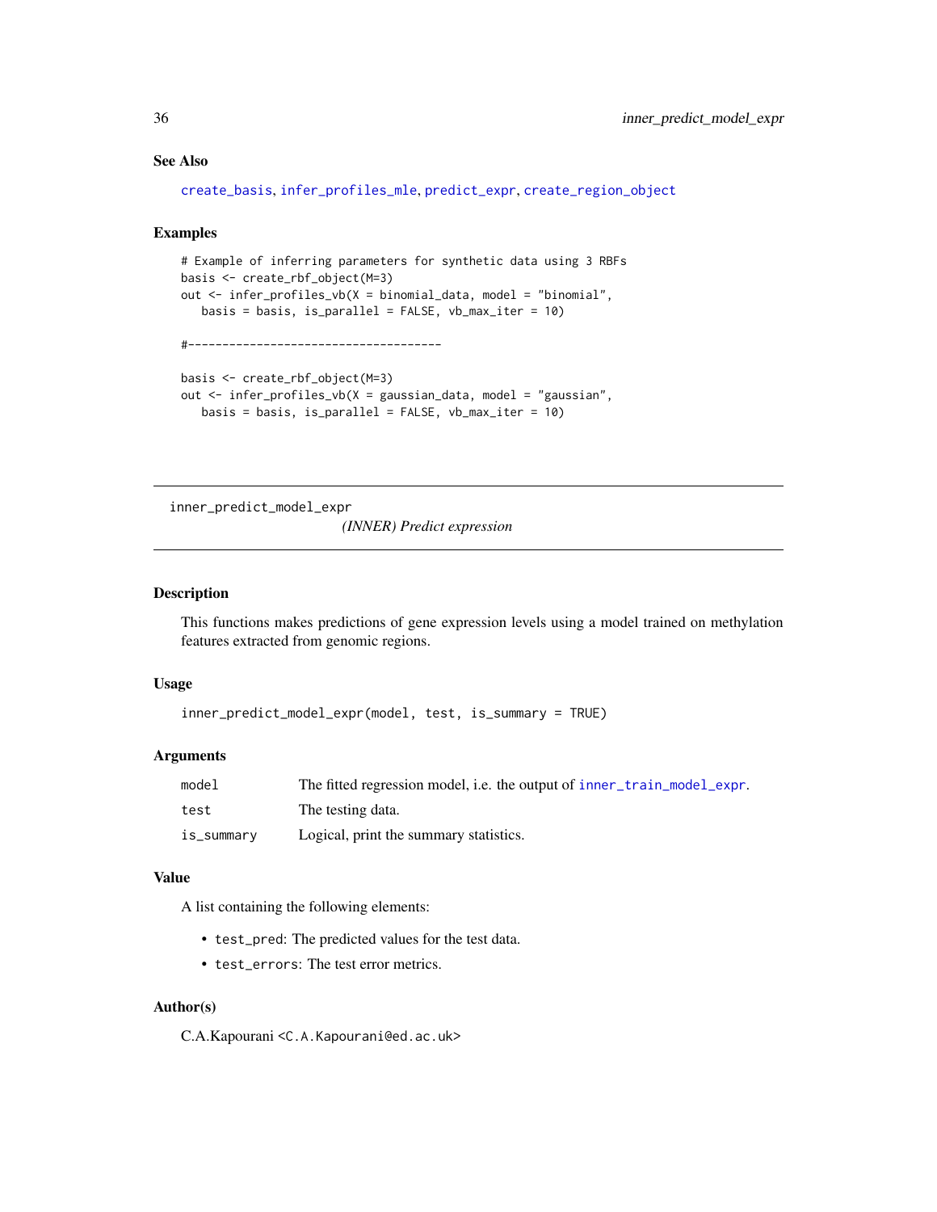### See Also

create_basis, infer_profiles_mle, predict_expr, create_region_object

### Examples

```
# Example of inferring parameters for synthetic data using 3 RBFs
basis <- create_rbf_object(M=3)
out <- infer_profiles_vb(X = binomial_data, model = "binomial",
   basis = basis, is_parallel = FALSE, vb_max_iter = 10)

#-------------------------------------

basis <- create_rbf_object(M=3)
out <- infer_profiles_vb(X = gaussian_data, model = "gaussian",
   basis = basis, is_parallel = FALSE, vb_max_iter = 10)
```

---

## inner_predict_model_expr

*(INNER) Predict expression*

---

### Description

This functions makes predictions of gene expression levels using a model trained on methylation features extracted from genomic regions.

### Usage

```
inner_predict_model_expr(model, test, is_summary = TRUE)
```

### Arguments

| | |
|---|---|
| model | The fitted regression model, i.e. the output of inner_train_model_expr. |
| test | The testing data. |
| is_summary | Logical, print the summary statistics. |

### Value

A list containing the following elements:

- test_pred: The predicted values for the test data.
- test_errors: The test error metrics.

### Author(s)

C.A.Kapourani <C.A.Kapourani@ed.ac.uk>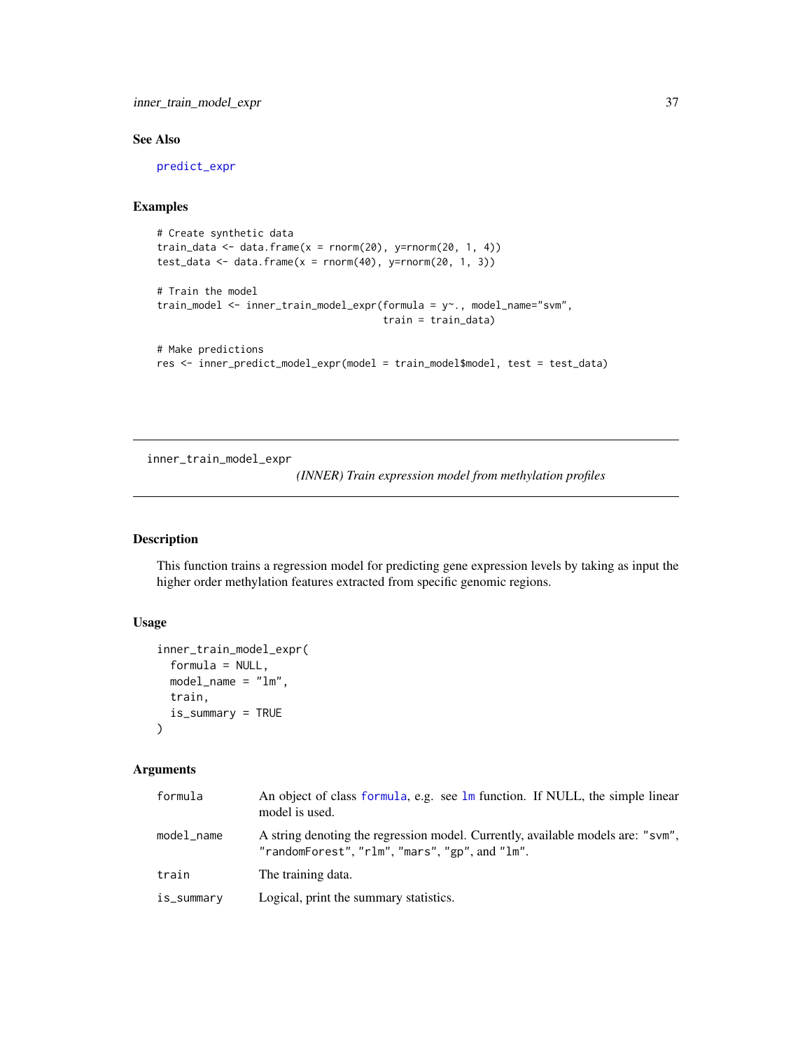## See Also

predict_expr

## Examples

```
# Create synthetic data
train_data <- data.frame(x = rnorm(20), y=rnorm(20, 1, 4))
test_data <- data.frame(x = rnorm(40), y=rnorm(20, 1, 3))

# Train the model
train_model <- inner_train_model_expr(formula = y~., model_name="svm",
                                      train = train_data)

# Make predictions
res <- inner_predict_model_expr(model = train_model$model, test = test_data)
```

---

# inner_train_model_expr

*(INNER) Train expression model from methylation profiles*

---

## Description

This function trains a regression model for predicting gene expression levels by taking as input the higher order methylation features extracted from specific genomic regions.

## Usage

```
inner_train_model_expr(
  formula = NULL,
  model_name = "lm",
  train,
  is_summary = TRUE
)
```

## Arguments

| | |
|---|---|
| formula | An object of class formula, e.g. see lm function. If NULL, the simple linear model is used. |
| model_name | A string denoting the regression model. Currently, available models are: "svm", "randomForest", "rlm", "mars", "gp", and "lm". |
| train | The training data. |
| is_summary | Logical, print the summary statistics. |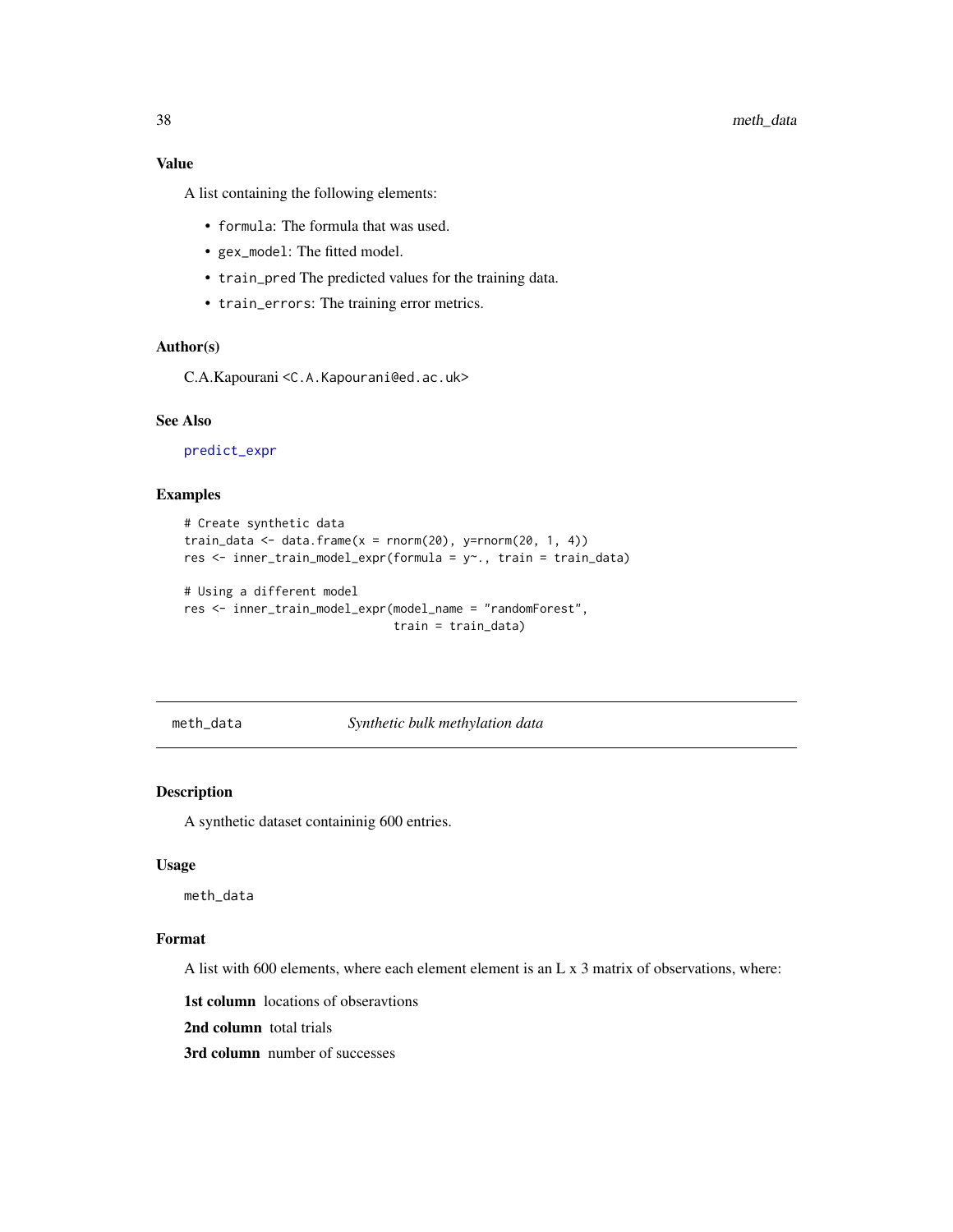### Value

A list containing the following elements:

- `formula`: The formula that was used.
- `gex_model`: The fitted model.
- `train_pred` The predicted values for the training data.
- `train_errors`: The training error metrics.

### Author(s)

C.A.Kapourani <C.A.Kapourani@ed.ac.uk>

### See Also

predict_expr

### Examples

```
# Create synthetic data
train_data <- data.frame(x = rnorm(20), y=rnorm(20, 1, 4))
res <- inner_train_model_expr(formula = y~., train = train_data)

# Using a different model
res <- inner_train_model_expr(model_name = "randomForest",
                              train = train_data)
```

---

## meth_data *Synthetic bulk methylation data*

### Description

A synthetic dataset containinig 600 entries.

### Usage

```
meth_data
```

### Format

A list with 600 elements, where each element element is an L x 3 matrix of observations, where:

**1st column** locations of obseravtions

**2nd column** total trials

**3rd column** number of successes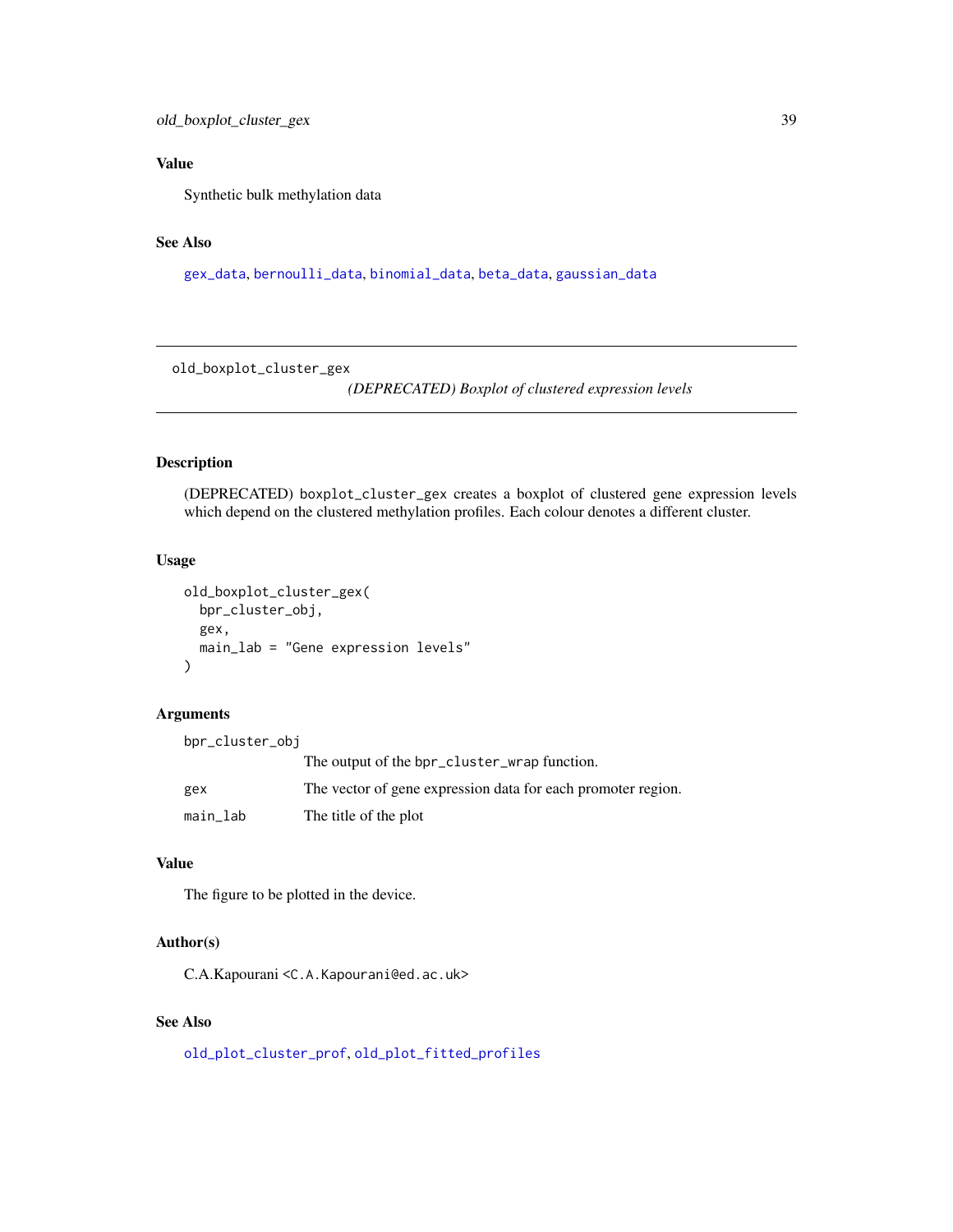### Value

Synthetic bulk methylation data

### See Also

gex_data, bernoulli_data, binomial_data, beta_data, gaussian_data

---

## old_boxplot_cluster_gex

*(DEPRECATED) Boxplot of clustered expression levels*

---

### Description

(DEPRECATED) boxplot_cluster_gex creates a boxplot of clustered gene expression levels which depend on the clustered methylation profiles. Each colour denotes a different cluster.

### Usage

```
old_boxplot_cluster_gex(
  bpr_cluster_obj,
  gex,
  main_lab = "Gene expression levels"
)
```

### Arguments

| | |
|---|---|
| bpr_cluster_obj | The output of the bpr_cluster_wrap function. |
| gex | The vector of gene expression data for each promoter region. |
| main_lab | The title of the plot |

### Value

The figure to be plotted in the device.

### Author(s)

C.A.Kapourani <C.A.Kapourani@ed.ac.uk>

### See Also

old_plot_cluster_prof, old_plot_fitted_profiles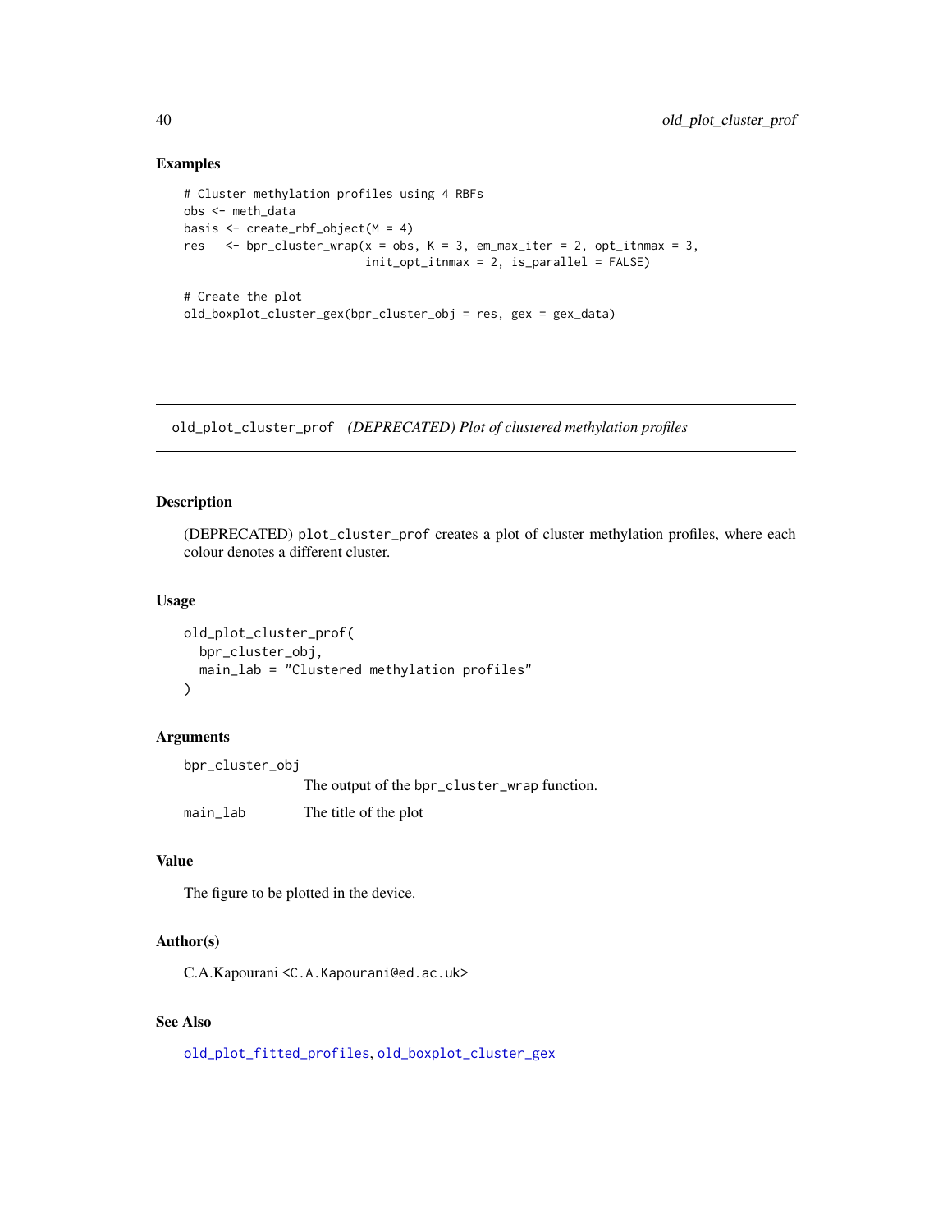### Examples

```
# Cluster methylation profiles using 4 RBFs
obs <- meth_data
basis <- create_rbf_object(M = 4)
res   <- bpr_cluster_wrap(x = obs, K = 3, em_max_iter = 2, opt_itnmax = 3,
                          init_opt_itnmax = 2, is_parallel = FALSE)

# Create the plot
old_boxplot_cluster_gex(bpr_cluster_obj = res, gex = gex_data)
```

---

## old_plot_cluster_prof *(DEPRECATED) Plot of clustered methylation profiles*

---

### Description

(DEPRECATED) `plot_cluster_prof` creates a plot of cluster methylation profiles, where each colour denotes a different cluster.

### Usage

```
old_plot_cluster_prof(
  bpr_cluster_obj,
  main_lab = "Clustered methylation profiles"
)
```

### Arguments

`bpr_cluster_obj`
: The output of the `bpr_cluster_wrap` function.

`main_lab`
: The title of the plot

### Value

The figure to be plotted in the device.

### Author(s)

C.A.Kapourani <C.A.Kapourani@ed.ac.uk>

### See Also

`old_plot_fitted_profiles`, `old_boxplot_cluster_gex`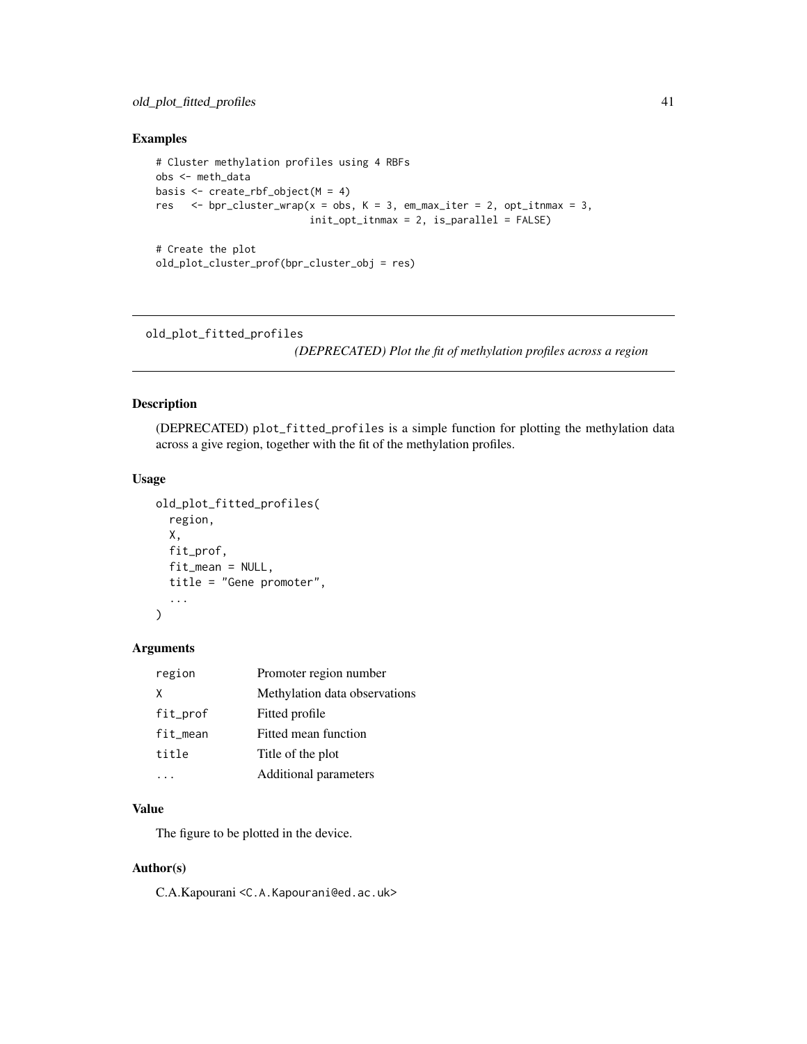## Examples

```
# Cluster methylation profiles using 4 RBFs
obs <- meth_data
basis <- create_rbf_object(M = 4)
res   <- bpr_cluster_wrap(x = obs, K = 3, em_max_iter = 2, opt_itnmax = 3,
                          init_opt_itnmax = 2, is_parallel = FALSE)

# Create the plot
old_plot_cluster_prof(bpr_cluster_obj = res)
```

---

`old_plot_fitted_profiles` *(DEPRECATED) Plot the fit of methylation profiles across a region*

---

## Description

(DEPRECATED) `plot_fitted_profiles` is a simple function for plotting the methylation data across a give region, together with the fit of the methylation profiles.

## Usage

```
old_plot_fitted_profiles(
  region,
  X,
  fit_prof,
  fit_mean = NULL,
  title = "Gene promoter",
  ...
)
```

## Arguments

| | |
|---|---|
| `region` | Promoter region number |
| `X` | Methylation data observations |
| `fit_prof` | Fitted profile |
| `fit_mean` | Fitted mean function |
| `title` | Title of the plot |
| `...` | Additional parameters |

## Value

The figure to be plotted in the device.

## Author(s)

C.A.Kapourani <C.A.Kapourani@ed.ac.uk>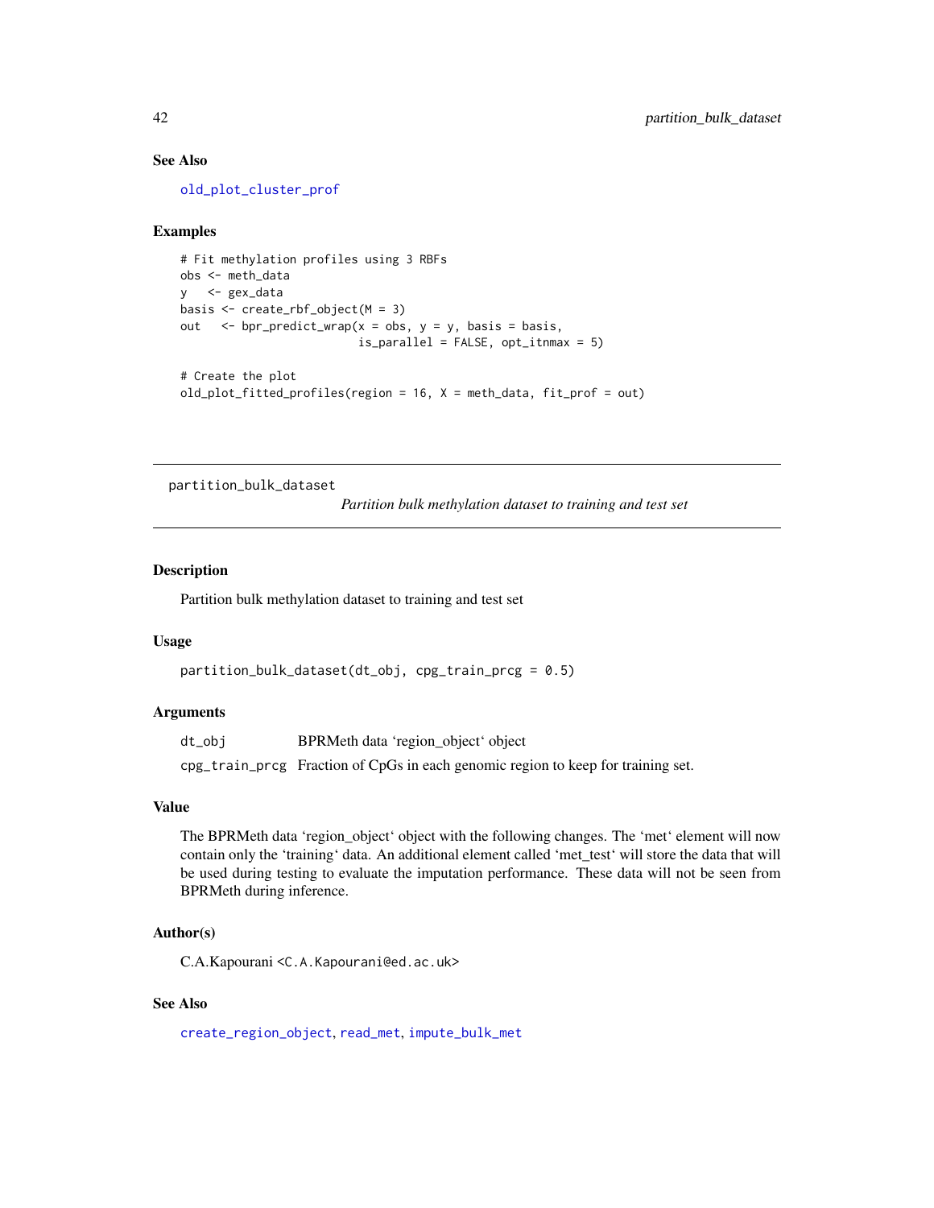### See Also

old_plot_cluster_prof

### Examples

```
# Fit methylation profiles using 3 RBFs
obs <- meth_data
y   <- gex_data
basis <- create_rbf_object(M = 3)
out   <- bpr_predict_wrap(x = obs, y = y, basis = basis,
                          is_parallel = FALSE, opt_itnmax = 5)

# Create the plot
old_plot_fitted_profiles(region = 16, X = meth_data, fit_prof = out)
```

---

## partition_bulk_dataset

*Partition bulk methylation dataset to training and test set*

---

### Description

Partition bulk methylation dataset to training and test set

### Usage

```
partition_bulk_dataset(dt_obj, cpg_train_prcg = 0.5)
```

### Arguments

| | |
|---|---|
| dt_obj | BPRMeth data 'region_object' object |
| cpg_train_prcg | Fraction of CpGs in each genomic region to keep for training set. |

### Value

The BPRMeth data 'region_object' object with the following changes. The 'met' element will now contain only the 'training' data. An additional element called 'met_test' will store the data that will be used during testing to evaluate the imputation performance. These data will not be seen from BPRMeth during inference.

### Author(s)

C.A.Kapourani <C.A.Kapourani@ed.ac.uk>

### See Also

create_region_object, read_met, impute_bulk_met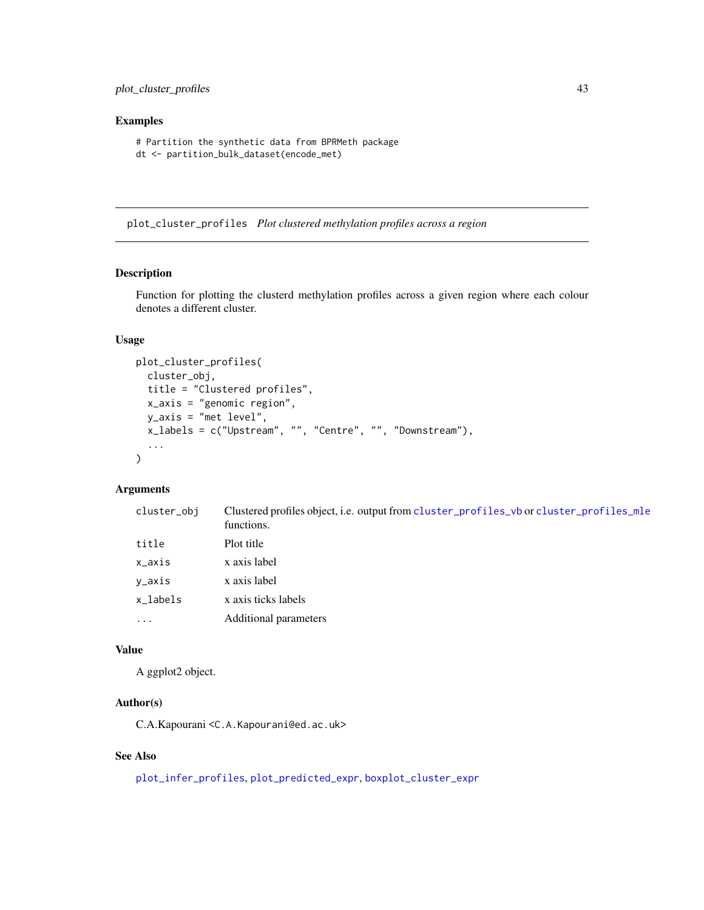## Examples

```
# Partition the synthetic data from BPRMeth package
dt <- partition_bulk_dataset(encode_met)
```

---

# plot_cluster_profiles *Plot clustered methylation profiles across a region*

## Description

Function for plotting the clusterd methylation profiles across a given region where each colour denotes a different cluster.

## Usage

```
plot_cluster_profiles(
  cluster_obj,
  title = "Clustered profiles",
  x_axis = "genomic region",
  y_axis = "met level",
  x_labels = c("Upstream", "", "Centre", "", "Downstream"),
  ...
)
```

## Arguments

| | |
|---|---|
| `cluster_obj` | Clustered profiles object, i.e. output from `cluster_profiles_vb` or `cluster_profiles_mle` functions. |
| `title` | Plot title |
| `x_axis` | x axis label |
| `y_axis` | x axis label |
| `x_labels` | x axis ticks labels |
| `...` | Additional parameters |

## Value

A ggplot2 object.

## Author(s)

C.A.Kapourani <C.A.Kapourani@ed.ac.uk>

## See Also

`plot_infer_profiles`, `plot_predicted_expr`, `boxplot_cluster_expr`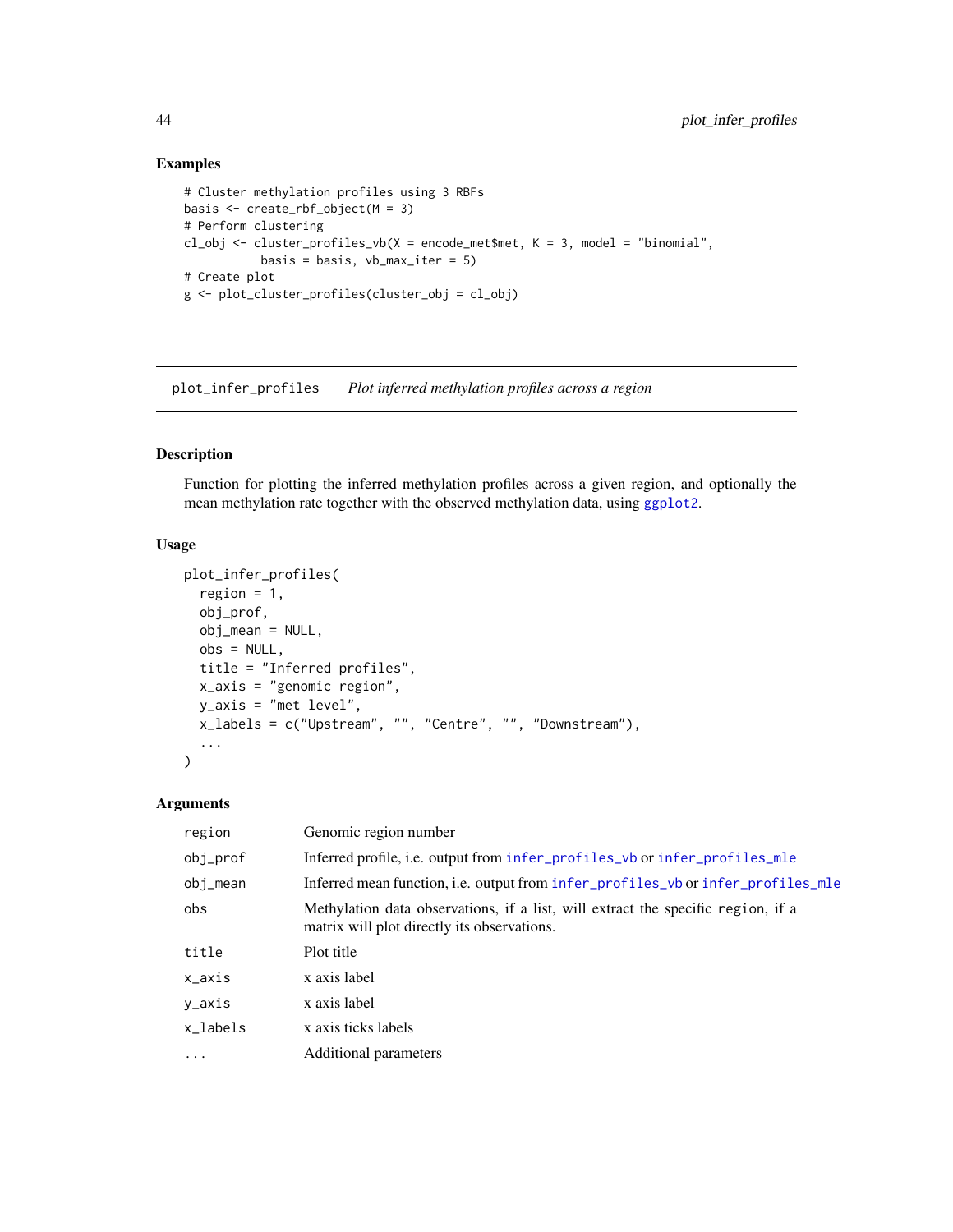### Examples

```
# Cluster methylation profiles using 3 RBFs
basis <- create_rbf_object(M = 3)
# Perform clustering
cl_obj <- cluster_profiles_vb(X = encode_met$met, K = 3, model = "binomial",
           basis = basis, vb_max_iter = 5)
# Create plot
g <- plot_cluster_profiles(cluster_obj = cl_obj)
```

---

## plot_infer_profiles *Plot inferred methylation profiles across a region*

---

### Description

Function for plotting the inferred methylation profiles across a given region, and optionally the mean methylation rate together with the observed methylation data, using ggplot2.

### Usage

```
plot_infer_profiles(
  region = 1,
  obj_prof,
  obj_mean = NULL,
  obs = NULL,
  title = "Inferred profiles",
  x_axis = "genomic region",
  y_axis = "met level",
  x_labels = c("Upstream", "", "Centre", "", "Downstream"),
  ...
)
```

### Arguments

| | |
|---|---|
| region | Genomic region number |
| obj_prof | Inferred profile, i.e. output from infer_profiles_vb or infer_profiles_mle |
| obj_mean | Inferred mean function, i.e. output from infer_profiles_vb or infer_profiles_mle |
| obs | Methylation data observations, if a list, will extract the specific region, if a matrix will plot directly its observations. |
| title | Plot title |
| x_axis | x axis label |
| y_axis | x axis label |
| x_labels | x axis ticks labels |
| ... | Additional parameters |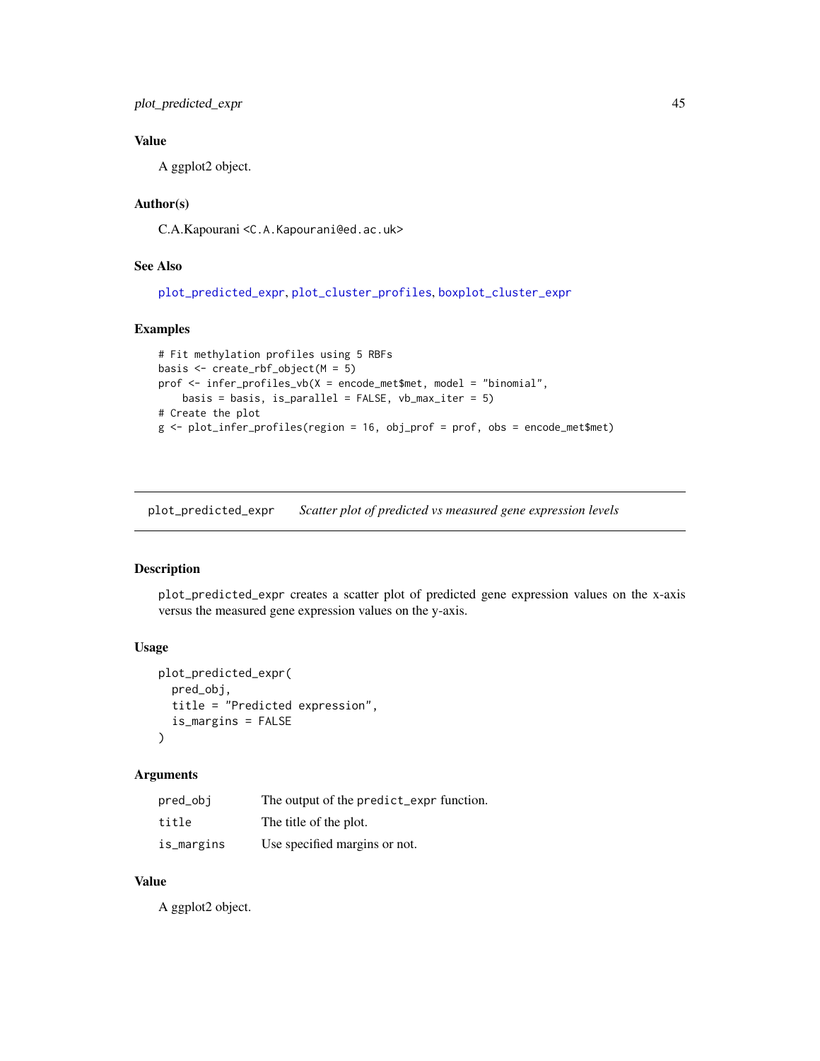## Value

A ggplot2 object.

## Author(s)

C.A.Kapourani <C.A.Kapourani@ed.ac.uk>

## See Also

plot_predicted_expr, plot_cluster_profiles, boxplot_cluster_expr

## Examples

```
# Fit methylation profiles using 5 RBFs
basis <- create_rbf_object(M = 5)
prof <- infer_profiles_vb(X = encode_met$met, model = "binomial",
    basis = basis, is_parallel = FALSE, vb_max_iter = 5)
# Create the plot
g <- plot_infer_profiles(region = 16, obj_prof = prof, obs = encode_met$met)
```

---

# plot_predicted_expr — *Scatter plot of predicted vs measured gene expression levels*

---

## Description

plot_predicted_expr creates a scatter plot of predicted gene expression values on the x-axis versus the measured gene expression values on the y-axis.

## Usage

```
plot_predicted_expr(
  pred_obj,
  title = "Predicted expression",
  is_margins = FALSE
)
```

## Arguments

| | |
|---|---|
| pred_obj | The output of the predict_expr function. |
| title | The title of the plot. |
| is_margins | Use specified margins or not. |

## Value

A ggplot2 object.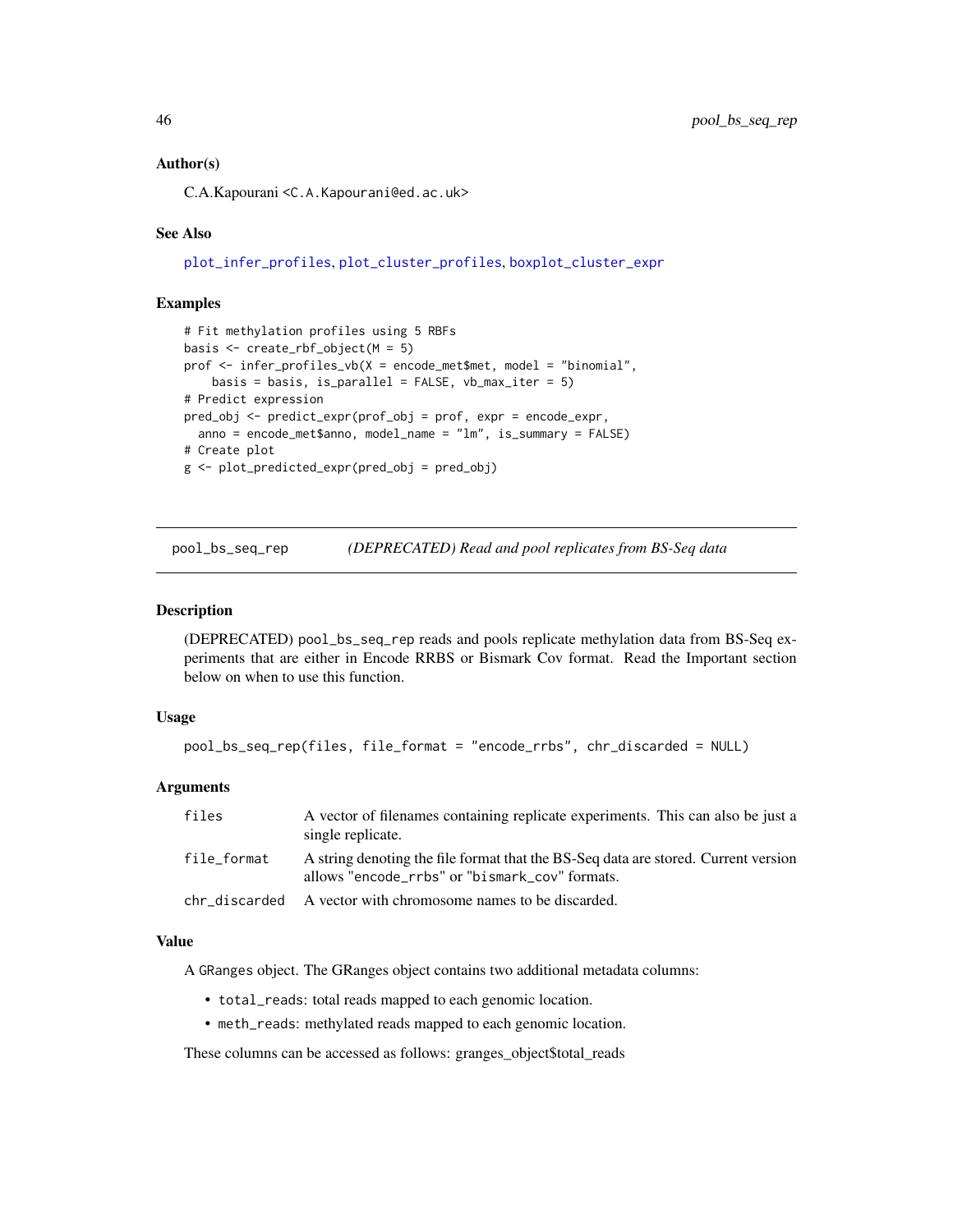### Author(s)

C.A.Kapourani <C.A.Kapourani@ed.ac.uk>

### See Also

plot_infer_profiles, plot_cluster_profiles, boxplot_cluster_expr

### Examples

```
# Fit methylation profiles using 5 RBFs
basis <- create_rbf_object(M = 5)
prof <- infer_profiles_vb(X = encode_met$met, model = "binomial",
    basis = basis, is_parallel = FALSE, vb_max_iter = 5)
# Predict expression
pred_obj <- predict_expr(prof_obj = prof, expr = encode_expr,
  anno = encode_met$anno, model_name = "lm", is_summary = FALSE)
# Create plot
g <- plot_predicted_expr(pred_obj = pred_obj)
```

---

## pool_bs_seq_rep — *(DEPRECATED) Read and pool replicates from BS-Seq data*

---

### Description

(DEPRECATED) pool_bs_seq_rep reads and pools replicate methylation data from BS-Seq experiments that are either in Encode RRBS or Bismark Cov format. Read the Important section below on when to use this function.

### Usage

```
pool_bs_seq_rep(files, file_format = "encode_rrbs", chr_discarded = NULL)
```

### Arguments

| | |
|---|---|
| files | A vector of filenames containing replicate experiments. This can also be just a single replicate. |
| file_format | A string denoting the file format that the BS-Seq data are stored. Current version allows "encode_rrbs" or "bismark_cov" formats. |
| chr_discarded | A vector with chromosome names to be discarded. |

### Value

A GRanges object. The GRanges object contains two additional metadata columns:

- total_reads: total reads mapped to each genomic location.
- meth_reads: methylated reads mapped to each genomic location.

These columns can be accessed as follows: granges_object$total_reads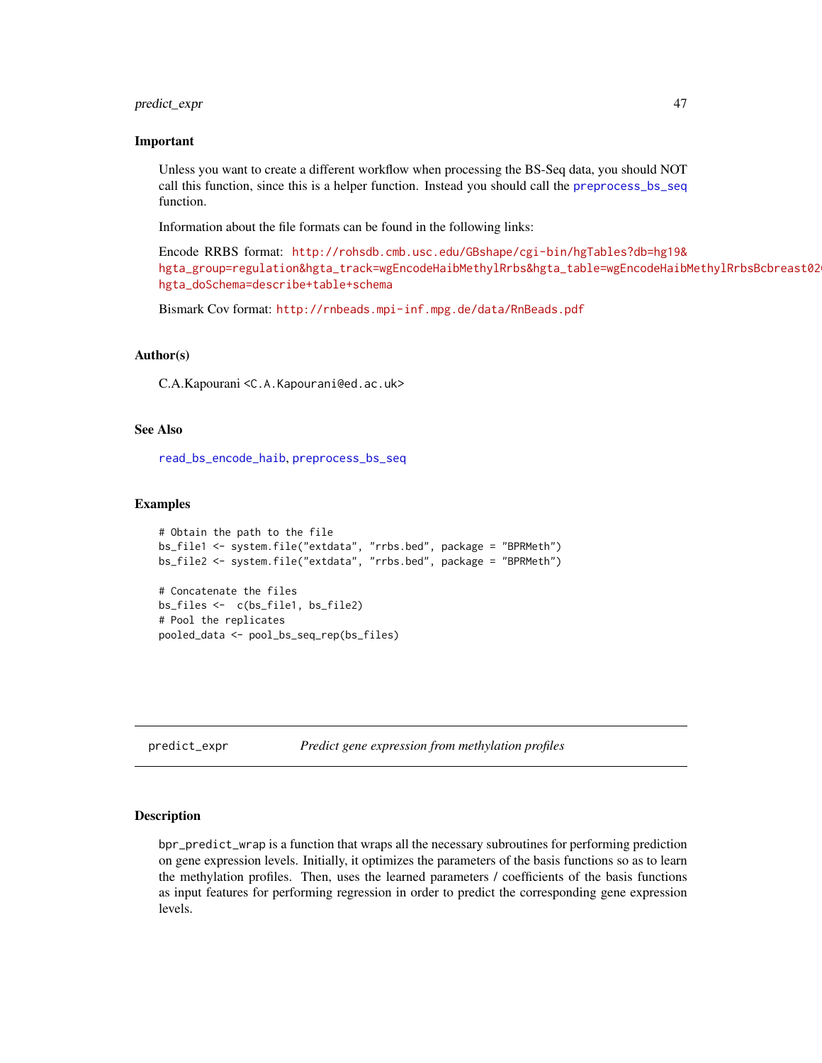### Important

Unless you want to create a different workflow when processing the BS-Seq data, you should NOT call this function, since this is a helper function. Instead you should call the preprocess_bs_seq function.

Information about the file formats can be found in the following links:

Encode RRBS format: http://rohsdb.cmb.usc.edu/GBshape/cgi-bin/hgTables?db=hg19&hgta_group=regulation&hgta_track=wgEncodeHaibMethylRrbs&hgta_table=wgEncodeHaibMethylRrbsBcbreast02 hgta_doSchema=describe+table+schema

Bismark Cov format: http://rnbeads.mpi-inf.mpg.de/data/RnBeads.pdf

### Author(s)

C.A.Kapourani <C.A.Kapourani@ed.ac.uk>

### See Also

read_bs_encode_haib, preprocess_bs_seq

### Examples

```
# Obtain the path to the file
bs_file1 <- system.file("extdata", "rrbs.bed", package = "BPRMeth")
bs_file2 <- system.file("extdata", "rrbs.bed", package = "BPRMeth")

# Concatenate the files
bs_files <-  c(bs_file1, bs_file2)
# Pool the replicates
pooled_data <- pool_bs_seq_rep(bs_files)
```

---

## predict_expr    *Predict gene expression from methylation profiles*

### Description

bpr_predict_wrap is a function that wraps all the necessary subroutines for performing prediction on gene expression levels. Initially, it optimizes the parameters of the basis functions so as to learn the methylation profiles. Then, uses the learned parameters / coefficients of the basis functions as input features for performing regression in order to predict the corresponding gene expression levels.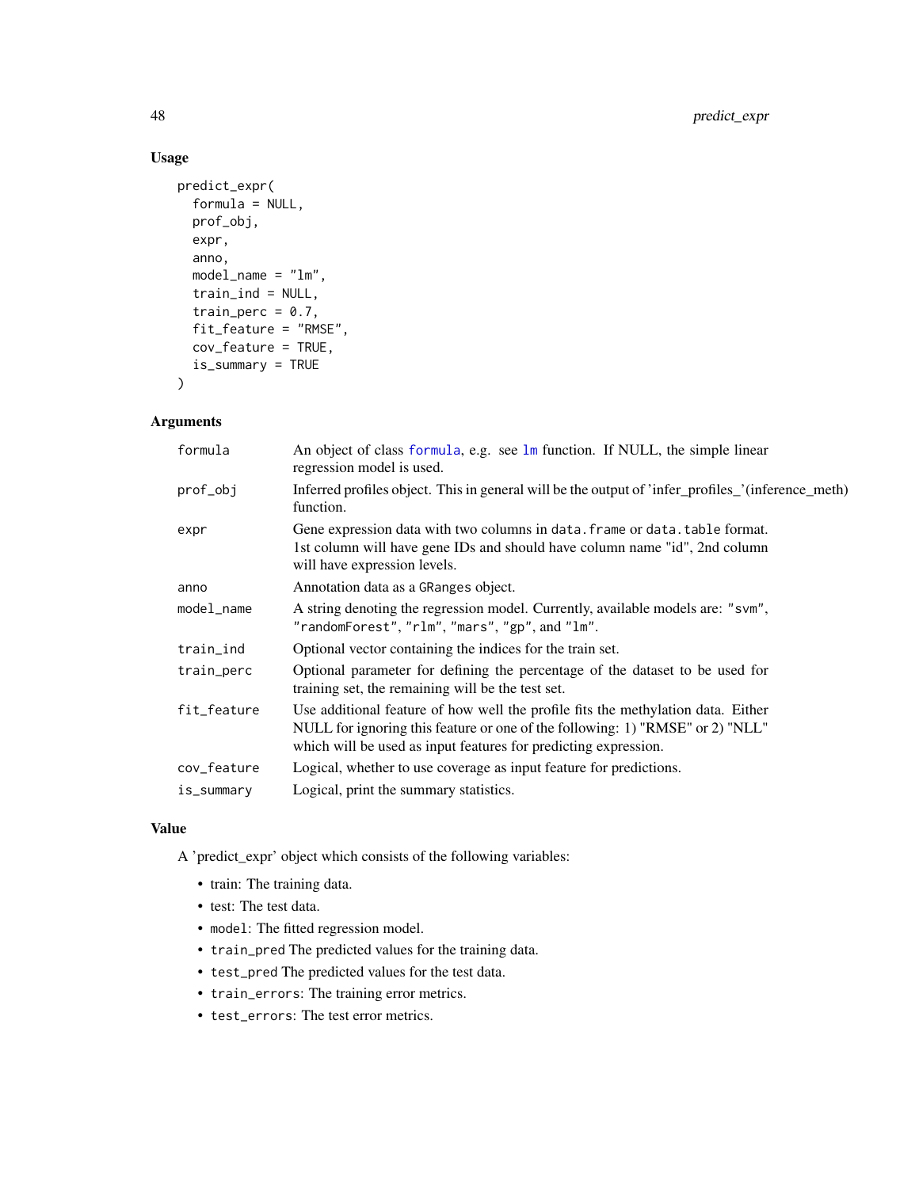### Usage

```
predict_expr(
  formula = NULL,
  prof_obj,
  expr,
  anno,
  model_name = "lm",
  train_ind = NULL,
  train_perc = 0.7,
  fit_feature = "RMSE",
  cov_feature = TRUE,
  is_summary = TRUE
)
```

### Arguments

| | |
|---|---|
| formula | An object of class formula, e.g. see lm function. If NULL, the simple linear regression model is used. |
| prof_obj | Inferred profiles object. This in general will be the output of 'infer_profiles_'(inference_meth) function. |
| expr | Gene expression data with two columns in data.frame or data.table format. 1st column will have gene IDs and should have column name "id", 2nd column will have expression levels. |
| anno | Annotation data as a GRanges object. |
| model_name | A string denoting the regression model. Currently, available models are: "svm", "randomForest", "rlm", "mars", "gp", and "lm". |
| train_ind | Optional vector containing the indices for the train set. |
| train_perc | Optional parameter for defining the percentage of the dataset to be used for training set, the remaining will be the test set. |
| fit_feature | Use additional feature of how well the profile fits the methylation data. Either NULL for ignoring this feature or one of the following: 1) "RMSE" or 2) "NLL" which will be used as input features for predicting expression. |
| cov_feature | Logical, whether to use coverage as input feature for predictions. |
| is_summary | Logical, print the summary statistics. |

### Value

A 'predict_expr' object which consists of the following variables:

- train: The training data.
- test: The test data.
- model: The fitted regression model.
- train_pred The predicted values for the training data.
- test_pred The predicted values for the test data.
- train_errors: The training error metrics.
- test_errors: The test error metrics.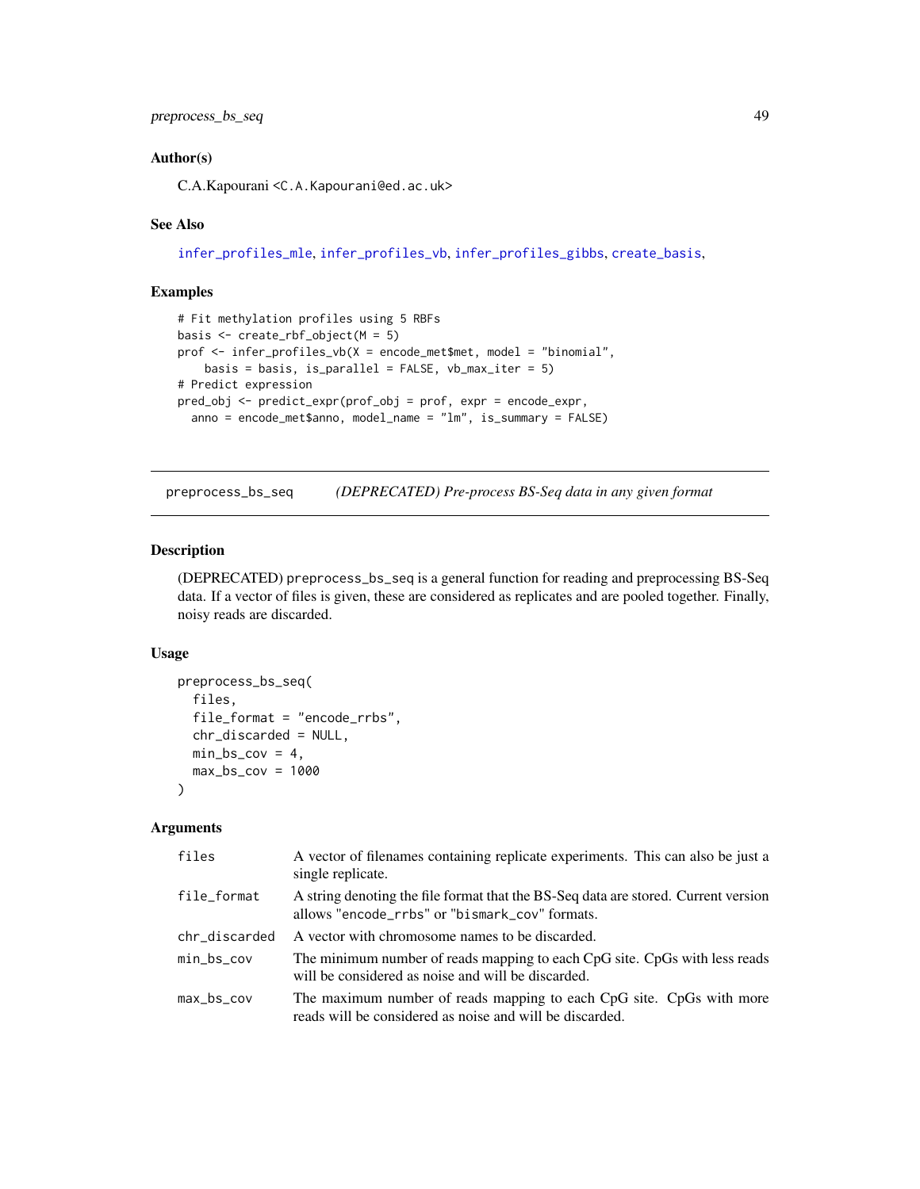### Author(s)

C.A.Kapourani <C.A.Kapourani@ed.ac.uk>

### See Also

infer_profiles_mle, infer_profiles_vb, infer_profiles_gibbs, create_basis,

### Examples

```
# Fit methylation profiles using 5 RBFs
basis <- create_rbf_object(M = 5)
prof <- infer_profiles_vb(X = encode_met$met, model = "binomial",
    basis = basis, is_parallel = FALSE, vb_max_iter = 5)
# Predict expression
pred_obj <- predict_expr(prof_obj = prof, expr = encode_expr,
  anno = encode_met$anno, model_name = "lm", is_summary = FALSE)
```

---

## preprocess_bs_seq — *(DEPRECATED) Pre-process BS-Seq data in any given format*

### Description

(DEPRECATED) preprocess_bs_seq is a general function for reading and preprocessing BS-Seq data. If a vector of files is given, these are considered as replicates and are pooled together. Finally, noisy reads are discarded.

### Usage

```
preprocess_bs_seq(
  files,
  file_format = "encode_rrbs",
  chr_discarded = NULL,
  min_bs_cov = 4,
  max_bs_cov = 1000
)
```

### Arguments

| | |
|---|---|
| files | A vector of filenames containing replicate experiments. This can also be just a single replicate. |
| file_format | A string denoting the file format that the BS-Seq data are stored. Current version allows "encode_rrbs" or "bismark_cov" formats. |
| chr_discarded | A vector with chromosome names to be discarded. |
| min_bs_cov | The minimum number of reads mapping to each CpG site. CpGs with less reads will be considered as noise and will be discarded. |
| max_bs_cov | The maximum number of reads mapping to each CpG site. CpGs with more reads will be considered as noise and will be discarded. |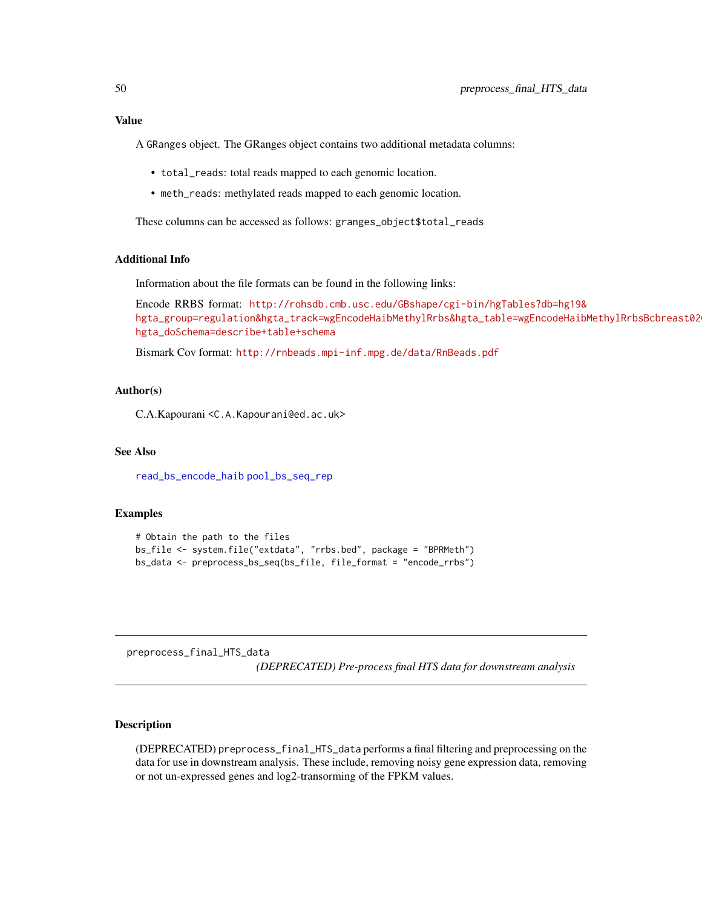### Value

A GRanges object. The GRanges object contains two additional metadata columns:

- total_reads: total reads mapped to each genomic location.
- meth_reads: methylated reads mapped to each genomic location.

These columns can be accessed as follows: granges_object$total_reads

### Additional Info

Information about the file formats can be found in the following links:

Encode RRBS format: http://rohsdb.cmb.usc.edu/GBshape/cgi-bin/hgTables?db=hg19&hgta_group=regulation&hgta_track=wgEncodeHaibMethylRrbs&hgta_table=wgEncodeHaibMethylRrbsBcbreast02(
hgta_doSchema=describe+table+schema

Bismark Cov format: http://rnbeads.mpi-inf.mpg.de/data/RnBeads.pdf

### Author(s)

C.A.Kapourani <C.A.Kapourani@ed.ac.uk>

### See Also

read_bs_encode_haib pool_bs_seq_rep

### Examples

```
# Obtain the path to the files
bs_file <- system.file("extdata", "rrbs.bed", package = "BPRMeth")
bs_data <- preprocess_bs_seq(bs_file, file_format = "encode_rrbs")
```

---

## preprocess_final_HTS_data

*(DEPRECATED) Pre-process final HTS data for downstream analysis*

---

### Description

(DEPRECATED) preprocess_final_HTS_data performs a final filtering and preprocessing on the data for use in downstream analysis. These include, removing noisy gene expression data, removing or not un-expressed genes and log2-transorming of the FPKM values.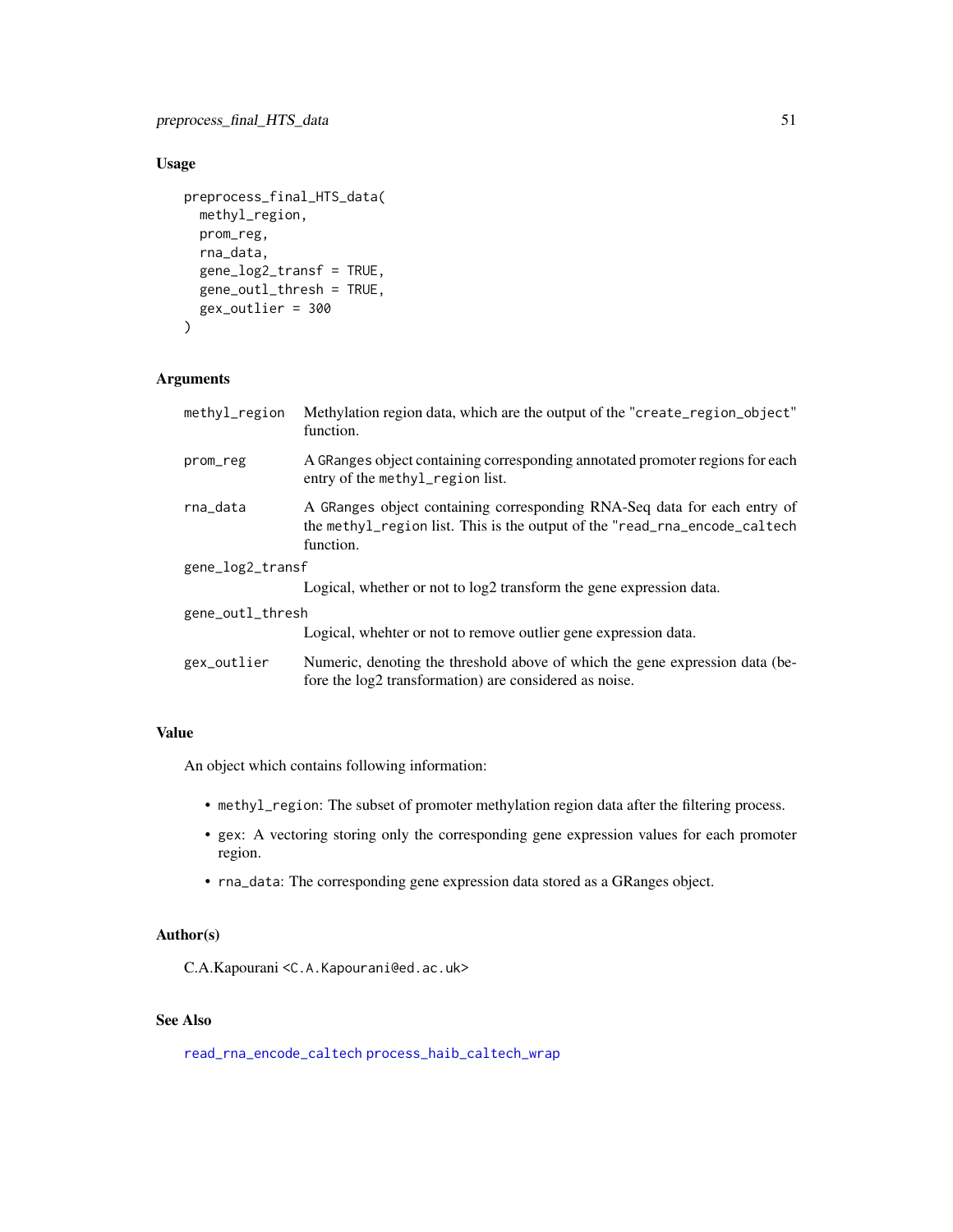## Usage

```
preprocess_final_HTS_data(
  methyl_region,
  prom_reg,
  rna_data,
  gene_log2_transf = TRUE,
  gene_outl_thresh = TRUE,
  gex_outlier = 300
)
```

## Arguments

| | |
|---|---|
| methyl_region | Methylation region data, which are the output of the "create_region_object" function. |
| prom_reg | A GRanges object containing corresponding annotated promoter regions for each entry of the methyl_region list. |
| rna_data | A GRanges object containing corresponding RNA-Seq data for each entry of the methyl_region list. This is the output of the "read_rna_encode_caltech function. |
| gene_log2_transf | Logical, whether or not to log2 transform the gene expression data. |
| gene_outl_thresh | Logical, whehter or not to remove outlier gene expression data. |
| gex_outlier | Numeric, denoting the threshold above of which the gene expression data (before the log2 transformation) are considered as noise. |

## Value

An object which contains following information:

- methyl_region: The subset of promoter methylation region data after the filtering process.
- gex: A vectoring storing only the corresponding gene expression values for each promoter region.
- rna_data: The corresponding gene expression data stored as a GRanges object.

## Author(s)

C.A.Kapourani <C.A.Kapourani@ed.ac.uk>

## See Also

read_rna_encode_caltech process_haib_caltech_wrap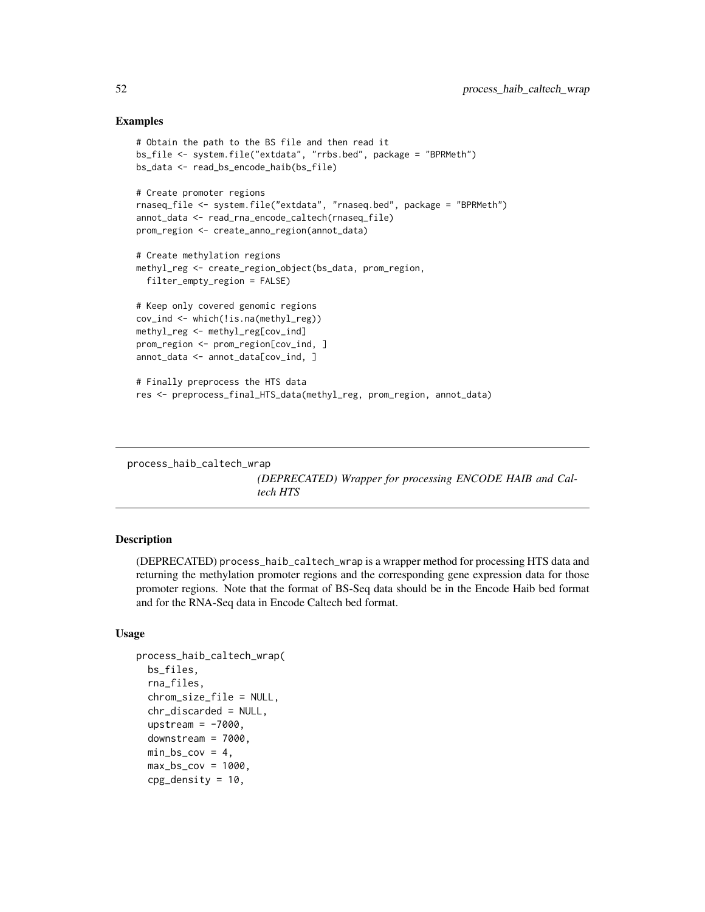## Examples

```
# Obtain the path to the BS file and then read it
bs_file <- system.file("extdata", "rrbs.bed", package = "BPRMeth")
bs_data <- read_bs_encode_haib(bs_file)

# Create promoter regions
rnaseq_file <- system.file("extdata", "rnaseq.bed", package = "BPRMeth")
annot_data <- read_rna_encode_caltech(rnaseq_file)
prom_region <- create_anno_region(annot_data)

# Create methylation regions
methyl_reg <- create_region_object(bs_data, prom_region,
  filter_empty_region = FALSE)

# Keep only covered genomic regions
cov_ind <- which(!is.na(methyl_reg))
methyl_reg <- methyl_reg[cov_ind]
prom_region <- prom_region[cov_ind, ]
annot_data <- annot_data[cov_ind, ]

# Finally preprocess the HTS data
res <- preprocess_final_HTS_data(methyl_reg, prom_region, annot_data)
```

---

# process_haib_caltech_wrap

*(DEPRECATED) Wrapper for processing ENCODE HAIB and Caltech HTS*

---

## Description

(DEPRECATED) process_haib_caltech_wrap is a wrapper method for processing HTS data and returning the methylation promoter regions and the corresponding gene expression data for those promoter regions. Note that the format of BS-Seq data should be in the Encode Haib bed format and for the RNA-Seq data in Encode Caltech bed format.

## Usage

```
process_haib_caltech_wrap(
  bs_files,
  rna_files,
  chrom_size_file = NULL,
  chr_discarded = NULL,
  upstream = -7000,
  downstream = 7000,
  min_bs_cov = 4,
  max_bs_cov = 1000,
  cpg_density = 10,
```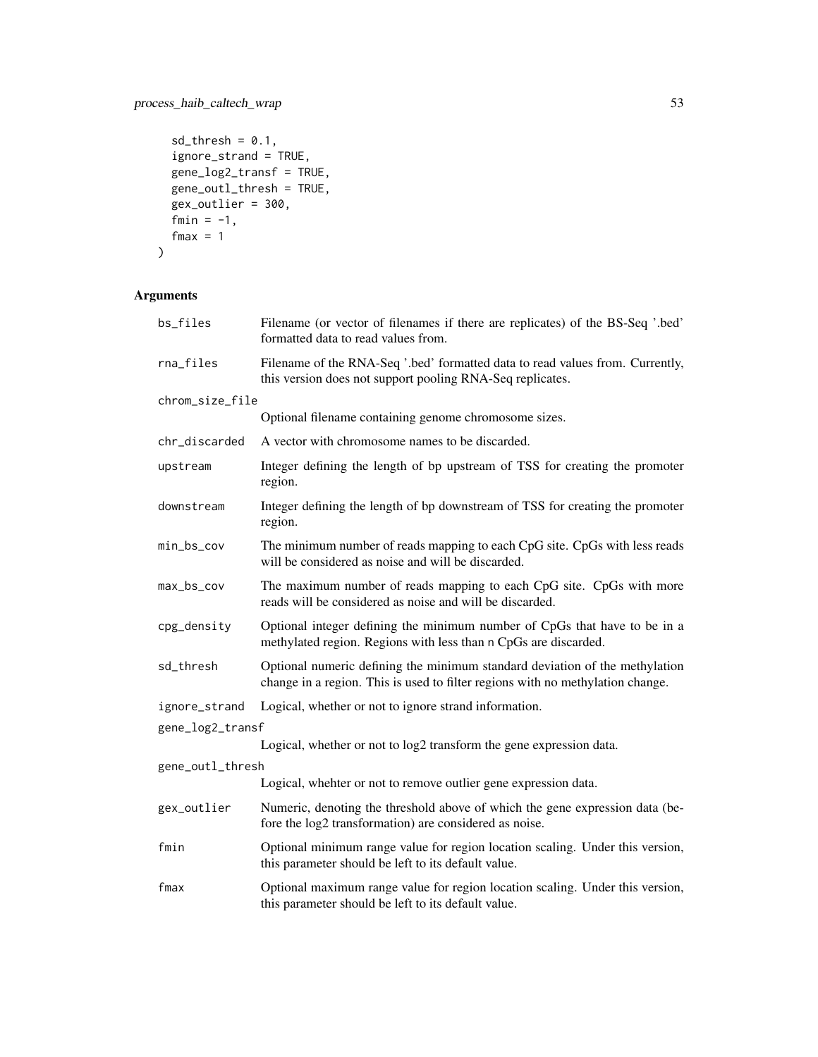```
  sd_thresh = 0.1,
  ignore_strand = TRUE,
  gene_log2_transf = TRUE,
  gene_outl_thresh = TRUE,
  gex_outlier = 300,
  fmin = -1,
  fmax = 1
)
```

## Arguments

| | |
|---|---|
| bs_files | Filename (or vector of filenames if there are replicates) of the BS-Seq '.bed' formatted data to read values from. |
| rna_files | Filename of the RNA-Seq '.bed' formatted data to read values from. Currently, this version does not support pooling RNA-Seq replicates. |
| chrom_size_file | Optional filename containing genome chromosome sizes. |
| chr_discarded | A vector with chromosome names to be discarded. |
| upstream | Integer defining the length of bp upstream of TSS for creating the promoter region. |
| downstream | Integer defining the length of bp downstream of TSS for creating the promoter region. |
| min_bs_cov | The minimum number of reads mapping to each CpG site. CpGs with less reads will be considered as noise and will be discarded. |
| max_bs_cov | The maximum number of reads mapping to each CpG site. CpGs with more reads will be considered as noise and will be discarded. |
| cpg_density | Optional integer defining the minimum number of CpGs that have to be in a methylated region. Regions with less than n CpGs are discarded. |
| sd_thresh | Optional numeric defining the minimum standard deviation of the methylation change in a region. This is used to filter regions with no methylation change. |
| ignore_strand | Logical, whether or not to ignore strand information. |
| gene_log2_transf | Logical, whether or not to log2 transform the gene expression data. |
| gene_outl_thresh | Logical, whehter or not to remove outlier gene expression data. |
| gex_outlier | Numeric, denoting the threshold above of which the gene expression data (before the log2 transformation) are considered as noise. |
| fmin | Optional minimum range value for region location scaling. Under this version, this parameter should be left to its default value. |
| fmax | Optional maximum range value for region location scaling. Under this version, this parameter should be left to its default value. |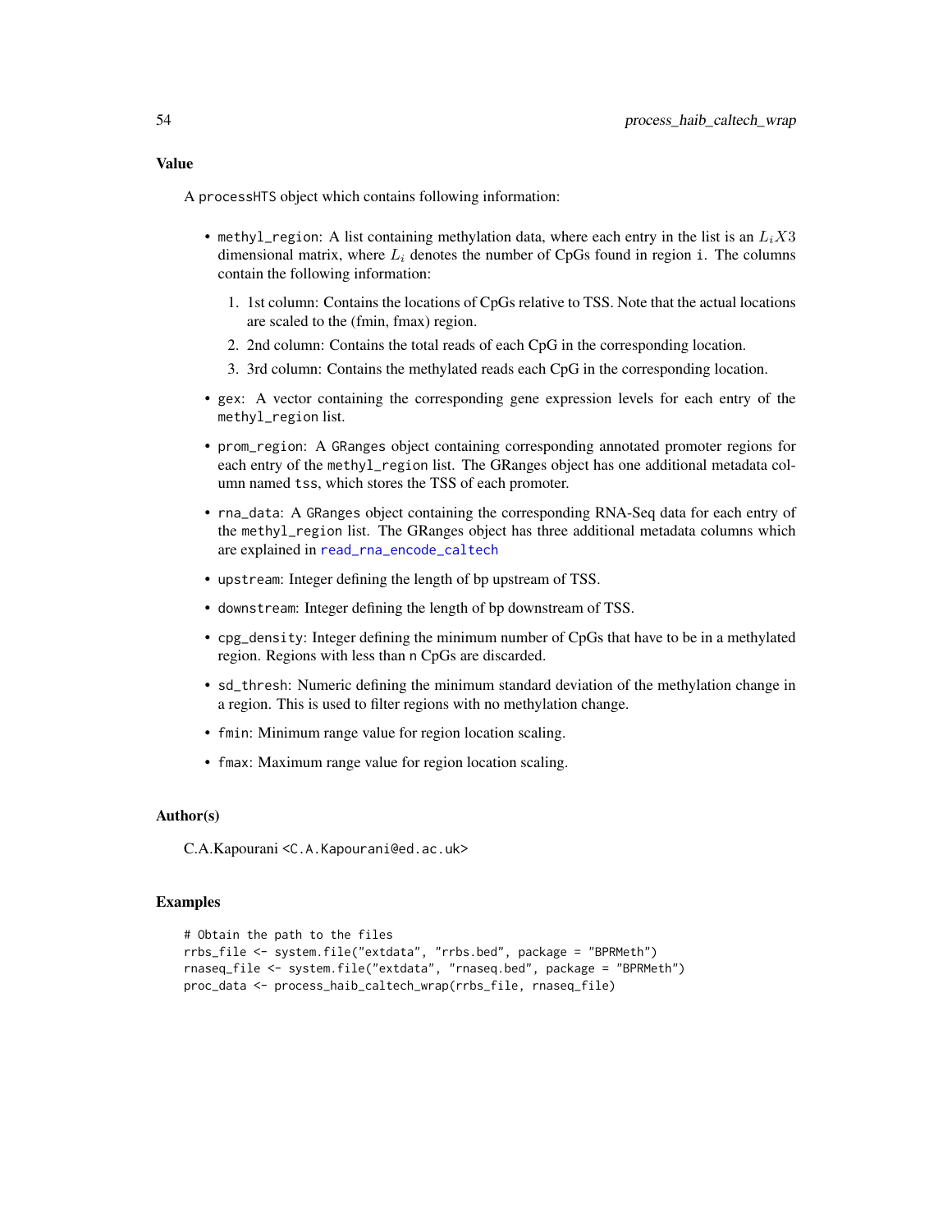## Value

A processHTS object which contains following information:

- methyl_region: A list containing methylation data, where each entry in the list is an $L_i X3$ dimensional matrix, where $L_i$ denotes the number of CpGs found in region i. The columns contain the following information:
  1. 1st column: Contains the locations of CpGs relative to TSS. Note that the actual locations are scaled to the (fmin, fmax) region.
  2. 2nd column: Contains the total reads of each CpG in the corresponding location.
  3. 3rd column: Contains the methylated reads each CpG in the corresponding location.
- gex: A vector containing the corresponding gene expression levels for each entry of the methyl_region list.
- prom_region: A GRanges object containing corresponding annotated promoter regions for each entry of the methyl_region list. The GRanges object has one additional metadata column named tss, which stores the TSS of each promoter.
- rna_data: A GRanges object containing the corresponding RNA-Seq data for each entry of the methyl_region list. The GRanges object has three additional metadata columns which are explained in read_rna_encode_caltech
- upstream: Integer defining the length of bp upstream of TSS.
- downstream: Integer defining the length of bp downstream of TSS.
- cpg_density: Integer defining the minimum number of CpGs that have to be in a methylated region. Regions with less than n CpGs are discarded.
- sd_thresh: Numeric defining the minimum standard deviation of the methylation change in a region. This is used to filter regions with no methylation change.
- fmin: Minimum range value for region location scaling.
- fmax: Maximum range value for region location scaling.

## Author(s)

C.A.Kapourani <C.A.Kapourani@ed.ac.uk>

## Examples

```
# Obtain the path to the files
rrbs_file <- system.file("extdata", "rrbs.bed", package = "BPRMeth")
rnaseq_file <- system.file("extdata", "rnaseq.bed", package = "BPRMeth")
proc_data <- process_haib_caltech_wrap(rrbs_file, rnaseq_file)
```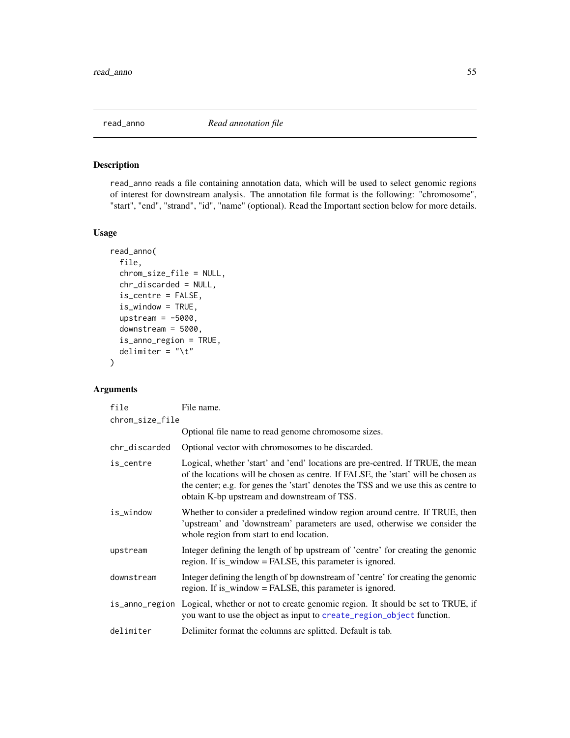## read_anno — *Read annotation file*

### Description

read_anno reads a file containing annotation data, which will be used to select genomic regions of interest for downstream analysis. The annotation file format is the following: "chromosome", "start", "end", "strand", "id", "name" (optional). Read the Important section below for more details.

### Usage

```
read_anno(
  file,
  chrom_size_file = NULL,
  chr_discarded = NULL,
  is_centre = FALSE,
  is_window = TRUE,
  upstream = -5000,
  downstream = 5000,
  is_anno_region = TRUE,
  delimiter = "\t"
)
```

### Arguments

| Argument | Description |
|---|---|
| file | File name. |
| chrom_size_file | Optional file name to read genome chromosome sizes. |
| chr_discarded | Optional vector with chromosomes to be discarded. |
| is_centre | Logical, whether 'start' and 'end' locations are pre-centred. If TRUE, the mean of the locations will be chosen as centre. If FALSE, the 'start' will be chosen as the center; e.g. for genes the 'start' denotes the TSS and we use this as centre to obtain K-bp upstream and downstream of TSS. |
| is_window | Whether to consider a predefined window region around centre. If TRUE, then 'upstream' and 'downstream' parameters are used, otherwise we consider the whole region from start to end location. |
| upstream | Integer defining the length of bp upstream of 'centre' for creating the genomic region. If is_window = FALSE, this parameter is ignored. |
| downstream | Integer defining the length of bp downstream of 'centre' for creating the genomic region. If is_window = FALSE, this parameter is ignored. |
| is_anno_region | Logical, whether or not to create genomic region. It should be set to TRUE, if you want to use the object as input to create_region_object function. |
| delimiter | Delimiter format the columns are splitted. Default is tab. |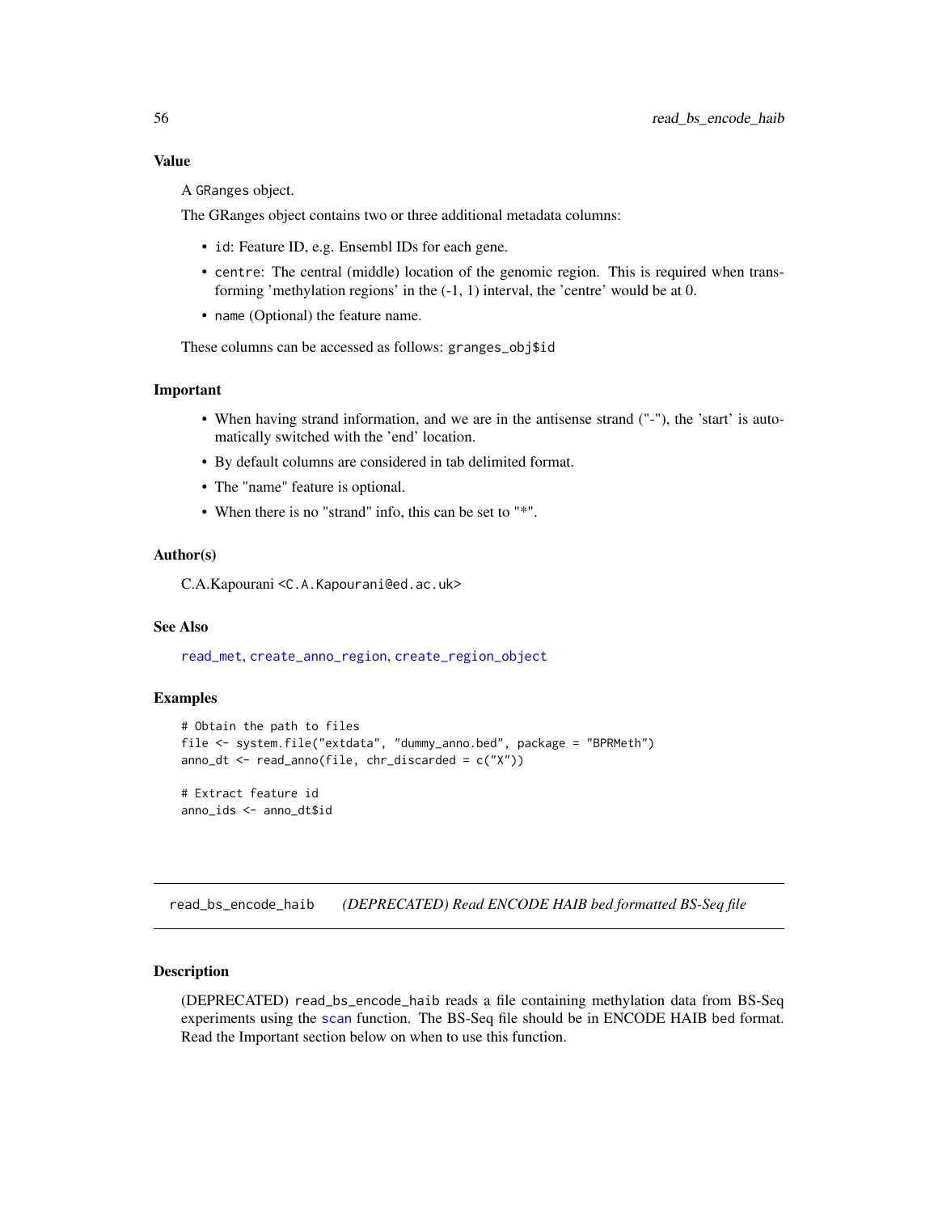### Value

A GRanges object.

The GRanges object contains two or three additional metadata columns:

- id: Feature ID, e.g. Ensembl IDs for each gene.
- centre: The central (middle) location of the genomic region. This is required when transforming 'methylation regions' in the (-1, 1) interval, the 'centre' would be at 0.
- name (Optional) the feature name.

These columns can be accessed as follows: granges_obj$id

### Important

- When having strand information, and we are in the antisense strand ("-"), the 'start' is automatically switched with the 'end' location.
- By default columns are considered in tab delimited format.
- The "name" feature is optional.
- When there is no "strand" info, this can be set to "*".

### Author(s)

C.A.Kapourani <C.A.Kapourani@ed.ac.uk>

### See Also

read_met, create_anno_region, create_region_object

### Examples

```
# Obtain the path to files
file <- system.file("extdata", "dummy_anno.bed", package = "BPRMeth")
anno_dt <- read_anno(file, chr_discarded = c("X"))

# Extract feature id
anno_ids <- anno_dt$id
```

---

## read_bs_encode_haib *(DEPRECATED) Read ENCODE HAIB bed formatted BS-Seq file*

### Description

(DEPRECATED) read_bs_encode_haib reads a file containing methylation data from BS-Seq experiments using the scan function. The BS-Seq file should be in ENCODE HAIB bed format. Read the Important section below on when to use this function.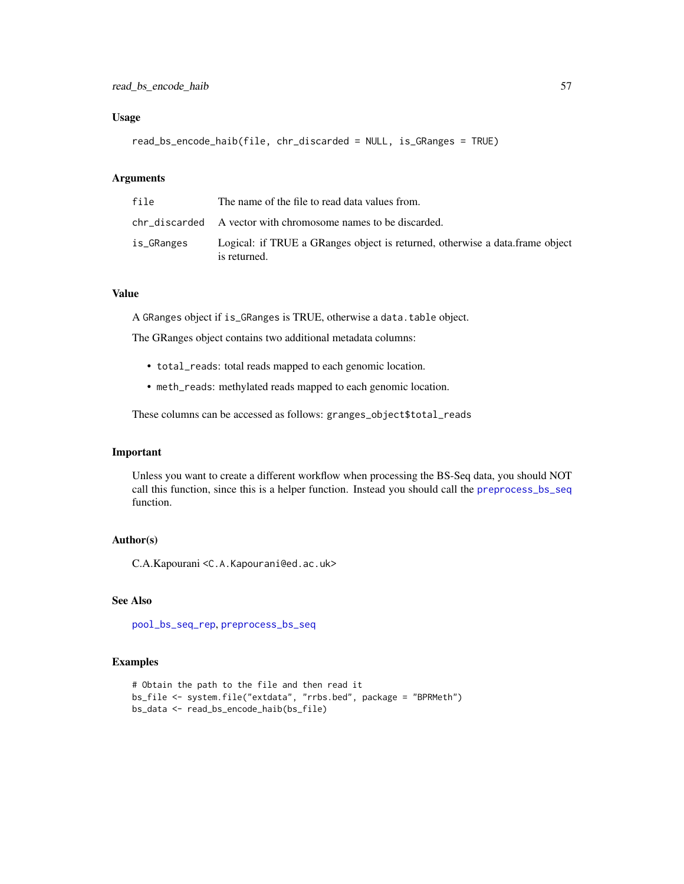### Usage

```
read_bs_encode_haib(file, chr_discarded = NULL, is_GRanges = TRUE)
```

### Arguments

| | |
|---|---|
| file | The name of the file to read data values from. |
| chr_discarded | A vector with chromosome names to be discarded. |
| is_GRanges | Logical: if TRUE a GRanges object is returned, otherwise a data.frame object is returned. |

### Value

A `GRanges` object if `is_GRanges` is TRUE, otherwise a `data.table` object.

The GRanges object contains two additional metadata columns:

- `total_reads`: total reads mapped to each genomic location.
- `meth_reads`: methylated reads mapped to each genomic location.

These columns can be accessed as follows: `granges_object$total_reads`

### Important

Unless you want to create a different workflow when processing the BS-Seq data, you should NOT call this function, since this is a helper function. Instead you should call the `preprocess_bs_seq` function.

### Author(s)

C.A.Kapourani <`C.A.Kapourani@ed.ac.uk`>

### See Also

`pool_bs_seq_rep`, `preprocess_bs_seq`

### Examples

```
# Obtain the path to the file and then read it
bs_file <- system.file("extdata", "rrbs.bed", package = "BPRMeth")
bs_data <- read_bs_encode_haib(bs_file)
```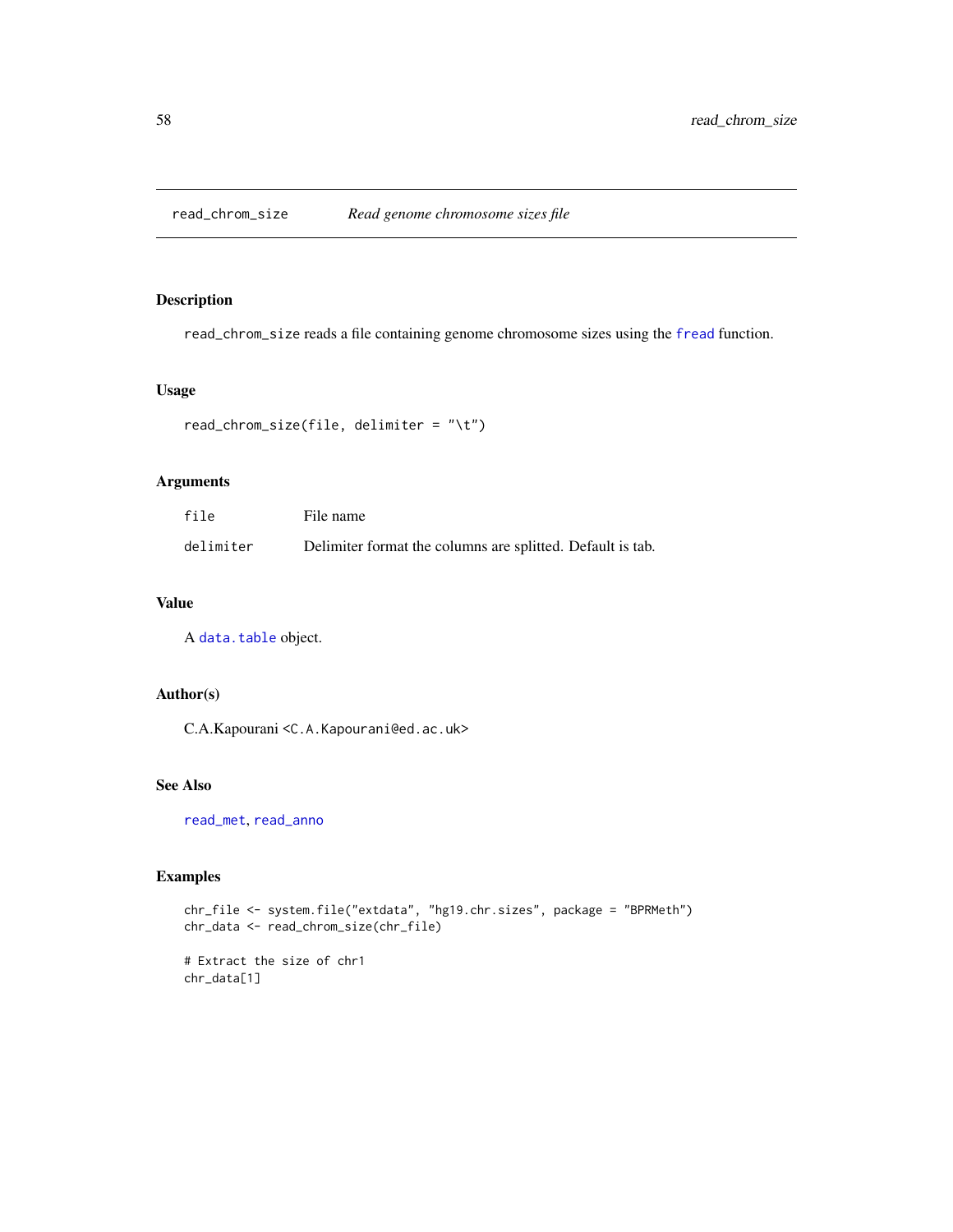read_chrom_size *Read genome chromosome sizes file*

## Description

read_chrom_size reads a file containing genome chromosome sizes using the fread function.

## Usage

```
read_chrom_size(file, delimiter = "\t")
```

## Arguments

| | |
|---|---|
| file | File name |
| delimiter | Delimiter format the columns are splitted. Default is tab. |

## Value

A data.table object.

## Author(s)

C.A.Kapourani <C.A.Kapourani@ed.ac.uk>

## See Also

read_met, read_anno

## Examples

```
chr_file <- system.file("extdata", "hg19.chr.sizes", package = "BPRMeth")
chr_data <- read_chrom_size(chr_file)

# Extract the size of chr1
chr_data[1]
```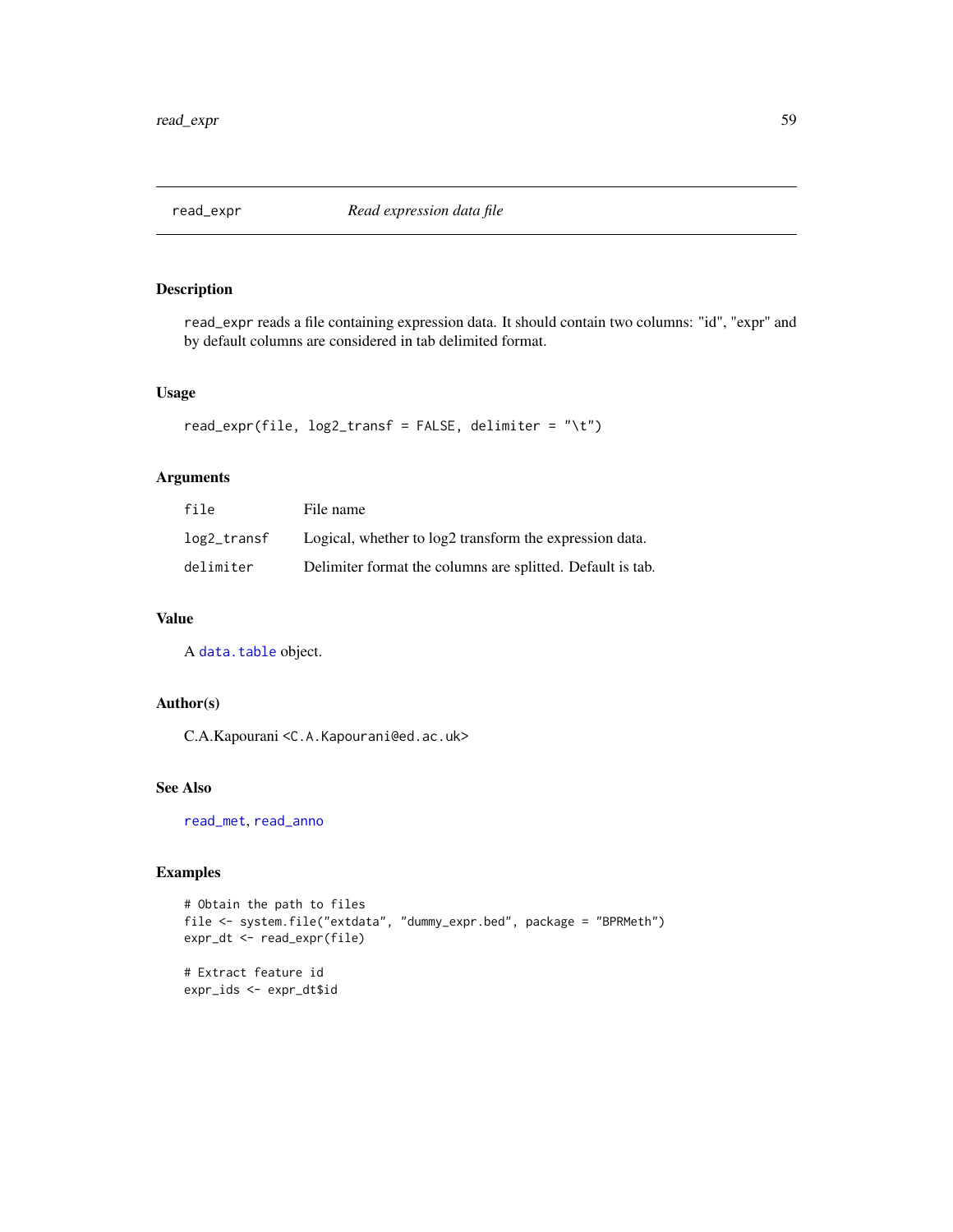## read_expr *Read expression data file*

### Description

read_expr reads a file containing expression data. It should contain two columns: "id", "expr" and by default columns are considered in tab delimited format.

### Usage

```
read_expr(file, log2_transf = FALSE, delimiter = "\t")
```

### Arguments

| | |
|---|---|
| file | File name |
| log2_transf | Logical, whether to log2 transform the expression data. |
| delimiter | Delimiter format the columns are splitted. Default is tab. |

### Value

A data.table object.

### Author(s)

C.A.Kapourani <C.A.Kapourani@ed.ac.uk>

### See Also

read_met, read_anno

### Examples

```
# Obtain the path to files
file <- system.file("extdata", "dummy_expr.bed", package = "BPRMeth")
expr_dt <- read_expr(file)

# Extract feature id
expr_ids <- expr_dt$id
```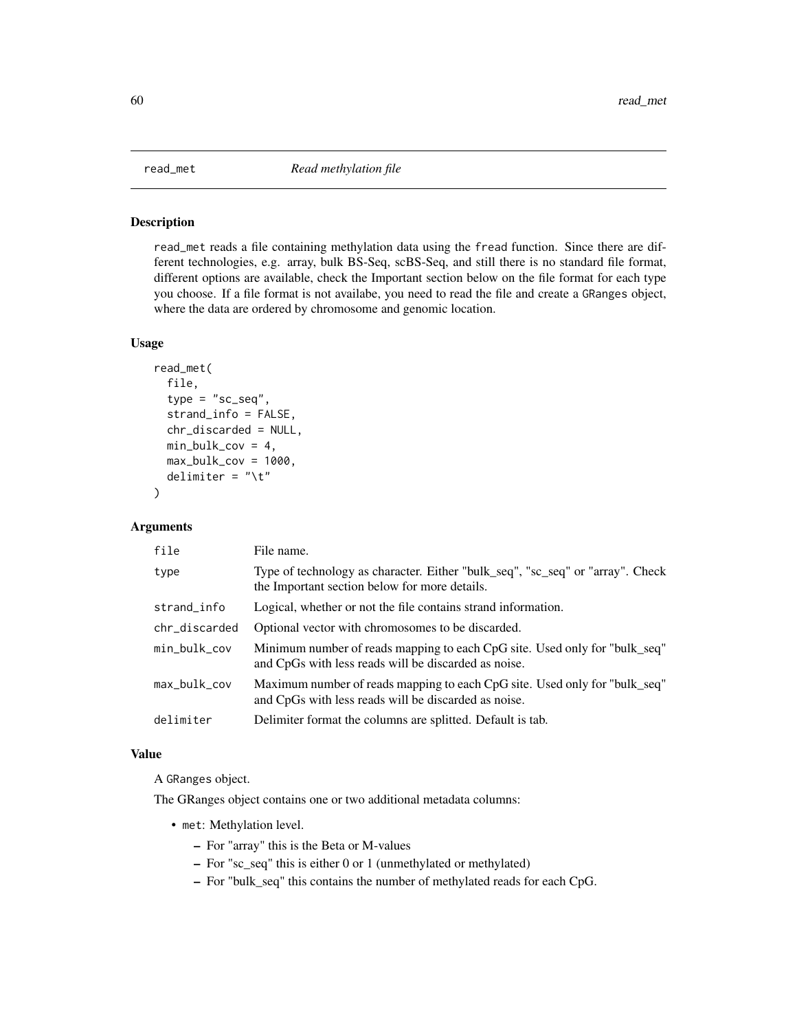## read_met *Read methylation file*

### Description

read_met reads a file containing methylation data using the fread function. Since there are different technologies, e.g. array, bulk BS-Seq, scBS-Seq, and still there is no standard file format, different options are available, check the Important section below on the file format for each type you choose. If a file format is not availabe, you need to read the file and create a GRanges object, where the data are ordered by chromosome and genomic location.

### Usage

```
read_met(
  file,
  type = "sc_seq",
  strand_info = FALSE,
  chr_discarded = NULL,
  min_bulk_cov = 4,
  max_bulk_cov = 1000,
  delimiter = "\t"
)
```

### Arguments

| | |
|---|---|
| file | File name. |
| type | Type of technology as character. Either "bulk_seq", "sc_seq" or "array". Check the Important section below for more details. |
| strand_info | Logical, whether or not the file contains strand information. |
| chr_discarded | Optional vector with chromosomes to be discarded. |
| min_bulk_cov | Minimum number of reads mapping to each CpG site. Used only for "bulk_seq" and CpGs with less reads will be discarded as noise. |
| max_bulk_cov | Maximum number of reads mapping to each CpG site. Used only for "bulk_seq" and CpGs with less reads will be discarded as noise. |
| delimiter | Delimiter format the columns are splitted. Default is tab. |

### Value

A GRanges object.

The GRanges object contains one or two additional metadata columns:

- met: Methylation level.
  - For "array" this is the Beta or M-values
  - For "sc_seq" this is either 0 or 1 (unmethylated or methylated)
  - For "bulk_seq" this contains the number of methylated reads for each CpG.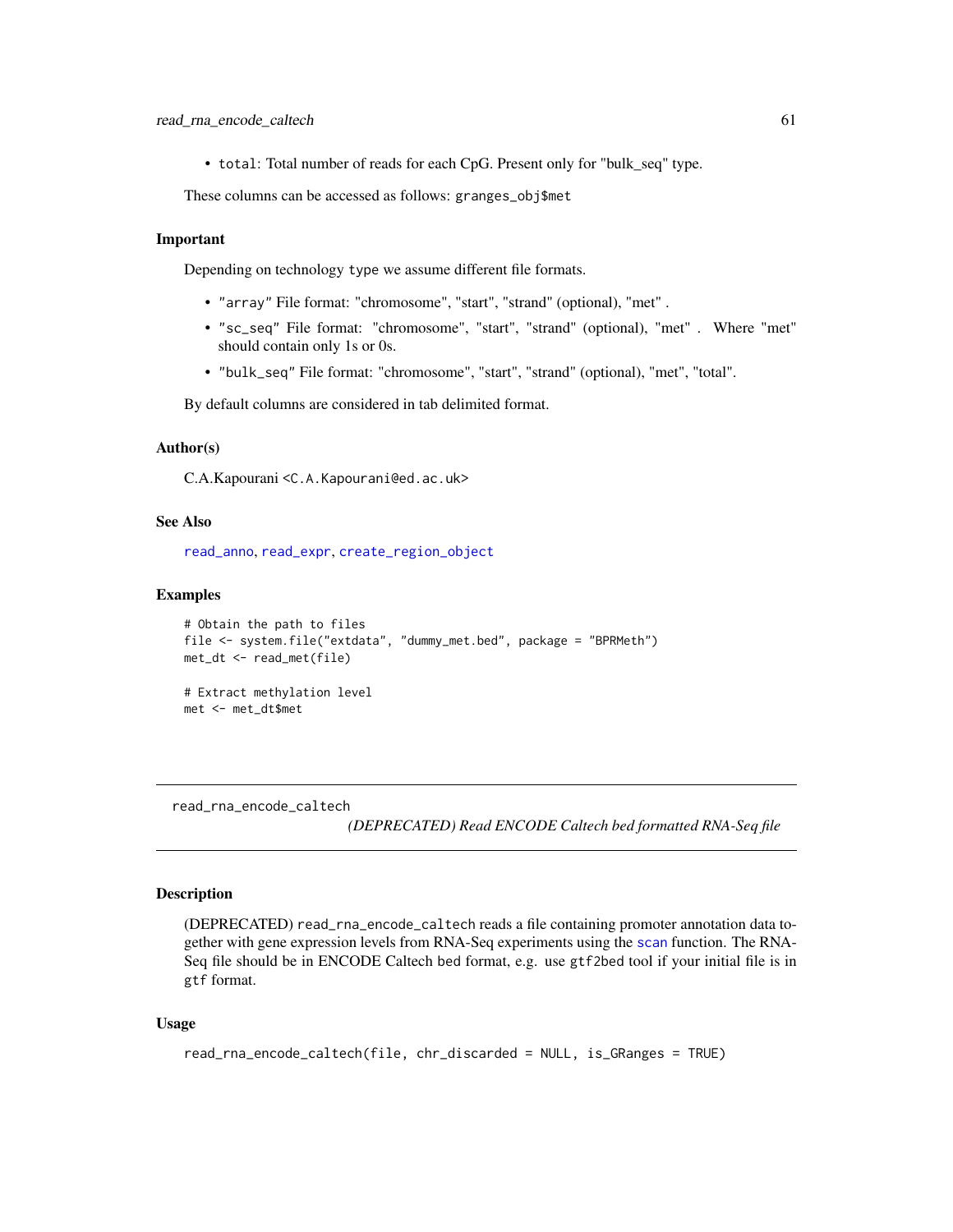- `total`: Total number of reads for each CpG. Present only for "bulk_seq" type.

These columns can be accessed as follows: `granges_obj$met`

### Important

Depending on technology `type` we assume different file formats.

- `"array"` File format: "chromosome", "start", "strand" (optional), "met" .
- `"sc_seq"` File format: "chromosome", "start", "strand" (optional), "met" . Where "met" should contain only 1s or 0s.
- `"bulk_seq"` File format: "chromosome", "start", "strand" (optional), "met", "total".

By default columns are considered in tab delimited format.

### Author(s)

C.A.Kapourani <C.A.Kapourani@ed.ac.uk>

### See Also

read_anno, read_expr, create_region_object

### Examples

```
# Obtain the path to files
file <- system.file("extdata", "dummy_met.bed", package = "BPRMeth")
met_dt <- read_met(file)

# Extract methylation level
met <- met_dt$met
```

---

## read_rna_encode_caltech — *(DEPRECATED) Read ENCODE Caltech bed formatted RNA-Seq file*

### Description

(DEPRECATED) `read_rna_encode_caltech` reads a file containing promoter annotation data together with gene expression levels from RNA-Seq experiments using the `scan` function. The RNA-Seq file should be in ENCODE Caltech `bed` format, e.g. use `gtf2bed` tool if your initial file is in `gtf` format.

### Usage

```
read_rna_encode_caltech(file, chr_discarded = NULL, is_GRanges = TRUE)
```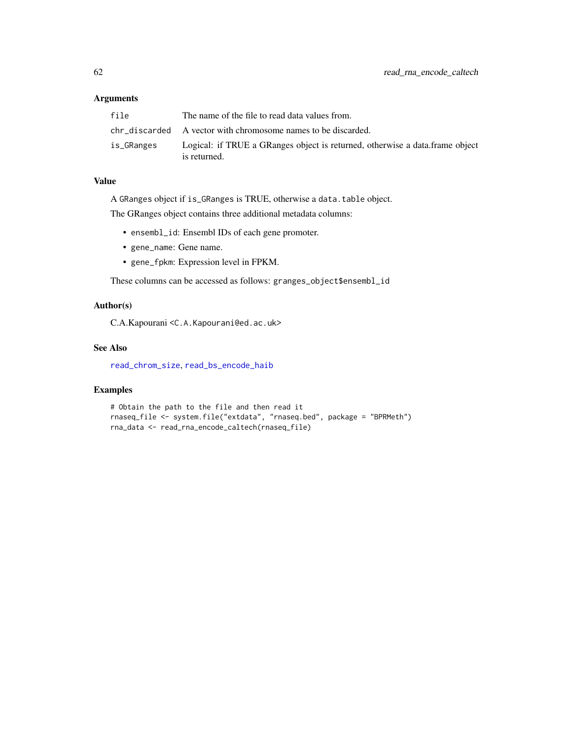## Arguments

| | |
|---|---|
| file | The name of the file to read data values from. |
| chr_discarded | A vector with chromosome names to be discarded. |
| is_GRanges | Logical: if TRUE a GRanges object is returned, otherwise a data.frame object is returned. |

## Value

A GRanges object if is_GRanges is TRUE, otherwise a data.table object.

The GRanges object contains three additional metadata columns:

- ensembl_id: Ensembl IDs of each gene promoter.
- gene_name: Gene name.
- gene_fpkm: Expression level in FPKM.

These columns can be accessed as follows: granges_object$ensembl_id

## Author(s)

C.A.Kapourani <C.A.Kapourani@ed.ac.uk>

## See Also

read_chrom_size, read_bs_encode_haib

## Examples

```
# Obtain the path to the file and then read it
rnaseq_file <- system.file("extdata", "rnaseq.bed", package = "BPRMeth")
rna_data <- read_rna_encode_caltech(rnaseq_file)
```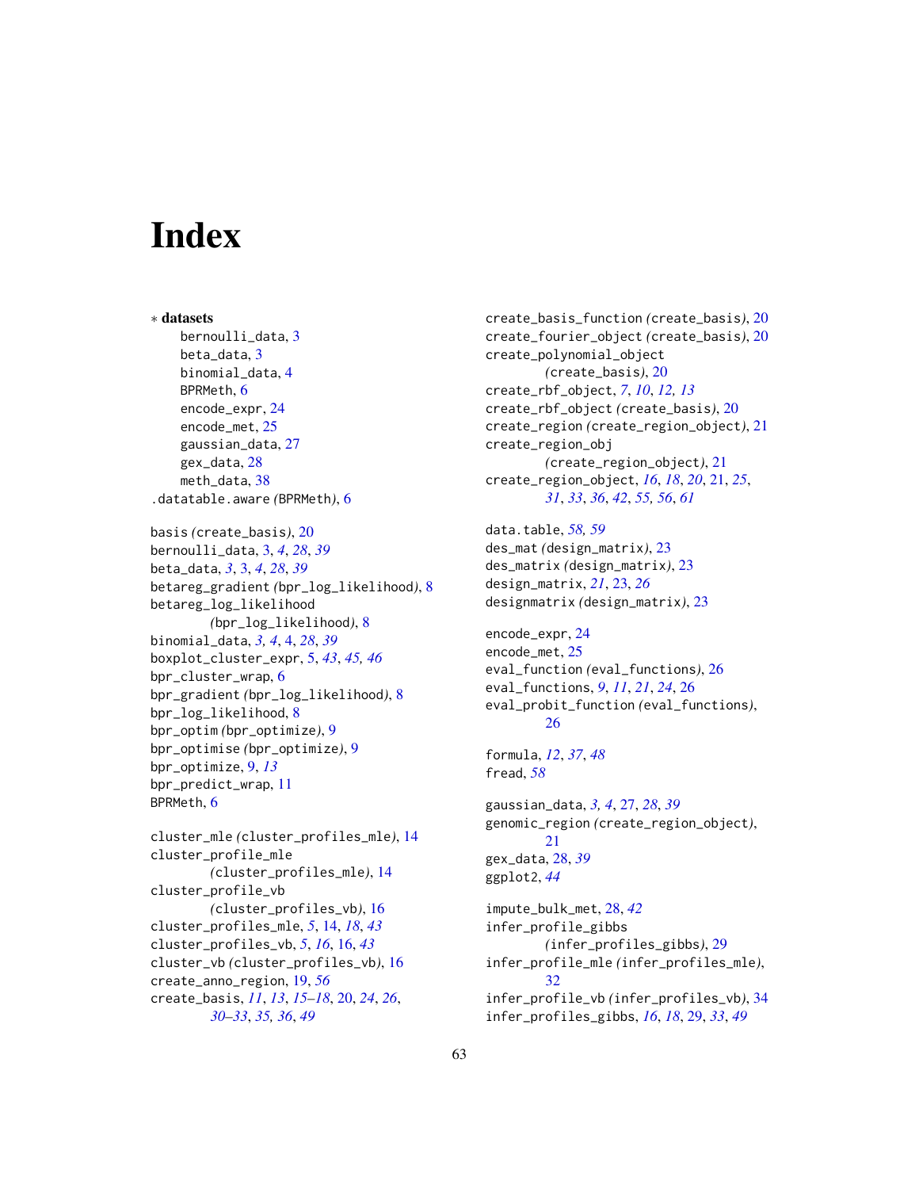# Index

∗ **datasets**

bernoulli_data, 3
beta_data, 3
binomial_data, 4
BPRMeth, 6
encode_expr, 24
encode_met, 25
gaussian_data, 27
gex_data, 28
meth_data, 38

.datatable.aware *(*BPRMeth*)*, 6

basis *(*create_basis*)*, 20
bernoulli_data, 3, *4*, *28*, *39*
beta_data, *3*, 3, *4*, *28*, *39*
betareg_gradient *(*bpr_log_likelihood*)*, 8
betareg_log_likelihood *(*bpr_log_likelihood*)*, 8
binomial_data, *3, 4*, 4, *28*, *39*
boxplot_cluster_expr, 5, *43*, *45, 46*
bpr_cluster_wrap, 6
bpr_gradient *(*bpr_log_likelihood*)*, 8
bpr_log_likelihood, 8
bpr_optim *(*bpr_optimize*)*, 9
bpr_optimise *(*bpr_optimize*)*, 9
bpr_optimize, 9, *13*
bpr_predict_wrap, 11
BPRMeth, 6

cluster_mle *(*cluster_profiles_mle*)*, 14
cluster_profile_mle *(*cluster_profiles_mle*)*, 14
cluster_profile_vb *(*cluster_profiles_vb*)*, 16
cluster_profiles_mle, *5*, 14, *18*, *43*
cluster_profiles_vb, *5*, *16*, 16, *43*
cluster_vb *(*cluster_profiles_vb*)*, 16
create_anno_region, 19, *56*
create_basis, *11*, *13*, *15–18*, 20, *24*, *26*, *30–33*, *35, 36*, *49*
create_basis_function *(*create_basis*)*, 20
create_fourier_object *(*create_basis*)*, 20
create_polynomial_object *(*create_basis*)*, 20
create_rbf_object, *7*, *10*, *12, 13*
create_rbf_object *(*create_basis*)*, 20
create_region *(*create_region_object*)*, 21
create_region_obj *(*create_region_object*)*, 21
create_region_object, *16*, *18*, *20*, 21, *25*, *31*, *33*, *36*, *42*, *55, 56*, *61*

data.table, *58, 59*
des_mat *(*design_matrix*)*, 23
des_matrix *(*design_matrix*)*, 23
design_matrix, *21*, 23, *26*
designmatrix *(*design_matrix*)*, 23

encode_expr, 24
encode_met, 25
eval_function *(*eval_functions*)*, 26
eval_functions, *9*, *11*, *21*, *24*, 26
eval_probit_function *(*eval_functions*)*, 26

formula, *12*, *37*, *48*
fread, *58*

gaussian_data, *3, 4*, 27, *28*, *39*
genomic_region *(*create_region_object*)*, 21
gex_data, 28, *39*
ggplot2, *44*

impute_bulk_met, 28, *42*
infer_profile_gibbs *(*infer_profiles_gibbs*)*, 29
infer_profile_mle *(*infer_profiles_mle*)*, 32
infer_profile_vb *(*infer_profiles_vb*)*, 34
infer_profiles_gibbs, *16*, *18*, 29, *33*, *49*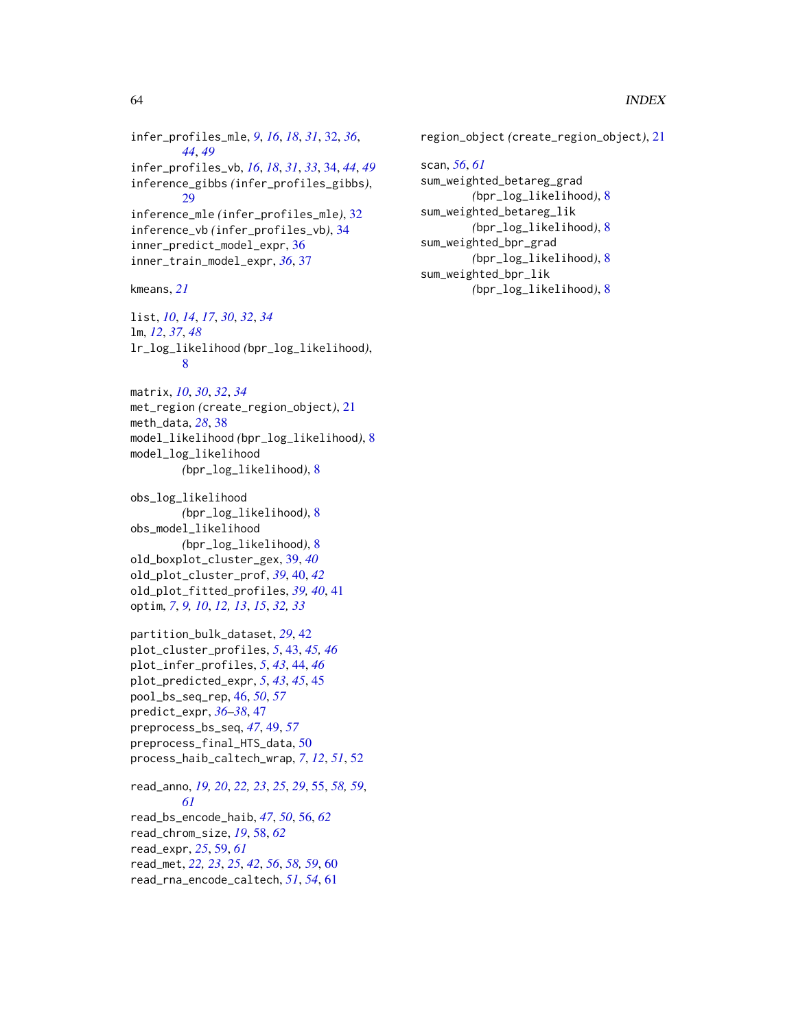infer_profiles_mle, *9*, *16*, *18*, *31*, 32, *36*, *44*, *49*
infer_profiles_vb, *16*, *18*, *31*, *33*, 34, *44*, *49*
inference_gibbs *(*infer_profiles_gibbs*)*, 29
inference_mle *(*infer_profiles_mle*)*, 32
inference_vb *(*infer_profiles_vb*)*, 34
inner_predict_model_expr, 36
inner_train_model_expr, *36*, 37

kmeans, *21*

list, *10*, *14*, *17*, *30*, *32*, *34*
lm, *12*, *37*, *48*
lr_log_likelihood *(*bpr_log_likelihood*)*, 8

matrix, *10*, *30*, *32*, *34*
met_region *(*create_region_object*)*, 21
meth_data, *28*, 38
model_likelihood *(*bpr_log_likelihood*)*, 8
model_log_likelihood *(*bpr_log_likelihood*)*, 8

obs_log_likelihood *(*bpr_log_likelihood*)*, 8
obs_model_likelihood *(*bpr_log_likelihood*)*, 8
old_boxplot_cluster_gex, 39, *40*
old_plot_cluster_prof, *39*, 40, *42*
old_plot_fitted_profiles, *39, 40*, 41
optim, *7*, *9, 10*, *12, 13*, *15*, *32, 33*

partition_bulk_dataset, *29*, 42
plot_cluster_profiles, *5*, 43, *45, 46*
plot_infer_profiles, *5*, *43*, 44, *46*
plot_predicted_expr, *5*, *43*, *45*, 45
pool_bs_seq_rep, 46, *50*, *57*
predict_expr, *36–38*, 47
preprocess_bs_seq, *47*, 49, *57*
preprocess_final_HTS_data, 50
process_haib_caltech_wrap, *7*, *12*, *51*, 52

read_anno, *19, 20*, *22, 23*, *25*, *29*, 55, *58, 59*, *61*
read_bs_encode_haib, *47*, *50*, 56, *62*
read_chrom_size, *19*, 58, *62*
read_expr, *25*, 59, *61*
read_met, *22, 23*, *25*, *42*, *56*, *58, 59*, 60
read_rna_encode_caltech, *51*, *54*, 61
region_object *(*create_region_object*)*, 21

scan, *56*, *61*
sum_weighted_betareg_grad *(*bpr_log_likelihood*)*, 8
sum_weighted_betareg_lik *(*bpr_log_likelihood*)*, 8
sum_weighted_bpr_grad *(*bpr_log_likelihood*)*, 8
sum_weighted_bpr_lik *(*bpr_log_likelihood*)*, 8